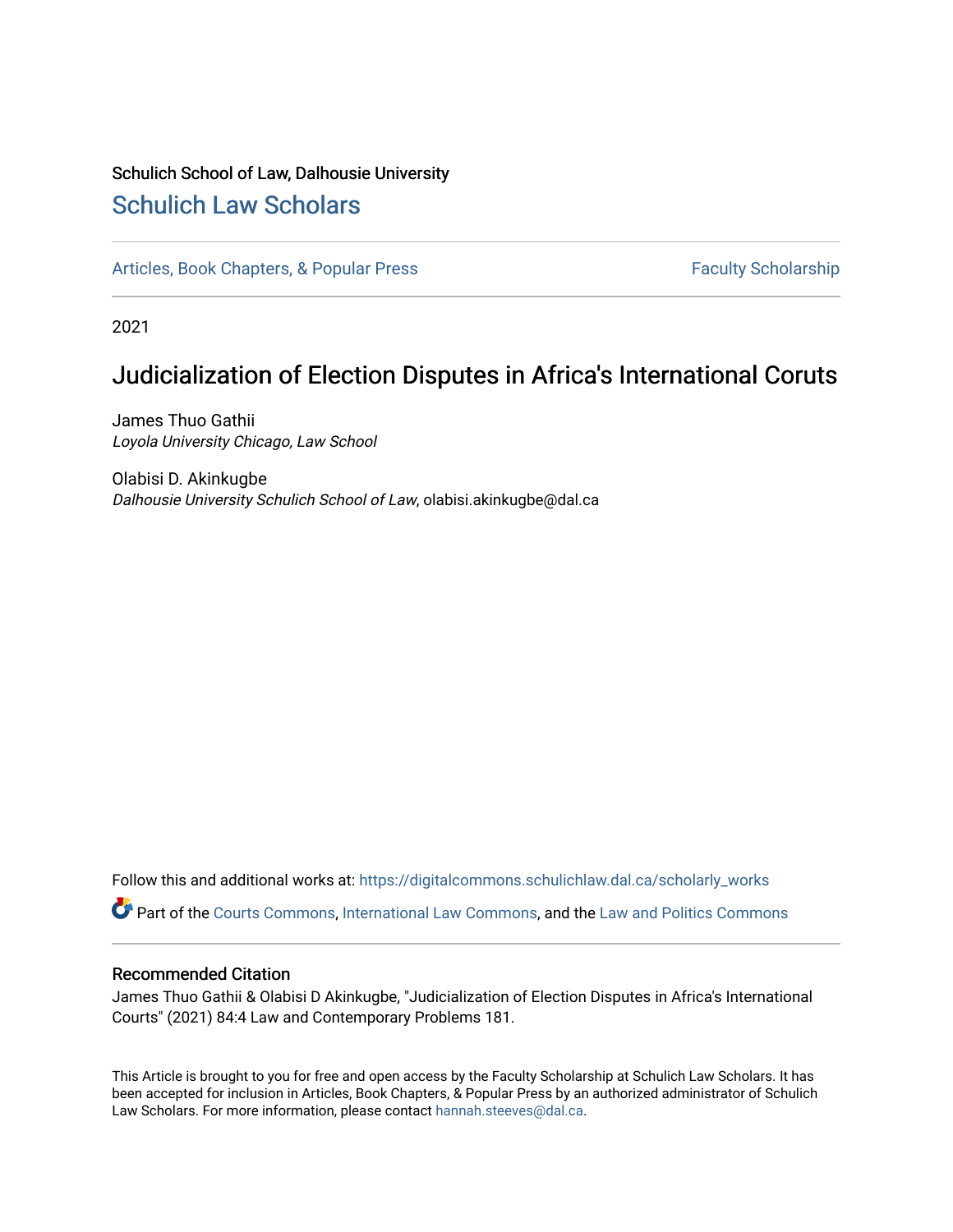Schulich School of Law, Dalhousie University

# Schulich Law Scholars

Articles, Book Chapters, & Popular Press

Faculty Scholarship

2021

## Judicialization of Election Disputes in Africa's International Coruts

James Thuo Gathii
*Loyola University Chicago, Law School*

Olabisi D. Akinkugbe
*Dalhousie University Schulich School of Law*, olabisi.akinkugbe@dal.ca

Follow this and additional works at: https://digitalcommons.schulichlaw.dal.ca/scholarly_works

Part of the Courts Commons, International Law Commons, and the Law and Politics Commons

### Recommended Citation

James Thuo Gathii & Olabisi D Akinkugbe, "Judicialization of Election Disputes in Africa's International Courts" (2021) 84:4 Law and Contemporary Problems 181.

This Article is brought to you for free and open access by the Faculty Scholarship at Schulich Law Scholars. It has been accepted for inclusion in Articles, Book Chapters, & Popular Press by an authorized administrator of Schulich Law Scholars. For more information, please contact hannah.steeves@dal.ca.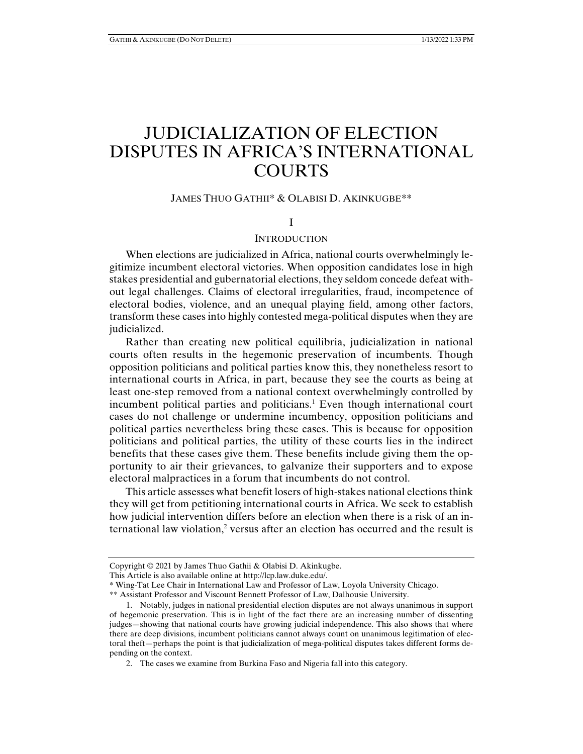# JUDICIALIZATION OF ELECTION DISPUTES IN AFRICA'S INTERNATIONAL COURTS

JAMES THUO GATHII* & OLABISI D. AKINKUGBE**

## I

## INTRODUCTION

When elections are judicialized in Africa, national courts overwhelmingly legitimize incumbent electoral victories. When opposition candidates lose in high stakes presidential and gubernatorial elections, they seldom concede defeat without legal challenges. Claims of electoral irregularities, fraud, incompetence of electoral bodies, violence, and an unequal playing field, among other factors, transform these cases into highly contested mega-political disputes when they are judicialized.

Rather than creating new political equilibria, judicialization in national courts often results in the hegemonic preservation of incumbents. Though opposition politicians and political parties know this, they nonetheless resort to international courts in Africa, in part, because they see the courts as being at least one-step removed from a national context overwhelmingly controlled by incumbent political parties and politicians.[1] Even though international court cases do not challenge or undermine incumbency, opposition politicians and political parties nevertheless bring these cases. This is because for opposition politicians and political parties, the utility of these courts lies in the indirect benefits that these cases give them. These benefits include giving them the opportunity to air their grievances, to galvanize their supporters and to expose electoral malpractices in a forum that incumbents do not control.

This article assesses what benefit losers of high-stakes national elections think they will get from petitioning international courts in Africa. We seek to establish how judicial intervention differs before an election when there is a risk of an international law violation,[2] versus after an election has occurred and the result is

---

Copyright © 2021 by James Thuo Gathii & Olabisi D. Akinkugbe.

This Article is also available online at http://lcp.law.duke.edu/.

\* Wing-Tat Lee Chair in International Law and Professor of Law, Loyola University Chicago.

\*\* Assistant Professor and Viscount Bennett Professor of Law, Dalhousie University.

1. Notably, judges in national presidential election disputes are not always unanimous in support of hegemonic preservation. This is in light of the fact there are an increasing number of dissenting judges—showing that national courts have growing judicial independence. This also shows that where there are deep divisions, incumbent politicians cannot always count on unanimous legitimation of electoral theft—perhaps the point is that judicialization of mega-political disputes takes different forms depending on the context.

2. The cases we examine from Burkina Faso and Nigeria fall into this category.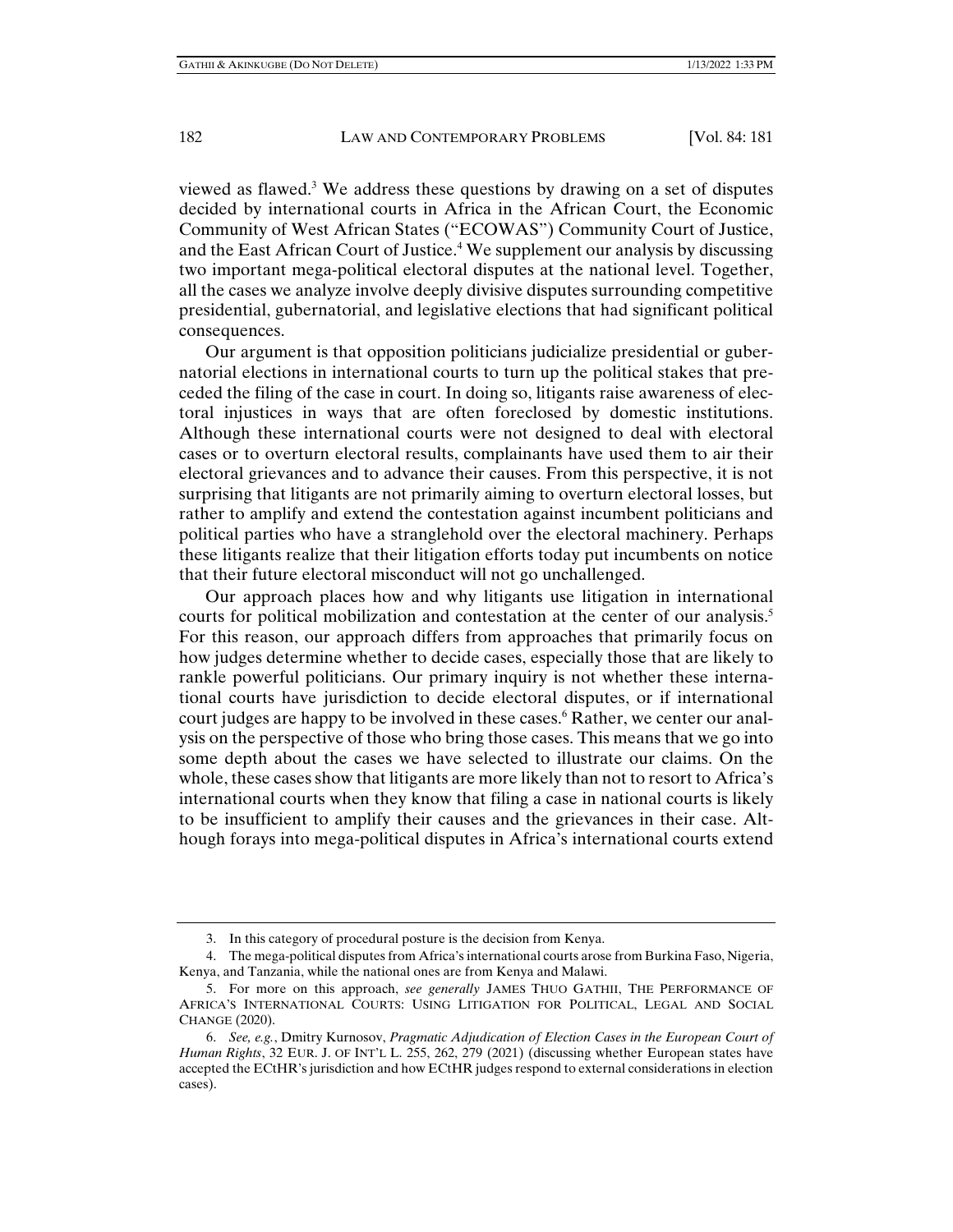viewed as flawed.[3] We address these questions by drawing on a set of disputes decided by international courts in Africa in the African Court, the Economic Community of West African States ("ECOWAS") Community Court of Justice, and the East African Court of Justice.[4] We supplement our analysis by discussing two important mega-political electoral disputes at the national level. Together, all the cases we analyze involve deeply divisive disputes surrounding competitive presidential, gubernatorial, and legislative elections that had significant political consequences.

Our argument is that opposition politicians judicialize presidential or gubernatorial elections in international courts to turn up the political stakes that preceded the filing of the case in court. In doing so, litigants raise awareness of electoral injustices in ways that are often foreclosed by domestic institutions. Although these international courts were not designed to deal with electoral cases or to overturn electoral results, complainants have used them to air their electoral grievances and to advance their causes. From this perspective, it is not surprising that litigants are not primarily aiming to overturn electoral losses, but rather to amplify and extend the contestation against incumbent politicians and political parties who have a stranglehold over the electoral machinery. Perhaps these litigants realize that their litigation efforts today put incumbents on notice that their future electoral misconduct will not go unchallenged.

Our approach places how and why litigants use litigation in international courts for political mobilization and contestation at the center of our analysis.[5] For this reason, our approach differs from approaches that primarily focus on how judges determine whether to decide cases, especially those that are likely to rankle powerful politicians. Our primary inquiry is not whether these international courts have jurisdiction to decide electoral disputes, or if international court judges are happy to be involved in these cases.[6] Rather, we center our analysis on the perspective of those who bring those cases. This means that we go into some depth about the cases we have selected to illustrate our claims. On the whole, these cases show that litigants are more likely than not to resort to Africa's international courts when they know that filing a case in national courts is likely to be insufficient to amplify their causes and the grievances in their case. Although forays into mega-political disputes in Africa's international courts extend

---

3. In this category of procedural posture is the decision from Kenya.

4. The mega-political disputes from Africa's international courts arose from Burkina Faso, Nigeria, Kenya, and Tanzania, while the national ones are from Kenya and Malawi.

5. For more on this approach, *see generally* JAMES THUO GATHII, THE PERFORMANCE OF AFRICA'S INTERNATIONAL COURTS: USING LITIGATION FOR POLITICAL, LEGAL AND SOCIAL CHANGE (2020).

6. *See, e.g.*, Dmitry Kurnosov, *Pragmatic Adjudication of Election Cases in the European Court of Human Rights*, 32 EUR. J. OF INT'L L. 255, 262, 279 (2021) (discussing whether European states have accepted the ECtHR's jurisdiction and how ECtHR judges respond to external considerations in election cases).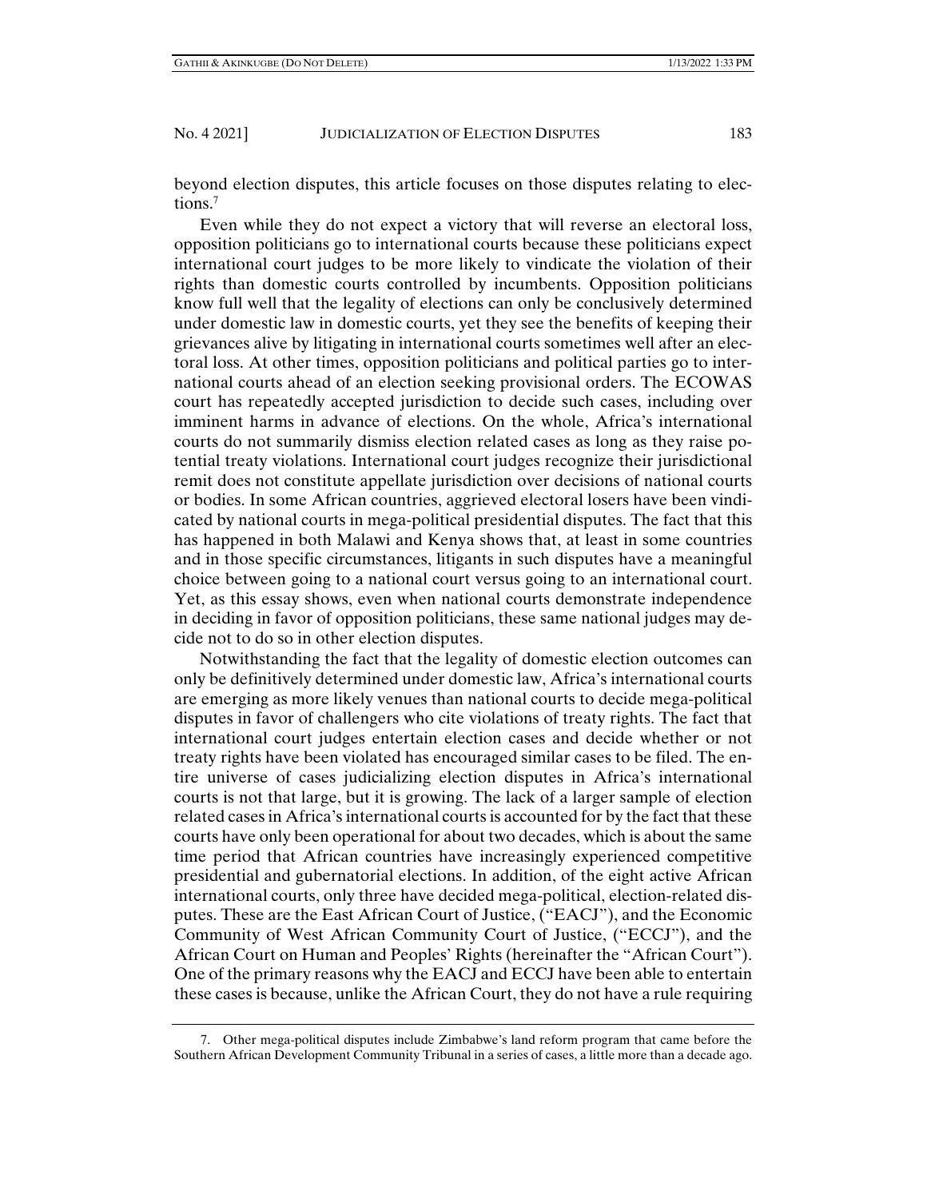beyond election disputes, this article focuses on those disputes relating to elections.[7]

Even while they do not expect a victory that will reverse an electoral loss, opposition politicians go to international courts because these politicians expect international court judges to be more likely to vindicate the violation of their rights than domestic courts controlled by incumbents. Opposition politicians know full well that the legality of elections can only be conclusively determined under domestic law in domestic courts, yet they see the benefits of keeping their grievances alive by litigating in international courts sometimes well after an electoral loss. At other times, opposition politicians and political parties go to international courts ahead of an election seeking provisional orders. The ECOWAS court has repeatedly accepted jurisdiction to decide such cases, including over imminent harms in advance of elections. On the whole, Africa's international courts do not summarily dismiss election related cases as long as they raise potential treaty violations. International court judges recognize their jurisdictional remit does not constitute appellate jurisdiction over decisions of national courts or bodies. In some African countries, aggrieved electoral losers have been vindicated by national courts in mega-political presidential disputes. The fact that this has happened in both Malawi and Kenya shows that, at least in some countries and in those specific circumstances, litigants in such disputes have a meaningful choice between going to a national court versus going to an international court. Yet, as this essay shows, even when national courts demonstrate independence in deciding in favor of opposition politicians, these same national judges may decide not to do so in other election disputes.

Notwithstanding the fact that the legality of domestic election outcomes can only be definitively determined under domestic law, Africa's international courts are emerging as more likely venues than national courts to decide mega-political disputes in favor of challengers who cite violations of treaty rights. The fact that international court judges entertain election cases and decide whether or not treaty rights have been violated has encouraged similar cases to be filed. The entire universe of cases judicializing election disputes in Africa's international courts is not that large, but it is growing. The lack of a larger sample of election related cases in Africa's international courts is accounted for by the fact that these courts have only been operational for about two decades, which is about the same time period that African countries have increasingly experienced competitive presidential and gubernatorial elections. In addition, of the eight active African international courts, only three have decided mega-political, election-related disputes. These are the East African Court of Justice, ("EACJ"), and the Economic Community of West African Community Court of Justice, ("ECCJ"), and the African Court on Human and Peoples' Rights (hereinafter the "African Court"). One of the primary reasons why the EACJ and ECCJ have been able to entertain these cases is because, unlike the African Court, they do not have a rule requiring

7. Other mega-political disputes include Zimbabwe's land reform program that came before the Southern African Development Community Tribunal in a series of cases, a little more than a decade ago.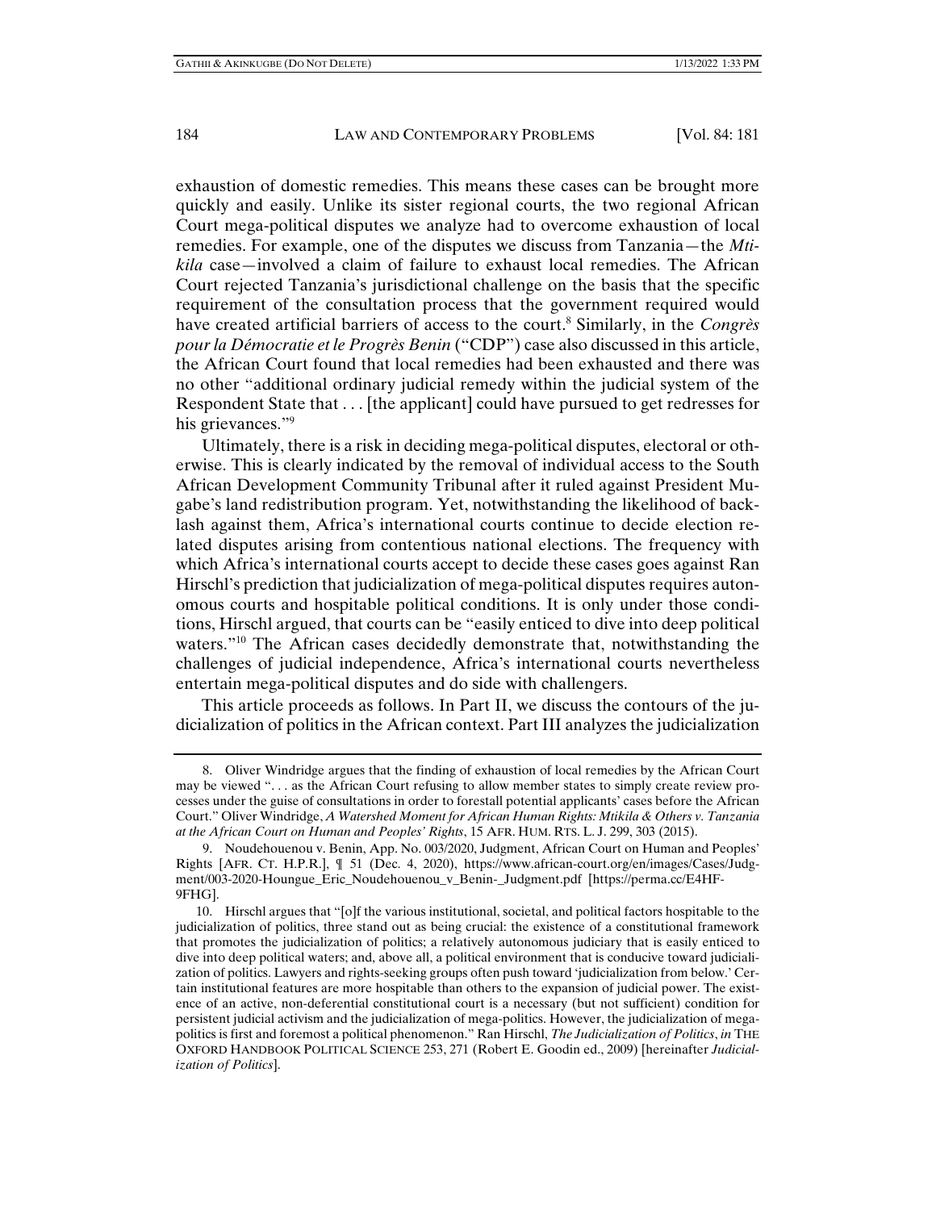exhaustion of domestic remedies. This means these cases can be brought more quickly and easily. Unlike its sister regional courts, the two regional African Court mega-political disputes we analyze had to overcome exhaustion of local remedies. For example, one of the disputes we discuss from Tanzania—the *Mtikila* case—involved a claim of failure to exhaust local remedies. The African Court rejected Tanzania's jurisdictional challenge on the basis that the specific requirement of the consultation process that the government required would have created artificial barriers of access to the court.[8] Similarly, in the *Congrès pour la Démocratie et le Progrès Benin* ("CDP") case also discussed in this article, the African Court found that local remedies had been exhausted and there was no other "additional ordinary judicial remedy within the judicial system of the Respondent State that . . . [the applicant] could have pursued to get redresses for his grievances."[9]

Ultimately, there is a risk in deciding mega-political disputes, electoral or otherwise. This is clearly indicated by the removal of individual access to the South African Development Community Tribunal after it ruled against President Mugabe's land redistribution program. Yet, notwithstanding the likelihood of backlash against them, Africa's international courts continue to decide election related disputes arising from contentious national elections. The frequency with which Africa's international courts accept to decide these cases goes against Ran Hirschl's prediction that judicialization of mega-political disputes requires autonomous courts and hospitable political conditions. It is only under those conditions, Hirschl argued, that courts can be "easily enticed to dive into deep political waters."[10] The African cases decidedly demonstrate that, notwithstanding the challenges of judicial independence, Africa's international courts nevertheless entertain mega-political disputes and do side with challengers.

This article proceeds as follows. In Part II, we discuss the contours of the judicialization of politics in the African context. Part III analyzes the judicialization

---

8. Oliver Windridge argues that the finding of exhaustion of local remedies by the African Court may be viewed ". . . as the African Court refusing to allow member states to simply create review processes under the guise of consultations in order to forestall potential applicants' cases before the African Court." Oliver Windridge, *A Watershed Moment for African Human Rights: Mtikila & Others v. Tanzania at the African Court on Human and Peoples' Rights*, 15 AFR. HUM. RTS. L. J. 299, 303 (2015).

9. Noudehouenou v. Benin, App. No. 003/2020, Judgment, African Court on Human and Peoples' Rights [AFR. CT. H.P.R.], ¶ 51 (Dec. 4, 2020), https://www.african-court.org/en/images/Cases/Judgment/003-2020-Houngue_Eric_Noudehouenou_v_Benin-_Judgment.pdf [https://perma.cc/E4HF-9FHG].

10. Hirschl argues that "[o]f the various institutional, societal, and political factors hospitable to the judicialization of politics, three stand out as being crucial: the existence of a constitutional framework that promotes the judicialization of politics; a relatively autonomous judiciary that is easily enticed to dive into deep political waters; and, above all, a political environment that is conducive toward judicialization of politics. Lawyers and rights-seeking groups often push toward 'judicialization from below.' Certain institutional features are more hospitable than others to the expansion of judicial power. The existence of an active, non-deferential constitutional court is a necessary (but not sufficient) condition for persistent judicial activism and the judicialization of mega-politics. However, the judicialization of mega-politics is first and foremost a political phenomenon." Ran Hirschl, *The Judicialization of Politics*, *in* THE OXFORD HANDBOOK POLITICAL SCIENCE 253, 271 (Robert E. Goodin ed., 2009) [hereinafter *Judicialization of Politics*].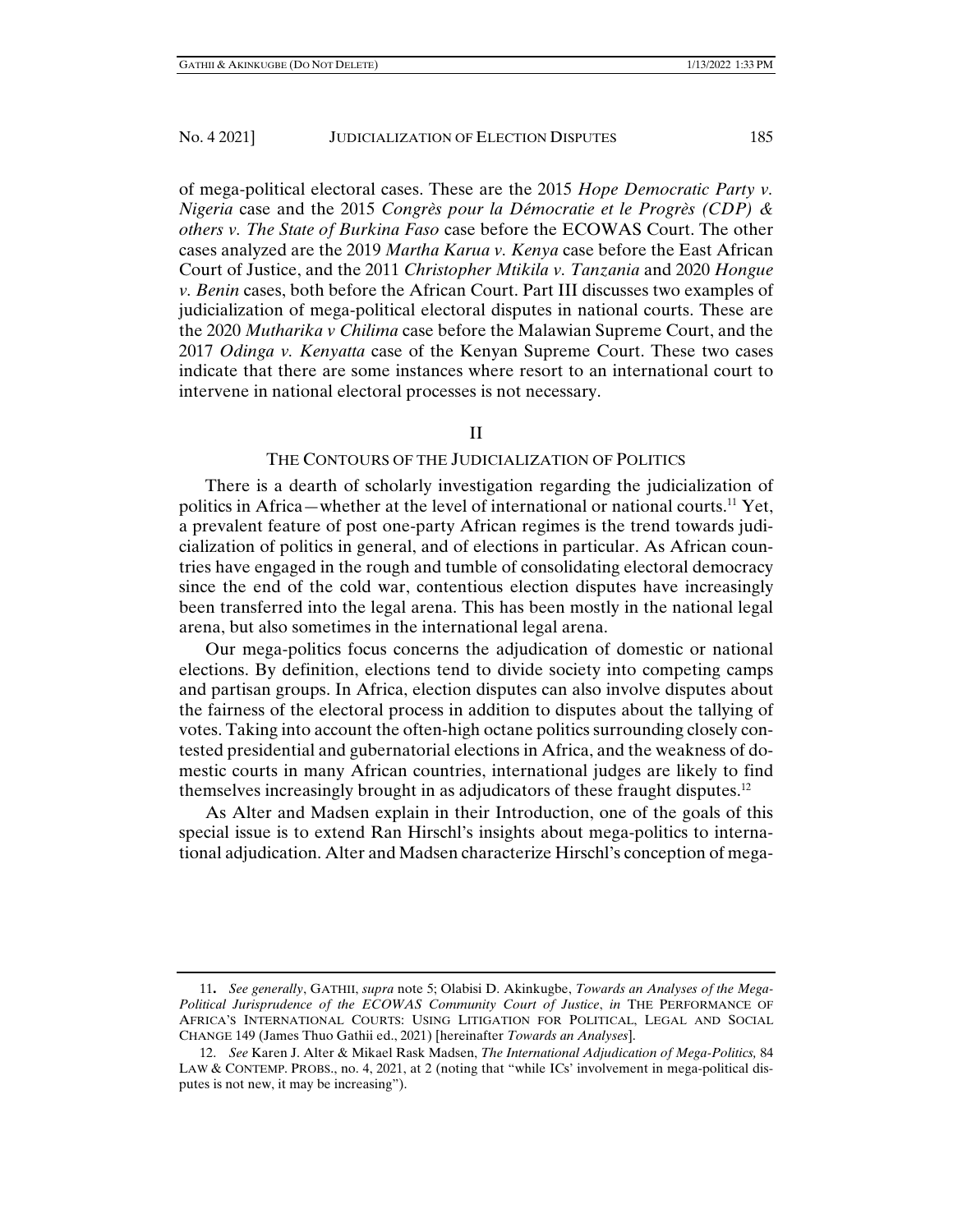of mega-political electoral cases. These are the 2015 *Hope Democratic Party v. Nigeria* case and the 2015 *Congrès pour la Démocratie et le Progrès (CDP) & others v. The State of Burkina Faso* case before the ECOWAS Court. The other cases analyzed are the 2019 *Martha Karua v. Kenya* case before the East African Court of Justice, and the 2011 *Christopher Mtikila v. Tanzania* and 2020 *Hongue v. Benin* cases, both before the African Court. Part III discusses two examples of judicialization of mega-political electoral disputes in national courts. These are the 2020 *Mutharika v Chilima* case before the Malawian Supreme Court, and the 2017 *Odinga v. Kenyatta* case of the Kenyan Supreme Court. These two cases indicate that there are some instances where resort to an international court to intervene in national electoral processes is not necessary.

## II

## THE CONTOURS OF THE JUDICIALIZATION OF POLITICS

There is a dearth of scholarly investigation regarding the judicialization of politics in Africa—whether at the level of international or national courts.[11] Yet, a prevalent feature of post one-party African regimes is the trend towards judicialization of politics in general, and of elections in particular. As African countries have engaged in the rough and tumble of consolidating electoral democracy since the end of the cold war, contentious election disputes have increasingly been transferred into the legal arena. This has been mostly in the national legal arena, but also sometimes in the international legal arena.

Our mega-politics focus concerns the adjudication of domestic or national elections. By definition, elections tend to divide society into competing camps and partisan groups. In Africa, election disputes can also involve disputes about the fairness of the electoral process in addition to disputes about the tallying of votes. Taking into account the often-high octane politics surrounding closely contested presidential and gubernatorial elections in Africa, and the weakness of domestic courts in many African countries, international judges are likely to find themselves increasingly brought in as adjudicators of these fraught disputes.[12]

As Alter and Madsen explain in their Introduction, one of the goals of this special issue is to extend Ran Hirschl's insights about mega-politics to international adjudication. Alter and Madsen characterize Hirschl's conception of mega-

---

11. *See generally*, GATHII, *supra* note 5; Olabisi D. Akinkugbe, *Towards an Analyses of the Mega-Political Jurisprudence of the ECOWAS Community Court of Justice*, *in* THE PERFORMANCE OF AFRICA'S INTERNATIONAL COURTS: USING LITIGATION FOR POLITICAL, LEGAL AND SOCIAL CHANGE 149 (James Thuo Gathii ed., 2021) [hereinafter *Towards an Analyses*].

12. *See* Karen J. Alter & Mikael Rask Madsen, *The International Adjudication of Mega-Politics,* 84 LAW & CONTEMP. PROBS., no. 4, 2021, at 2 (noting that "while ICs' involvement in mega-political disputes is not new, it may be increasing").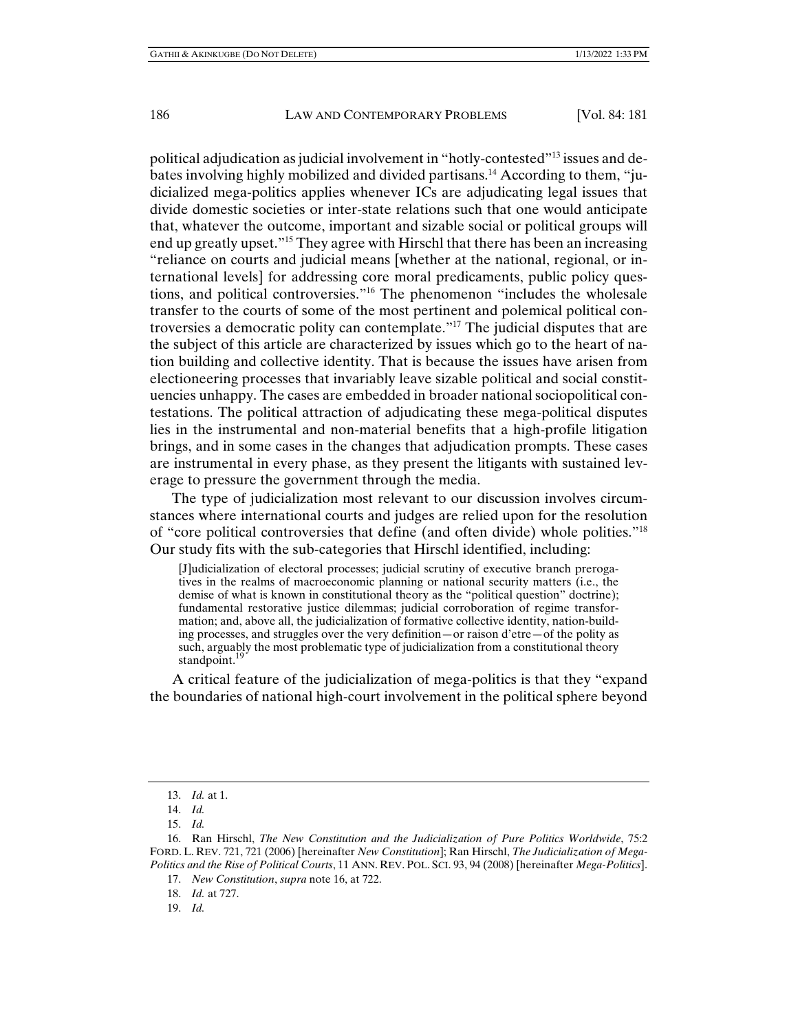political adjudication as judicial involvement in "hotly-contested"[13] issues and debates involving highly mobilized and divided partisans.[14] According to them, "judicialized mega-politics applies whenever ICs are adjudicating legal issues that divide domestic societies or inter-state relations such that one would anticipate that, whatever the outcome, important and sizable social or political groups will end up greatly upset."[15] They agree with Hirschl that there has been an increasing "reliance on courts and judicial means [whether at the national, regional, or international levels] for addressing core moral predicaments, public policy questions, and political controversies."[16] The phenomenon "includes the wholesale transfer to the courts of some of the most pertinent and polemical political controversies a democratic polity can contemplate."[17] The judicial disputes that are the subject of this article are characterized by issues which go to the heart of nation building and collective identity. That is because the issues have arisen from electioneering processes that invariably leave sizable political and social constituencies unhappy. The cases are embedded in broader national sociopolitical contestations. The political attraction of adjudicating these mega-political disputes lies in the instrumental and non-material benefits that a high-profile litigation brings, and in some cases in the changes that adjudication prompts. These cases are instrumental in every phase, as they present the litigants with sustained leverage to pressure the government through the media.

The type of judicialization most relevant to our discussion involves circumstances where international courts and judges are relied upon for the resolution of "core political controversies that define (and often divide) whole polities."[18] Our study fits with the sub-categories that Hirschl identified, including:

> [J]udicialization of electoral processes; judicial scrutiny of executive branch prerogatives in the realms of macroeconomic planning or national security matters (i.e., the demise of what is known in constitutional theory as the "political question" doctrine); fundamental restorative justice dilemmas; judicial corroboration of regime transformation; and, above all, the judicialization of formative collective identity, nation-building processes, and struggles over the very definition—or raison d'etre—of the polity as such, arguably the most problematic type of judicialization from a constitutional theory standpoint.[19]

A critical feature of the judicialization of mega-politics is that they "expand the boundaries of national high-court involvement in the political sphere beyond

---

13. *Id.* at 1.

14. *Id.*

15. *Id.*

16. Ran Hirschl, *The New Constitution and the Judicialization of Pure Politics Worldwide*, 75:2 FORD. L. REV. 721, 721 (2006) [hereinafter *New Constitution*]; Ran Hirschl, *The Judicialization of Mega-Politics and the Rise of Political Courts*, 11 ANN. REV. POL. SCI. 93, 94 (2008) [hereinafter *Mega-Politics*].

17. *New Constitution*, *supra* note 16, at 722.

18. *Id.* at 727.

19. *Id.*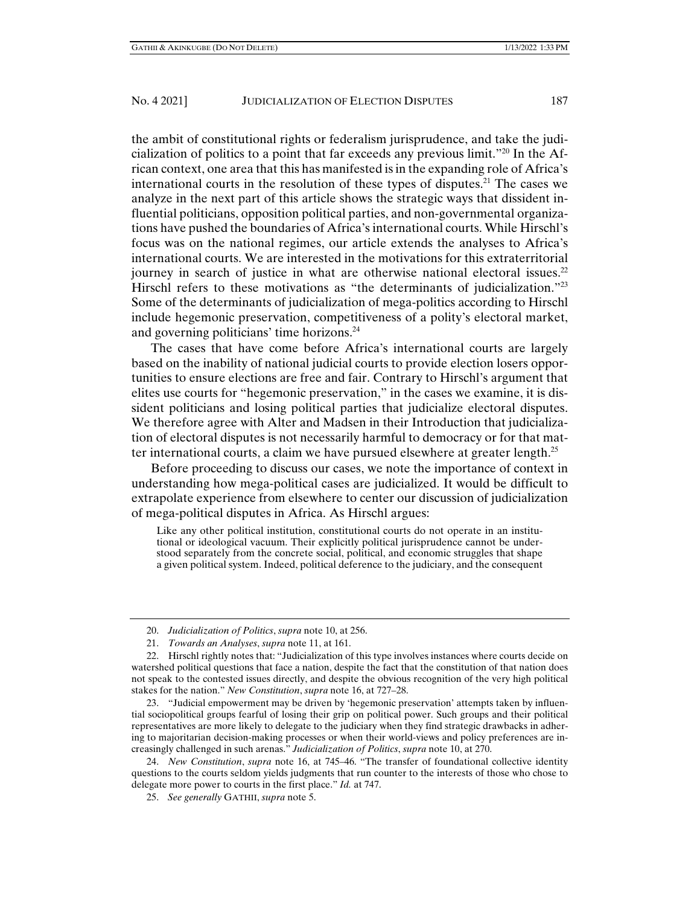the ambit of constitutional rights or federalism jurisprudence, and take the judicialization of politics to a point that far exceeds any previous limit."[20] In the African context, one area that this has manifested is in the expanding role of Africa's international courts in the resolution of these types of disputes.[21] The cases we analyze in the next part of this article shows the strategic ways that dissident influential politicians, opposition political parties, and non-governmental organizations have pushed the boundaries of Africa's international courts. While Hirschl's focus was on the national regimes, our article extends the analyses to Africa's international courts. We are interested in the motivations for this extraterritorial journey in search of justice in what are otherwise national electoral issues.[22] Hirschl refers to these motivations as "the determinants of judicialization."[23] Some of the determinants of judicialization of mega-politics according to Hirschl include hegemonic preservation, competitiveness of a polity's electoral market, and governing politicians' time horizons.[24]

The cases that have come before Africa's international courts are largely based on the inability of national judicial courts to provide election losers opportunities to ensure elections are free and fair. Contrary to Hirschl's argument that elites use courts for "hegemonic preservation," in the cases we examine, it is dissident politicians and losing political parties that judicialize electoral disputes. We therefore agree with Alter and Madsen in their Introduction that judicialization of electoral disputes is not necessarily harmful to democracy or for that matter international courts, a claim we have pursued elsewhere at greater length.[25]

Before proceeding to discuss our cases, we note the importance of context in understanding how mega-political cases are judicialized. It would be difficult to extrapolate experience from elsewhere to center our discussion of judicialization of mega-political disputes in Africa. As Hirschl argues:

> Like any other political institution, constitutional courts do not operate in an institutional or ideological vacuum. Their explicitly political jurisprudence cannot be understood separately from the concrete social, political, and economic struggles that shape a given political system. Indeed, political deference to the judiciary, and the consequent

---

20. *Judicialization of Politics*, *supra* note 10, at 256.

21. *Towards an Analyses*, *supra* note 11, at 161.

22. Hirschl rightly notes that: "Judicialization of this type involves instances where courts decide on watershed political questions that face a nation, despite the fact that the constitution of that nation does not speak to the contested issues directly, and despite the obvious recognition of the very high political stakes for the nation." *New Constitution*, *supra* note 16, at 727–28.

23. "Judicial empowerment may be driven by 'hegemonic preservation' attempts taken by influential sociopolitical groups fearful of losing their grip on political power. Such groups and their political representatives are more likely to delegate to the judiciary when they find strategic drawbacks in adhering to majoritarian decision-making processes or when their world-views and policy preferences are increasingly challenged in such arenas." *Judicialization of Politics*, *supra* note 10, at 270.

24. *New Constitution*, *supra* note 16, at 745–46. "The transfer of foundational collective identity questions to the courts seldom yields judgments that run counter to the interests of those who chose to delegate more power to courts in the first place." *Id.* at 747.

25. *See generally* GATHII, *supra* note 5.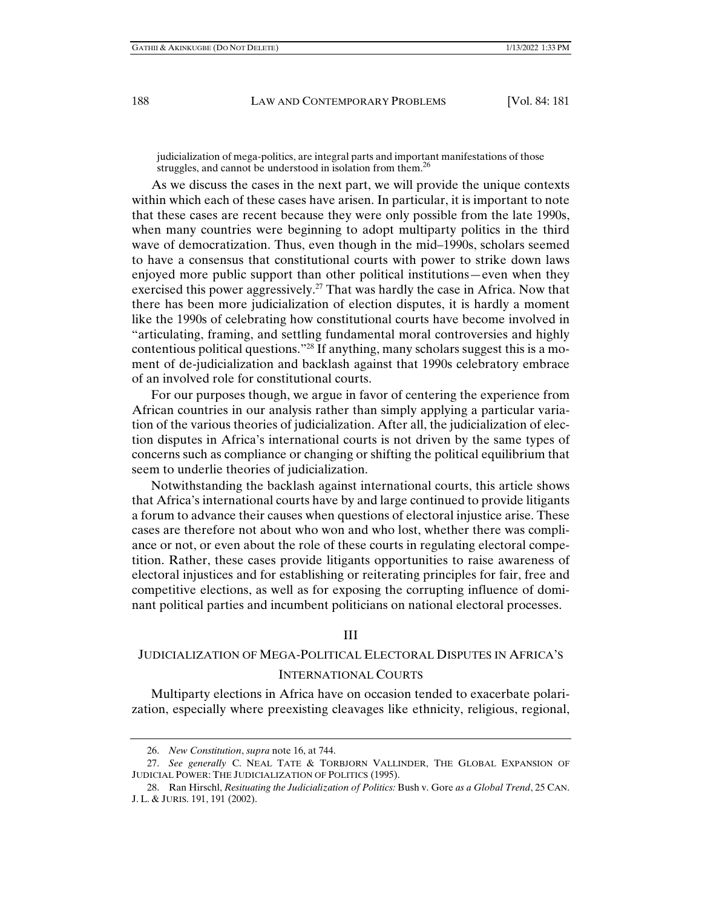> judicialization of mega-politics, are integral parts and important manifestations of those struggles, and cannot be understood in isolation from them.[26]

As we discuss the cases in the next part, we will provide the unique contexts within which each of these cases have arisen. In particular, it is important to note that these cases are recent because they were only possible from the late 1990s, when many countries were beginning to adopt multiparty politics in the third wave of democratization. Thus, even though in the mid–1990s, scholars seemed to have a consensus that constitutional courts with power to strike down laws enjoyed more public support than other political institutions—even when they exercised this power aggressively.[27] That was hardly the case in Africa. Now that there has been more judicialization of election disputes, it is hardly a moment like the 1990s of celebrating how constitutional courts have become involved in "articulating, framing, and settling fundamental moral controversies and highly contentious political questions."[28] If anything, many scholars suggest this is a moment of de-judicialization and backlash against that 1990s celebratory embrace of an involved role for constitutional courts.

For our purposes though, we argue in favor of centering the experience from African countries in our analysis rather than simply applying a particular variation of the various theories of judicialization. After all, the judicialization of election disputes in Africa's international courts is not driven by the same types of concerns such as compliance or changing or shifting the political equilibrium that seem to underlie theories of judicialization.

Notwithstanding the backlash against international courts, this article shows that Africa's international courts have by and large continued to provide litigants a forum to advance their causes when questions of electoral injustice arise. These cases are therefore not about who won and who lost, whether there was compliance or not, or even about the role of these courts in regulating electoral competition. Rather, these cases provide litigants opportunities to raise awareness of electoral injustices and for establishing or reiterating principles for fair, free and competitive elections, as well as for exposing the corrupting influence of dominant political parties and incumbent politicians on national electoral processes.

## III

## JUDICIALIZATION OF MEGA-POLITICAL ELECTORAL DISPUTES IN AFRICA'S INTERNATIONAL COURTS

Multiparty elections in Africa have on occasion tended to exacerbate polarization, especially where preexisting cleavages like ethnicity, religious, regional,

---

26. *New Constitution*, *supra* note 16, at 744.

27. *See generally* C. NEAL TATE & TORBJORN VALLINDER, THE GLOBAL EXPANSION OF JUDICIAL POWER: THE JUDICIALIZATION OF POLITICS (1995).

28. Ran Hirschl, *Resituating the Judicialization of Politics:* Bush v. Gore *as a Global Trend*, 25 CAN. J. L. & JURIS. 191, 191 (2002).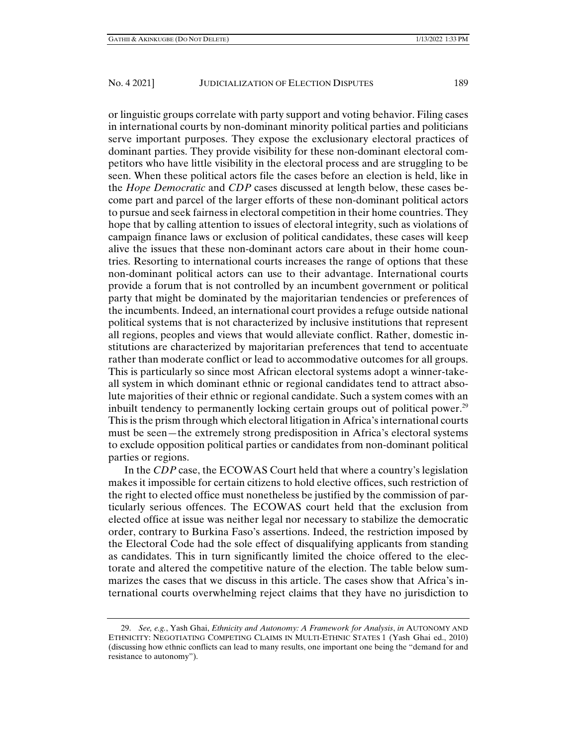or linguistic groups correlate with party support and voting behavior. Filing cases in international courts by non-dominant minority political parties and politicians serve important purposes. They expose the exclusionary electoral practices of dominant parties. They provide visibility for these non-dominant electoral competitors who have little visibility in the electoral process and are struggling to be seen. When these political actors file the cases before an election is held, like in the *Hope Democratic* and *CDP* cases discussed at length below, these cases become part and parcel of the larger efforts of these non-dominant political actors to pursue and seek fairness in electoral competition in their home countries. They hope that by calling attention to issues of electoral integrity, such as violations of campaign finance laws or exclusion of political candidates, these cases will keep alive the issues that these non-dominant actors care about in their home countries. Resorting to international courts increases the range of options that these non-dominant political actors can use to their advantage. International courts provide a forum that is not controlled by an incumbent government or political party that might be dominated by the majoritarian tendencies or preferences of the incumbents. Indeed, an international court provides a refuge outside national political systems that is not characterized by inclusive institutions that represent all regions, peoples and views that would alleviate conflict. Rather, domestic institutions are characterized by majoritarian preferences that tend to accentuate rather than moderate conflict or lead to accommodative outcomes for all groups. This is particularly so since most African electoral systems adopt a winner-take-all system in which dominant ethnic or regional candidates tend to attract absolute majorities of their ethnic or regional candidate. Such a system comes with an inbuilt tendency to permanently locking certain groups out of political power.[29] This is the prism through which electoral litigation in Africa's international courts must be seen—the extremely strong predisposition in Africa's electoral systems to exclude opposition political parties or candidates from non-dominant political parties or regions.

In the *CDP* case, the ECOWAS Court held that where a country's legislation makes it impossible for certain citizens to hold elective offices, such restriction of the right to elected office must nonetheless be justified by the commission of particularly serious offences. The ECOWAS court held that the exclusion from elected office at issue was neither legal nor necessary to stabilize the democratic order, contrary to Burkina Faso's assertions. Indeed, the restriction imposed by the Electoral Code had the sole effect of disqualifying applicants from standing as candidates. This in turn significantly limited the choice offered to the electorate and altered the competitive nature of the election. The table below summarizes the cases that we discuss in this article. The cases show that Africa's international courts overwhelming reject claims that they have no jurisdiction to

29. *See, e.g.*, Yash Ghai, *Ethnicity and Autonomy: A Framework for Analysis*, *in* AUTONOMY AND ETHNICITY: NEGOTIATING COMPETING CLAIMS IN MULTI-ETHNIC STATES 1 (Yash Ghai ed., 2010) (discussing how ethnic conflicts can lead to many results, one important one being the "demand for and resistance to autonomy").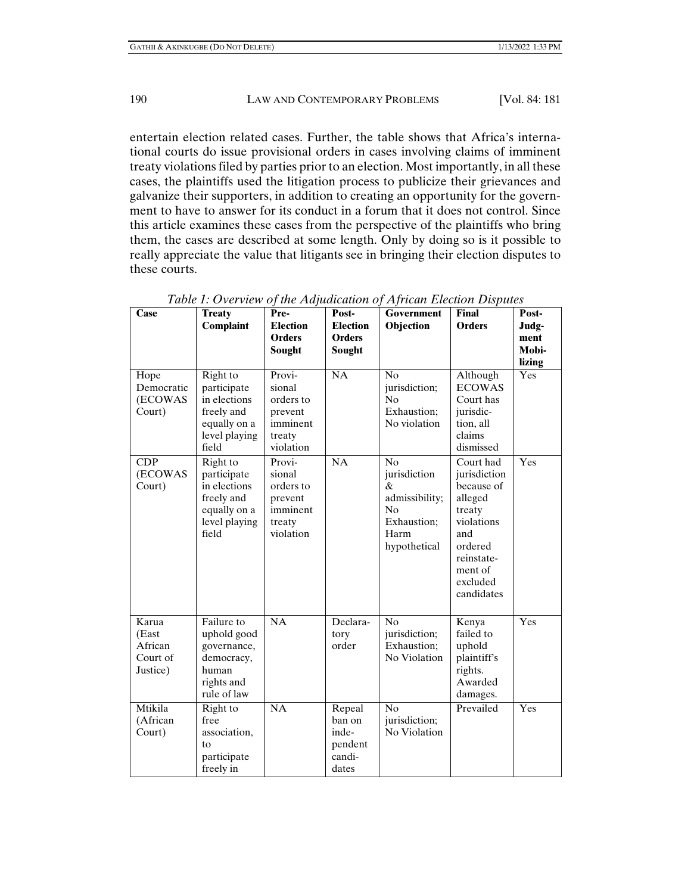entertain election related cases. Further, the table shows that Africa's international courts do issue provisional orders in cases involving claims of imminent treaty violations filed by parties prior to an election. Most importantly, in all these cases, the plaintiffs used the litigation process to publicize their grievances and galvanize their supporters, in addition to creating an opportunity for the government to have to answer for its conduct in a forum that it does not control. Since this article examines these cases from the perspective of the plaintiffs who bring them, the cases are described at some length. Only by doing so is it possible to really appreciate the value that litigants see in bringing their election disputes to these courts.

*Table 1: Overview of the Adjudication of African Election Disputes*

| Case | Treaty Complaint | Pre-Election Orders Sought | Post-Election Orders Sought | Government Objection | Final Orders | Post-Judgment Mobilizing |
|---|---|---|---|---|---|---|
| Hope Democratic (ECOWAS Court) | Right to participate in elections freely and equally on a level playing field | Provisional orders to prevent imminent treaty violation | NA | No jurisdiction; No Exhaustion; No violation | Although ECOWAS Court has jurisdiction, all claims dismissed | Yes |
| CDP (ECOWAS Court) | Right to participate in elections freely and equally on a level playing field | Provisional orders to prevent imminent treaty violation | NA | No jurisdiction & admissibility; No Exhaustion; Harm hypothetical | Court had jurisdiction because of alleged treaty violations and ordered reinstatement of excluded candidates | Yes |
| Karua (East African Court of Justice) | Failure to uphold good governance, democracy, human rights and rule of law | NA | Declaratory order | No jurisdiction; Exhaustion; No Violation | Kenya failed to uphold plaintiff's rights. Awarded damages. | Yes |
| Mtikila (African Court) | Right to free association, to participate freely in | NA | Repeal ban on independent candidates | No jurisdiction; No Violation | Prevailed | Yes |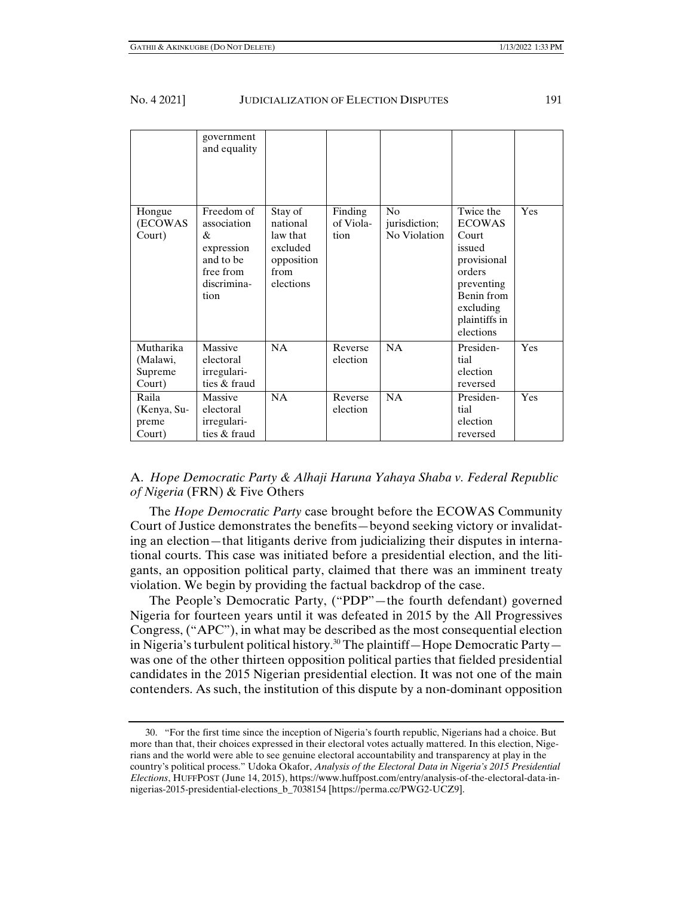| | | | | | | |
|---|---|---|---|---|---|---|
| | government and equality | | | | | |
| Hongue (ECOWAS Court) | Freedom of association & expression and to be free from discrimination | Stay of national law that excluded opposition from elections | Finding of Violation | No jurisdiction; No Violation | Twice the ECOWAS Court issued provisional orders preventing Benin from excluding plaintiffs in elections | Yes |
| Mutharika (Malawi, Supreme Court) | Massive electoral irregularities & fraud | NA | Reverse election | NA | Presidential election reversed | Yes |
| Raila (Kenya, Supreme Court) | Massive electoral irregularities & fraud | NA | Reverse election | NA | Presidential election reversed | Yes |

### A. *Hope Democratic Party & Alhaji Haruna Yahaya Shaba v. Federal Republic of Nigeria* (FRN) & Five Others

The *Hope Democratic Party* case brought before the ECOWAS Community Court of Justice demonstrates the benefits—beyond seeking victory or invalidating an election—that litigants derive from judicializing their disputes in international courts. This case was initiated before a presidential election, and the litigants, an opposition political party, claimed that there was an imminent treaty violation. We begin by providing the factual backdrop of the case.

The People's Democratic Party, ("PDP"—the fourth defendant) governed Nigeria for fourteen years until it was defeated in 2015 by the All Progressives Congress, ("APC"), in what may be described as the most consequential election in Nigeria's turbulent political history.[30] The plaintiff—Hope Democratic Party—was one of the other thirteen opposition political parties that fielded presidential candidates in the 2015 Nigerian presidential election. It was not one of the main contenders. As such, the institution of this dispute by a non-dominant opposition

---

30. "For the first time since the inception of Nigeria's fourth republic, Nigerians had a choice. But more than that, their choices expressed in their electoral votes actually mattered. In this election, Nigerians and the world were able to see genuine electoral accountability and transparency at play in the country's political process." Udoka Okafor, *Analysis of the Electoral Data in Nigeria's 2015 Presidential Elections*, HUFFPOST (June 14, 2015), https://www.huffpost.com/entry/analysis-of-the-electoral-data-in-nigerias-2015-presidential-elections_b_7038154 [https://perma.cc/PWG2-UCZ9].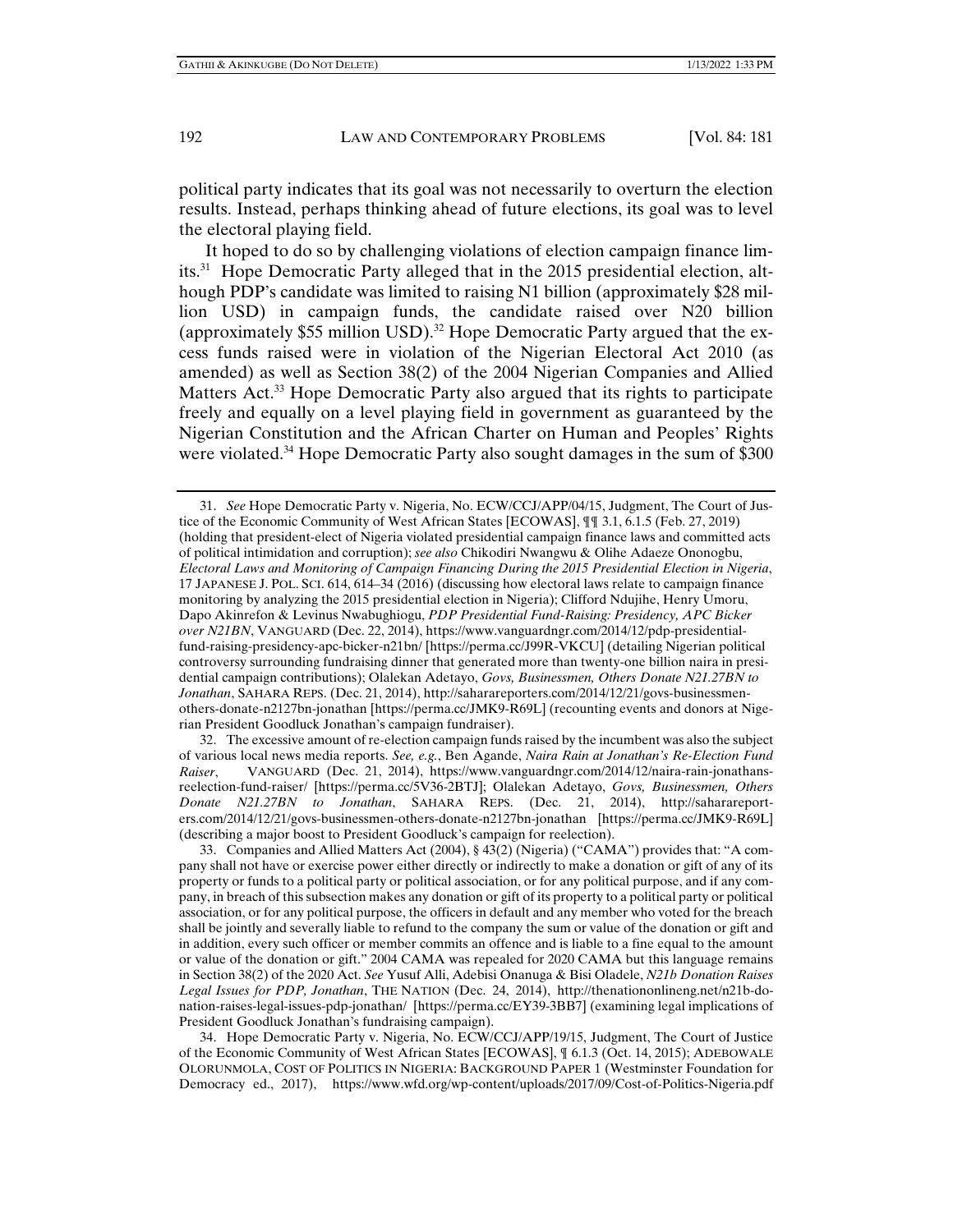political party indicates that its goal was not necessarily to overturn the election results. Instead, perhaps thinking ahead of future elections, its goal was to level the electoral playing field.

It hoped to do so by challenging violations of election campaign finance limits.[31] Hope Democratic Party alleged that in the 2015 presidential election, although PDP's candidate was limited to raising N1 billion (approximately $28 million USD) in campaign funds, the candidate raised over N20 billion (approximately $55 million USD).[32] Hope Democratic Party argued that the excess funds raised were in violation of the Nigerian Electoral Act 2010 (as amended) as well as Section 38(2) of the 2004 Nigerian Companies and Allied Matters Act.[33] Hope Democratic Party also argued that its rights to participate freely and equally on a level playing field in government as guaranteed by the Nigerian Constitution and the African Charter on Human and Peoples' Rights were violated.[34] Hope Democratic Party also sought damages in the sum of $300

---

31. *See* Hope Democratic Party v. Nigeria, No. ECW/CCJ/APP/04/15, Judgment, The Court of Justice of the Economic Community of West African States [ECOWAS], ¶¶ 3.1, 6.1.5 (Feb. 27, 2019) (holding that president-elect of Nigeria violated presidential campaign finance laws and committed acts of political intimidation and corruption); *see also* Chikodiri Nwangwu & Olihe Adaeze Ononogbu, *Electoral Laws and Monitoring of Campaign Financing During the 2015 Presidential Election in Nigeria*, 17 JAPANESE J. POL. SCI. 614, 614–34 (2016) (discussing how electoral laws relate to campaign finance monitoring by analyzing the 2015 presidential election in Nigeria); Clifford Ndujihe, Henry Umoru, Dapo Akinrefon & Levinus Nwabughiogu, *PDP Presidential Fund-Raising: Presidency, APC Bicker over N21BN*, VANGUARD (Dec. 22, 2014), https://www.vanguardngr.com/2014/12/pdp-presidential-fund-raising-presidency-apc-bicker-n21bn/ [https://perma.cc/J99R-VKCU] (detailing Nigerian political controversy surrounding fundraising dinner that generated more than twenty-one billion naira in presidential campaign contributions); Olalekan Adetayo, *Govs, Businessmen, Others Donate N21.27BN to Jonathan*, SAHARA REPS. (Dec. 21, 2014), http://saharareporters.com/2014/12/21/govs-businessmen-others-donate-n2127bn-jonathan [https://perma.cc/JMK9-R69L] (recounting events and donors at Nigerian President Goodluck Jonathan's campaign fundraiser).

32. The excessive amount of re-election campaign funds raised by the incumbent was also the subject of various local news media reports. *See, e.g.*, Ben Agande, *Naira Rain at Jonathan's Re-Election Fund Raiser*, VANGUARD (Dec. 21, 2014), https://www.vanguardngr.com/2014/12/naira-rain-jonathans-reelection-fund-raiser/ [https://perma.cc/5V36-2BTJ]; Olalekan Adetayo, *Govs, Businessmen, Others Donate N21.27BN to Jonathan*, SAHARA REPS. (Dec. 21, 2014), http://saharareporters.com/2014/12/21/govs-businessmen-others-donate-n2127bn-jonathan [https://perma.cc/JMK9-R69L] (describing a major boost to President Goodluck's campaign for reelection).

33. Companies and Allied Matters Act (2004), § 43(2) (Nigeria) ("CAMA") provides that: "A company shall not have or exercise power either directly or indirectly to make a donation or gift of any of its property or funds to a political party or political association, or for any political purpose, and if any company, in breach of this subsection makes any donation or gift of its property to a political party or political association, or for any political purpose, the officers in default and any member who voted for the breach shall be jointly and severally liable to refund to the company the sum or value of the donation or gift and in addition, every such officer or member commits an offence and is liable to a fine equal to the amount or value of the donation or gift." 2004 CAMA was repealed for 2020 CAMA but this language remains in Section 38(2) of the 2020 Act. *See* Yusuf Alli, Adebisi Onanuga & Bisi Oladele, *N21b Donation Raises Legal Issues for PDP, Jonathan*, THE NATION (Dec. 24, 2014), http://thenationonlineng.net/n21b-donation-raises-legal-issues-pdp-jonathan/ [https://perma.cc/EY39-3BB7] (examining legal implications of President Goodluck Jonathan's fundraising campaign).

34. Hope Democratic Party v. Nigeria, No. ECW/CCJ/APP/19/15, Judgment, The Court of Justice of the Economic Community of West African States [ECOWAS], ¶ 6.1.3 (Oct. 14, 2015); ADEBOWALE OLORUNMOLA, COST OF POLITICS IN NIGERIA: BACKGROUND PAPER 1 (Westminster Foundation for Democracy ed., 2017), https://www.wfd.org/wp-content/uploads/2017/09/Cost-of-Politics-Nigeria.pdf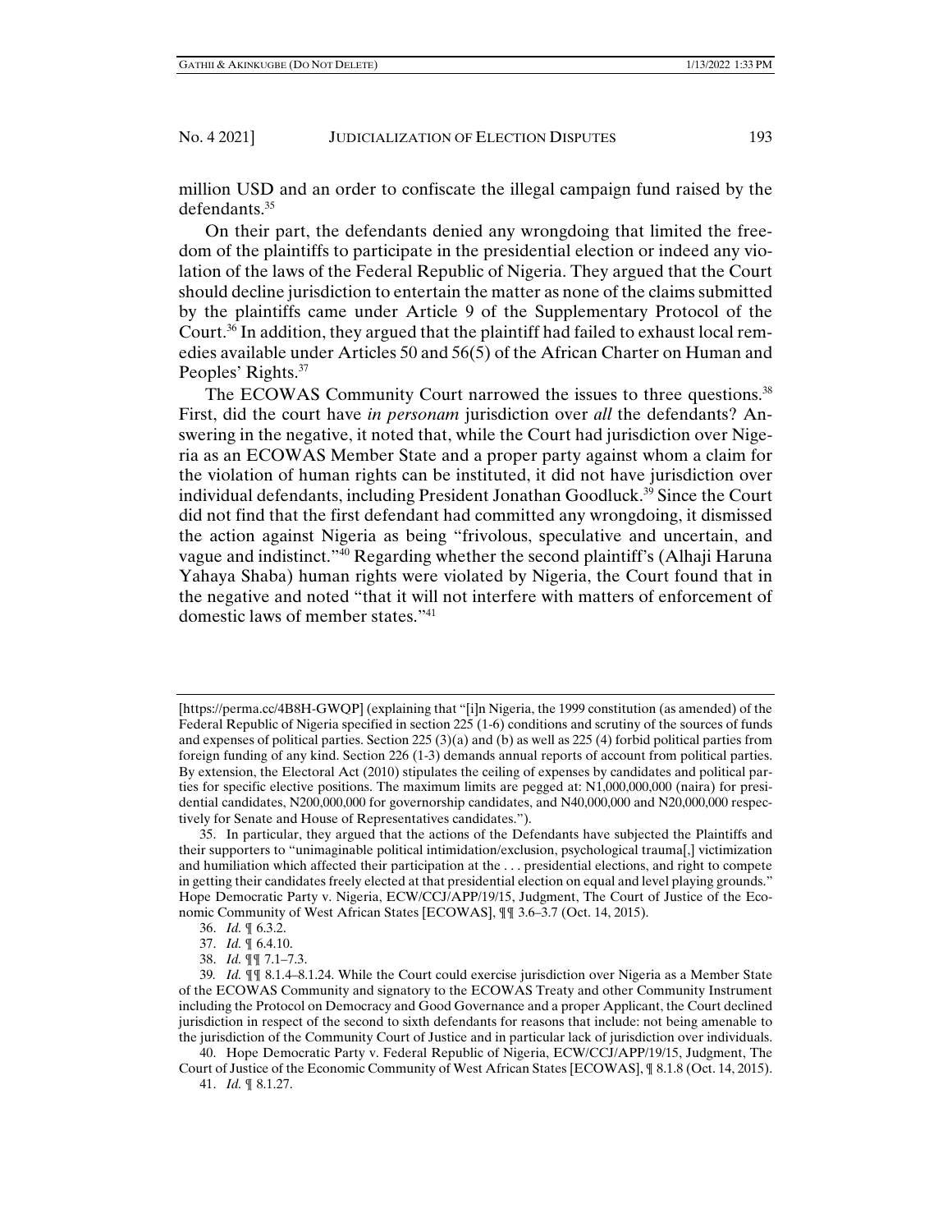million USD and an order to confiscate the illegal campaign fund raised by the defendants.[35]

On their part, the defendants denied any wrongdoing that limited the freedom of the plaintiffs to participate in the presidential election or indeed any violation of the laws of the Federal Republic of Nigeria. They argued that the Court should decline jurisdiction to entertain the matter as none of the claims submitted by the plaintiffs came under Article 9 of the Supplementary Protocol of the Court.[36] In addition, they argued that the plaintiff had failed to exhaust local remedies available under Articles 50 and 56(5) of the African Charter on Human and Peoples' Rights.[37]

The ECOWAS Community Court narrowed the issues to three questions.[38] First, did the court have *in personam* jurisdiction over *all* the defendants? Answering in the negative, it noted that, while the Court had jurisdiction over Nigeria as an ECOWAS Member State and a proper party against whom a claim for the violation of human rights can be instituted, it did not have jurisdiction over individual defendants, including President Jonathan Goodluck.[39] Since the Court did not find that the first defendant had committed any wrongdoing, it dismissed the action against Nigeria as being "frivolous, speculative and uncertain, and vague and indistinct."[40] Regarding whether the second plaintiff's (Alhaji Haruna Yahaya Shaba) human rights were violated by Nigeria, the Court found that in the negative and noted "that it will not interfere with matters of enforcement of domestic laws of member states."[41]

---

[https://perma.cc/4B8H-GWQP] (explaining that "[i]n Nigeria, the 1999 constitution (as amended) of the Federal Republic of Nigeria specified in section 225 (1-6) conditions and scrutiny of the sources of funds and expenses of political parties. Section 225 (3)(a) and (b) as well as 225 (4) forbid political parties from foreign funding of any kind. Section 226 (1-3) demands annual reports of account from political parties. By extension, the Electoral Act (2010) stipulates the ceiling of expenses by candidates and political parties for specific elective positions. The maximum limits are pegged at: N1,000,000,000 (naira) for presidential candidates, N200,000,000 for governorship candidates, and N40,000,000 and N20,000,000 respectively for Senate and House of Representatives candidates.").

35. In particular, they argued that the actions of the Defendants have subjected the Plaintiffs and their supporters to "unimaginable political intimidation/exclusion, psychological trauma[,] victimization and humiliation which affected their participation at the . . . presidential elections, and right to compete in getting their candidates freely elected at that presidential election on equal and level playing grounds." Hope Democratic Party v. Nigeria, ECW/CCJ/APP/19/15, Judgment, The Court of Justice of the Economic Community of West African States [ECOWAS], ¶¶ 3.6–3.7 (Oct. 14, 2015).

36. *Id.* ¶ 6.3.2.

37. *Id.* ¶ 6.4.10.

38. *Id.* ¶¶ 7.1–7.3.

39. *Id.* ¶¶ 8.1.4–8.1.24. While the Court could exercise jurisdiction over Nigeria as a Member State of the ECOWAS Community and signatory to the ECOWAS Treaty and other Community Instrument including the Protocol on Democracy and Good Governance and a proper Applicant, the Court declined jurisdiction in respect of the second to sixth defendants for reasons that include: not being amenable to the jurisdiction of the Community Court of Justice and in particular lack of jurisdiction over individuals.

40. Hope Democratic Party v. Federal Republic of Nigeria, ECW/CCJ/APP/19/15, Judgment, The Court of Justice of the Economic Community of West African States [ECOWAS], ¶ 8.1.8 (Oct. 14, 2015).

41. *Id.* ¶ 8.1.27.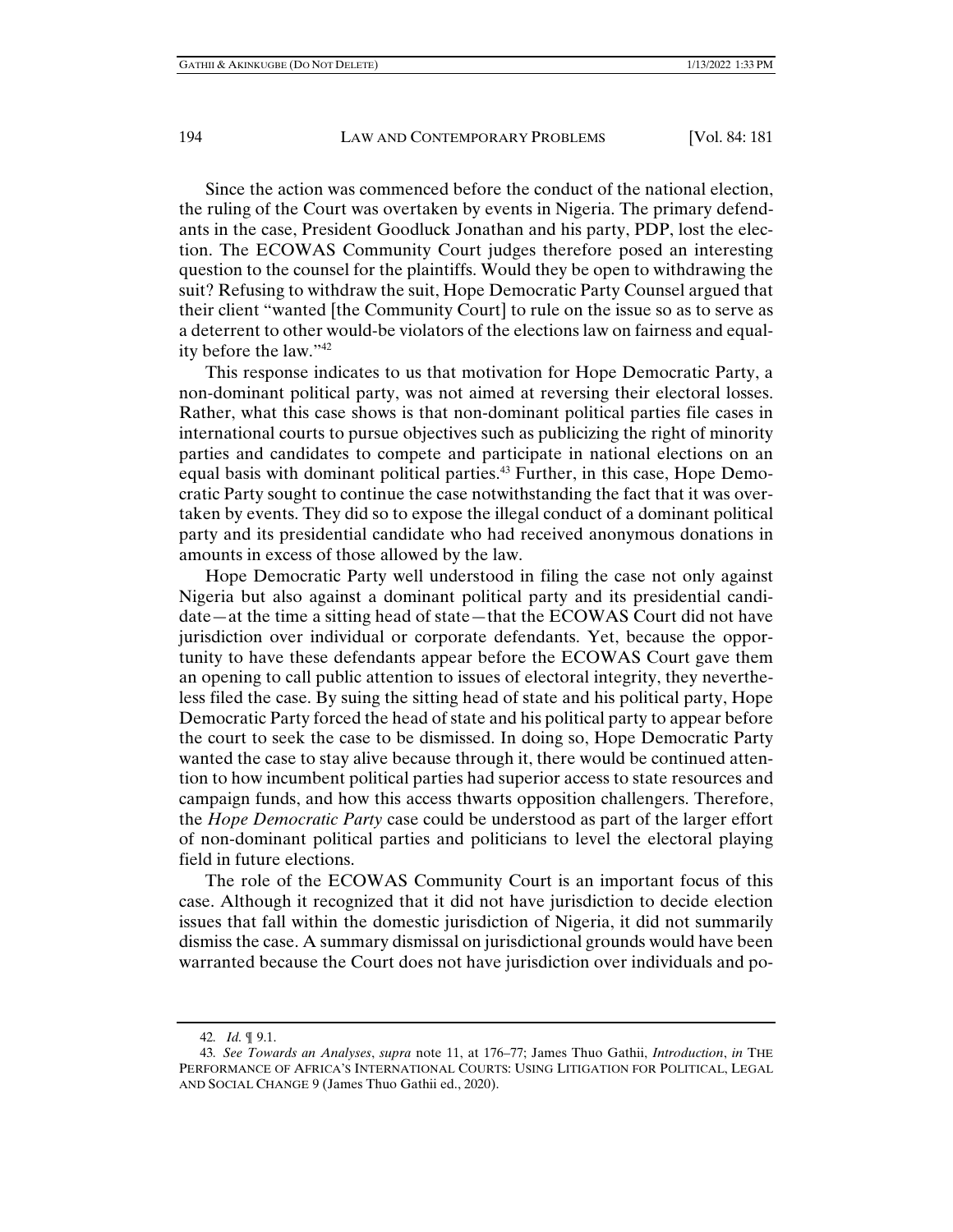Since the action was commenced before the conduct of the national election, the ruling of the Court was overtaken by events in Nigeria. The primary defendants in the case, President Goodluck Jonathan and his party, PDP, lost the election. The ECOWAS Community Court judges therefore posed an interesting question to the counsel for the plaintiffs. Would they be open to withdrawing the suit? Refusing to withdraw the suit, Hope Democratic Party Counsel argued that their client "wanted [the Community Court] to rule on the issue so as to serve as a deterrent to other would-be violators of the elections law on fairness and equality before the law."[42]

This response indicates to us that motivation for Hope Democratic Party, a non-dominant political party, was not aimed at reversing their electoral losses. Rather, what this case shows is that non-dominant political parties file cases in international courts to pursue objectives such as publicizing the right of minority parties and candidates to compete and participate in national elections on an equal basis with dominant political parties.[43] Further, in this case, Hope Democratic Party sought to continue the case notwithstanding the fact that it was overtaken by events. They did so to expose the illegal conduct of a dominant political party and its presidential candidate who had received anonymous donations in amounts in excess of those allowed by the law.

Hope Democratic Party well understood in filing the case not only against Nigeria but also against a dominant political party and its presidential candidate—at the time a sitting head of state—that the ECOWAS Court did not have jurisdiction over individual or corporate defendants. Yet, because the opportunity to have these defendants appear before the ECOWAS Court gave them an opening to call public attention to issues of electoral integrity, they nevertheless filed the case. By suing the sitting head of state and his political party, Hope Democratic Party forced the head of state and his political party to appear before the court to seek the case to be dismissed. In doing so, Hope Democratic Party wanted the case to stay alive because through it, there would be continued attention to how incumbent political parties had superior access to state resources and campaign funds, and how this access thwarts opposition challengers. Therefore, the *Hope Democratic Party* case could be understood as part of the larger effort of non-dominant political parties and politicians to level the electoral playing field in future elections.

The role of the ECOWAS Community Court is an important focus of this case. Although it recognized that it did not have jurisdiction to decide election issues that fall within the domestic jurisdiction of Nigeria, it did not summarily dismiss the case. A summary dismissal on jurisdictional grounds would have been warranted because the Court does not have jurisdiction over individuals and po-

---

42. *Id.* ¶ 9.1.

43. *See Towards an Analyses*, *supra* note 11, at 176–77; James Thuo Gathii, *Introduction*, *in* THE PERFORMANCE OF AFRICA'S INTERNATIONAL COURTS: USING LITIGATION FOR POLITICAL, LEGAL AND SOCIAL CHANGE 9 (James Thuo Gathii ed., 2020).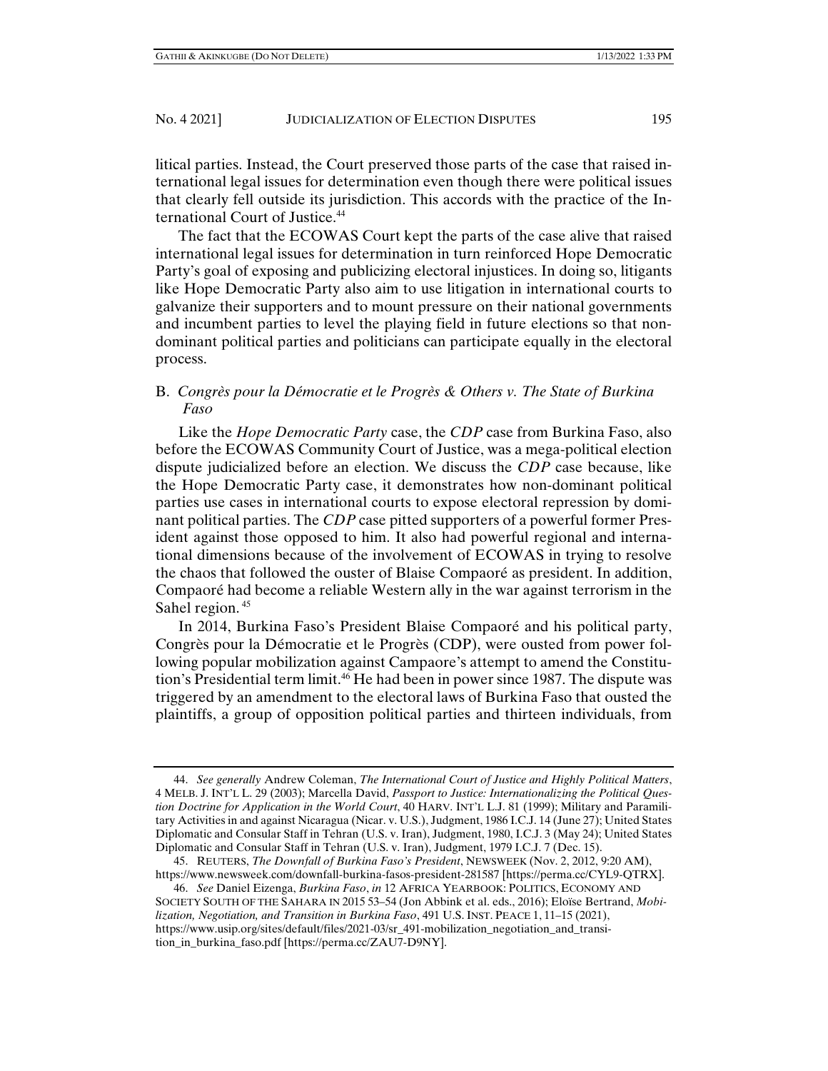litical parties. Instead, the Court preserved those parts of the case that raised international legal issues for determination even though there were political issues that clearly fell outside its jurisdiction. This accords with the practice of the International Court of Justice.[44]

The fact that the ECOWAS Court kept the parts of the case alive that raised international legal issues for determination in turn reinforced Hope Democratic Party's goal of exposing and publicizing electoral injustices. In doing so, litigants like Hope Democratic Party also aim to use litigation in international courts to galvanize their supporters and to mount pressure on their national governments and incumbent parties to level the playing field in future elections so that non-dominant political parties and politicians can participate equally in the electoral process.

### B. *Congrès pour la Démocratie et le Progrès & Others v. The State of Burkina Faso*

Like the *Hope Democratic Party* case, the *CDP* case from Burkina Faso, also before the ECOWAS Community Court of Justice, was a mega-political election dispute judicialized before an election. We discuss the *CDP* case because, like the Hope Democratic Party case, it demonstrates how non-dominant political parties use cases in international courts to expose electoral repression by dominant political parties. The *CDP* case pitted supporters of a powerful former President against those opposed to him. It also had powerful regional and international dimensions because of the involvement of ECOWAS in trying to resolve the chaos that followed the ouster of Blaise Compaoré as president. In addition, Compaoré had become a reliable Western ally in the war against terrorism in the Sahel region.[45]

In 2014, Burkina Faso's President Blaise Compaoré and his political party, Congrès pour la Démocratie et le Progrès (CDP), were ousted from power following popular mobilization against Campaore's attempt to amend the Constitution's Presidential term limit.[46] He had been in power since 1987. The dispute was triggered by an amendment to the electoral laws of Burkina Faso that ousted the plaintiffs, a group of opposition political parties and thirteen individuals, from

---

44. *See generally* Andrew Coleman, *The International Court of Justice and Highly Political Matters*, 4 MELB. J. INT'L L. 29 (2003); Marcella David, *Passport to Justice: Internationalizing the Political Question Doctrine for Application in the World Court*, 40 HARV. INT'L L.J. 81 (1999); Military and Paramilitary Activities in and against Nicaragua (Nicar. v. U.S.), Judgment, 1986 I.C.J. 14 (June 27); United States Diplomatic and Consular Staff in Tehran (U.S. v. Iran), Judgment, 1980, I.C.J. 3 (May 24); United States Diplomatic and Consular Staff in Tehran (U.S. v. Iran), Judgment, 1979 I.C.J. 7 (Dec. 15).

45. REUTERS, *The Downfall of Burkina Faso's President*, NEWSWEEK (Nov. 2, 2012, 9:20 AM), https://www.newsweek.com/downfall-burkina-fasos-president-281587 [https://perma.cc/CYL9-QTRX].

46. *See* Daniel Eizenga, *Burkina Faso*, *in* 12 AFRICA YEARBOOK: POLITICS, ECONOMY AND SOCIETY SOUTH OF THE SAHARA IN 2015 53–54 (Jon Abbink et al. eds., 2016); Eloïse Bertrand, *Mobilization, Negotiation, and Transition in Burkina Faso*, 491 U.S. INST. PEACE 1, 11–15 (2021), https://www.usip.org/sites/default/files/2021-03/sr_491-mobilization_negotiation_and_transition_in_burkina_faso.pdf [https://perma.cc/ZAU7-D9NY].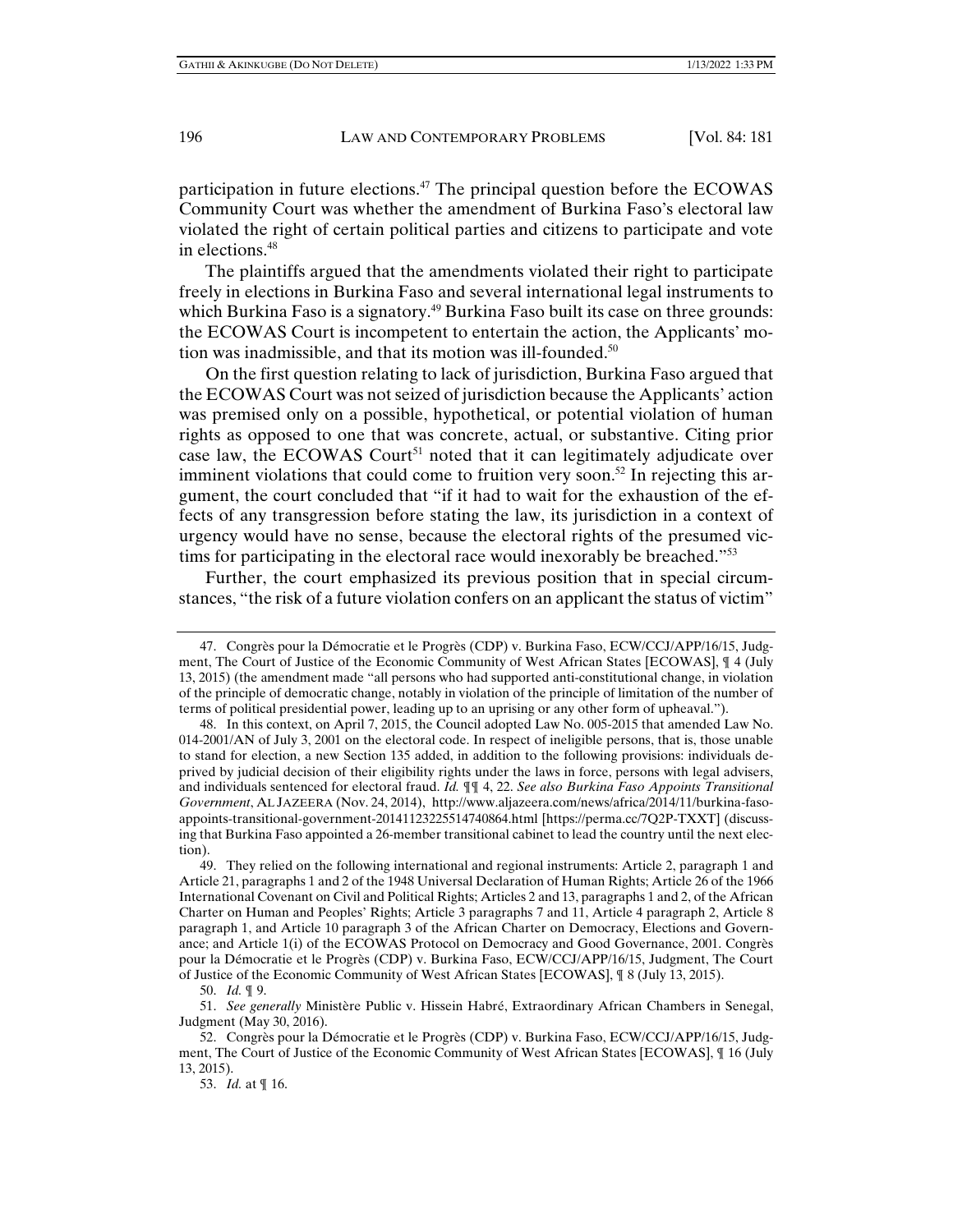participation in future elections.[47] The principal question before the ECOWAS Community Court was whether the amendment of Burkina Faso's electoral law violated the right of certain political parties and citizens to participate and vote in elections.[48]

The plaintiffs argued that the amendments violated their right to participate freely in elections in Burkina Faso and several international legal instruments to which Burkina Faso is a signatory.[49] Burkina Faso built its case on three grounds: the ECOWAS Court is incompetent to entertain the action, the Applicants' motion was inadmissible, and that its motion was ill-founded.[50]

On the first question relating to lack of jurisdiction, Burkina Faso argued that the ECOWAS Court was not seized of jurisdiction because the Applicants' action was premised only on a possible, hypothetical, or potential violation of human rights as opposed to one that was concrete, actual, or substantive. Citing prior case law, the ECOWAS Court[51] noted that it can legitimately adjudicate over imminent violations that could come to fruition very soon.[52] In rejecting this argument, the court concluded that "if it had to wait for the exhaustion of the effects of any transgression before stating the law, its jurisdiction in a context of urgency would have no sense, because the electoral rights of the presumed victims for participating in the electoral race would inexorably be breached."[53]

Further, the court emphasized its previous position that in special circumstances, "the risk of a future violation confers on an applicant the status of victim"

---

47. Congrès pour la Démocratie et le Progrès (CDP) v. Burkina Faso, ECW/CCJ/APP/16/15, Judgment, The Court of Justice of the Economic Community of West African States [ECOWAS], ¶ 4 (July 13, 2015) (the amendment made "all persons who had supported anti-constitutional change, in violation of the principle of democratic change, notably in violation of the principle of limitation of the number of terms of political presidential power, leading up to an uprising or any other form of upheaval.").

48. In this context, on April 7, 2015, the Council adopted Law No. 005-2015 that amended Law No. 014-2001/AN of July 3, 2001 on the electoral code. In respect of ineligible persons, that is, those unable to stand for election, a new Section 135 added, in addition to the following provisions: individuals deprived by judicial decision of their eligibility rights under the laws in force, persons with legal advisers, and individuals sentenced for electoral fraud. *Id.* ¶¶ 4, 22. *See also Burkina Faso Appoints Transitional Government*, AL JAZEERA (Nov. 24, 2014), http://www.aljazeera.com/news/africa/2014/11/burkina-faso-appoints-transitional-government-20141123225514740864.html [https://perma.cc/7Q2P-TXXT] (discussing that Burkina Faso appointed a 26-member transitional cabinet to lead the country until the next election).

49. They relied on the following international and regional instruments: Article 2, paragraph 1 and Article 21, paragraphs 1 and 2 of the 1948 Universal Declaration of Human Rights; Article 26 of the 1966 International Covenant on Civil and Political Rights; Articles 2 and 13, paragraphs 1 and 2, of the African Charter on Human and Peoples' Rights; Article 3 paragraphs 7 and 11, Article 4 paragraph 2, Article 8 paragraph 1, and Article 10 paragraph 3 of the African Charter on Democracy, Elections and Governance; and Article 1(i) of the ECOWAS Protocol on Democracy and Good Governance, 2001. Congrès pour la Démocratie et le Progrès (CDP) v. Burkina Faso, ECW/CCJ/APP/16/15, Judgment, The Court of Justice of the Economic Community of West African States [ECOWAS], ¶ 8 (July 13, 2015).

50. *Id.* ¶ 9.

51. *See generally* Ministère Public v. Hissein Habré, Extraordinary African Chambers in Senegal, Judgment (May 30, 2016).

52. Congrès pour la Démocratie et le Progrès (CDP) v. Burkina Faso, ECW/CCJ/APP/16/15, Judgment, The Court of Justice of the Economic Community of West African States [ECOWAS], ¶ 16 (July 13, 2015).

53. *Id.* at ¶ 16.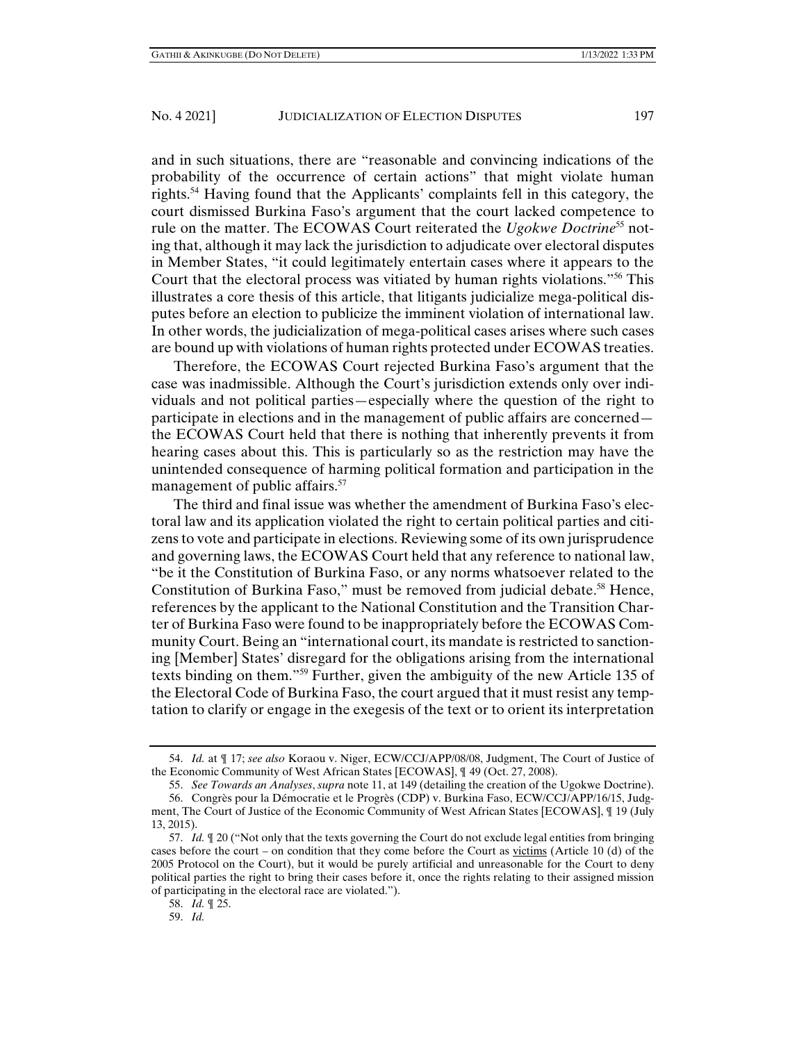and in such situations, there are "reasonable and convincing indications of the probability of the occurrence of certain actions" that might violate human rights.[54] Having found that the Applicants' complaints fell in this category, the court dismissed Burkina Faso's argument that the court lacked competence to rule on the matter. The ECOWAS Court reiterated the *Ugokwe Doctrine*[55] noting that, although it may lack the jurisdiction to adjudicate over electoral disputes in Member States, "it could legitimately entertain cases where it appears to the Court that the electoral process was vitiated by human rights violations."[56] This illustrates a core thesis of this article, that litigants judicialize mega-political disputes before an election to publicize the imminent violation of international law. In other words, the judicialization of mega-political cases arises where such cases are bound up with violations of human rights protected under ECOWAS treaties.

Therefore, the ECOWAS Court rejected Burkina Faso's argument that the case was inadmissible. Although the Court's jurisdiction extends only over individuals and not political parties—especially where the question of the right to participate in elections and in the management of public affairs are concerned—the ECOWAS Court held that there is nothing that inherently prevents it from hearing cases about this. This is particularly so as the restriction may have the unintended consequence of harming political formation and participation in the management of public affairs.[57]

The third and final issue was whether the amendment of Burkina Faso's electoral law and its application violated the right to certain political parties and citizens to vote and participate in elections. Reviewing some of its own jurisprudence and governing laws, the ECOWAS Court held that any reference to national law, "be it the Constitution of Burkina Faso, or any norms whatsoever related to the Constitution of Burkina Faso," must be removed from judicial debate.[58] Hence, references by the applicant to the National Constitution and the Transition Charter of Burkina Faso were found to be inappropriately before the ECOWAS Community Court. Being an "international court, its mandate is restricted to sanctioning [Member] States' disregard for the obligations arising from the international texts binding on them."[59] Further, given the ambiguity of the new Article 135 of the Electoral Code of Burkina Faso, the court argued that it must resist any temptation to clarify or engage in the exegesis of the text or to orient its interpretation

---

54. *Id.* at ¶ 17; *see also* Koraou v. Niger, ECW/CCJ/APP/08/08, Judgment, The Court of Justice of the Economic Community of West African States [ECOWAS], ¶ 49 (Oct. 27, 2008).

55. *See Towards an Analyses*, *supra* note 11, at 149 (detailing the creation of the Ugokwe Doctrine).

56. Congrès pour la Démocratie et le Progrès (CDP) v. Burkina Faso, ECW/CCJ/APP/16/15, Judgment, The Court of Justice of the Economic Community of West African States [ECOWAS], ¶ 19 (July 13, 2015).

57. *Id.* ¶ 20 ("Not only that the texts governing the Court do not exclude legal entities from bringing cases before the court – on condition that they come before the Court as victims (Article 10 (d) of the 2005 Protocol on the Court), but it would be purely artificial and unreasonable for the Court to deny political parties the right to bring their cases before it, once the rights relating to their assigned mission of participating in the electoral race are violated.").

58. *Id.* ¶ 25.

59. *Id.*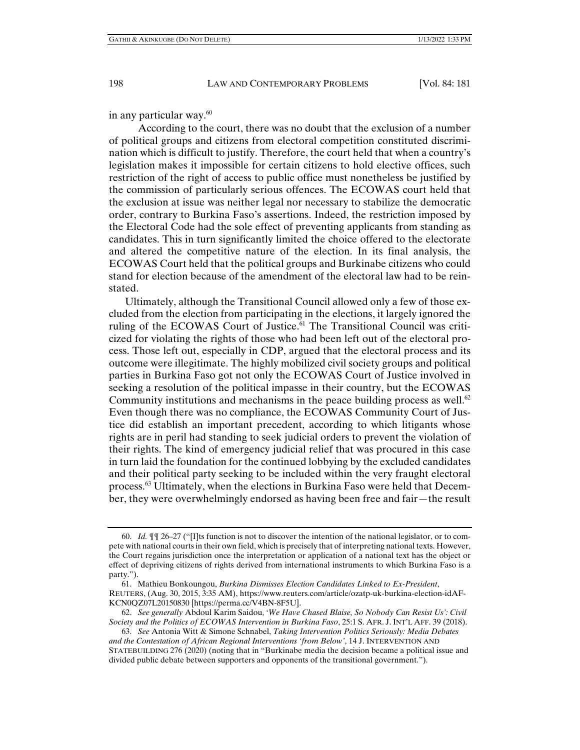in any particular way.[60]

According to the court, there was no doubt that the exclusion of a number of political groups and citizens from electoral competition constituted discrimination which is difficult to justify. Therefore, the court held that when a country's legislation makes it impossible for certain citizens to hold elective offices, such restriction of the right of access to public office must nonetheless be justified by the commission of particularly serious offences. The ECOWAS court held that the exclusion at issue was neither legal nor necessary to stabilize the democratic order, contrary to Burkina Faso's assertions. Indeed, the restriction imposed by the Electoral Code had the sole effect of preventing applicants from standing as candidates. This in turn significantly limited the choice offered to the electorate and altered the competitive nature of the election. In its final analysis, the ECOWAS Court held that the political groups and Burkinabe citizens who could stand for election because of the amendment of the electoral law had to be reinstated.

Ultimately, although the Transitional Council allowed only a few of those excluded from the election from participating in the elections, it largely ignored the ruling of the ECOWAS Court of Justice.[61] The Transitional Council was criticized for violating the rights of those who had been left out of the electoral process. Those left out, especially in CDP, argued that the electoral process and its outcome were illegitimate. The highly mobilized civil society groups and political parties in Burkina Faso got not only the ECOWAS Court of Justice involved in seeking a resolution of the political impasse in their country, but the ECOWAS Community institutions and mechanisms in the peace building process as well.[62] Even though there was no compliance, the ECOWAS Community Court of Justice did establish an important precedent, according to which litigants whose rights are in peril had standing to seek judicial orders to prevent the violation of their rights. The kind of emergency judicial relief that was procured in this case in turn laid the foundation for the continued lobbying by the excluded candidates and their political party seeking to be included within the very fraught electoral process.[63] Ultimately, when the elections in Burkina Faso were held that December, they were overwhelmingly endorsed as having been free and fair—the result

---

60. *Id.* ¶¶ 26–27 ("[I]ts function is not to discover the intention of the national legislator, or to compete with national courts in their own field, which is precisely that of interpreting national texts. However, the Court regains jurisdiction once the interpretation or application of a national text has the object or effect of depriving citizens of rights derived from international instruments to which Burkina Faso is a party.").

61. Mathieu Bonkoungou, *Burkina Dismisses Election Candidates Linked to Ex-President*, REUTERS, (Aug. 30, 2015, 3:35 AM), https://www.reuters.com/article/ozatp-uk-burkina-election-idAFKCN0QZ07L20150830 [https://perma.cc/V4BN-8F5U].

62. *See generally* Abdoul Karim Saidou, *'We Have Chased Blaise, So Nobody Can Resist Us': Civil Society and the Politics of ECOWAS Intervention in Burkina Faso*, 25:1 S. AFR. J. INT'L AFF. 39 (2018).

63. *See* Antonia Witt & Simone Schnabel, *Taking Intervention Politics Seriously: Media Debates and the Contestation of African Regional Interventions 'from Below'*, 14 J. INTERVENTION AND STATEBUILDING 276 (2020) (noting that in "Burkinabe media the decision became a political issue and divided public debate between supporters and opponents of the transitional government.").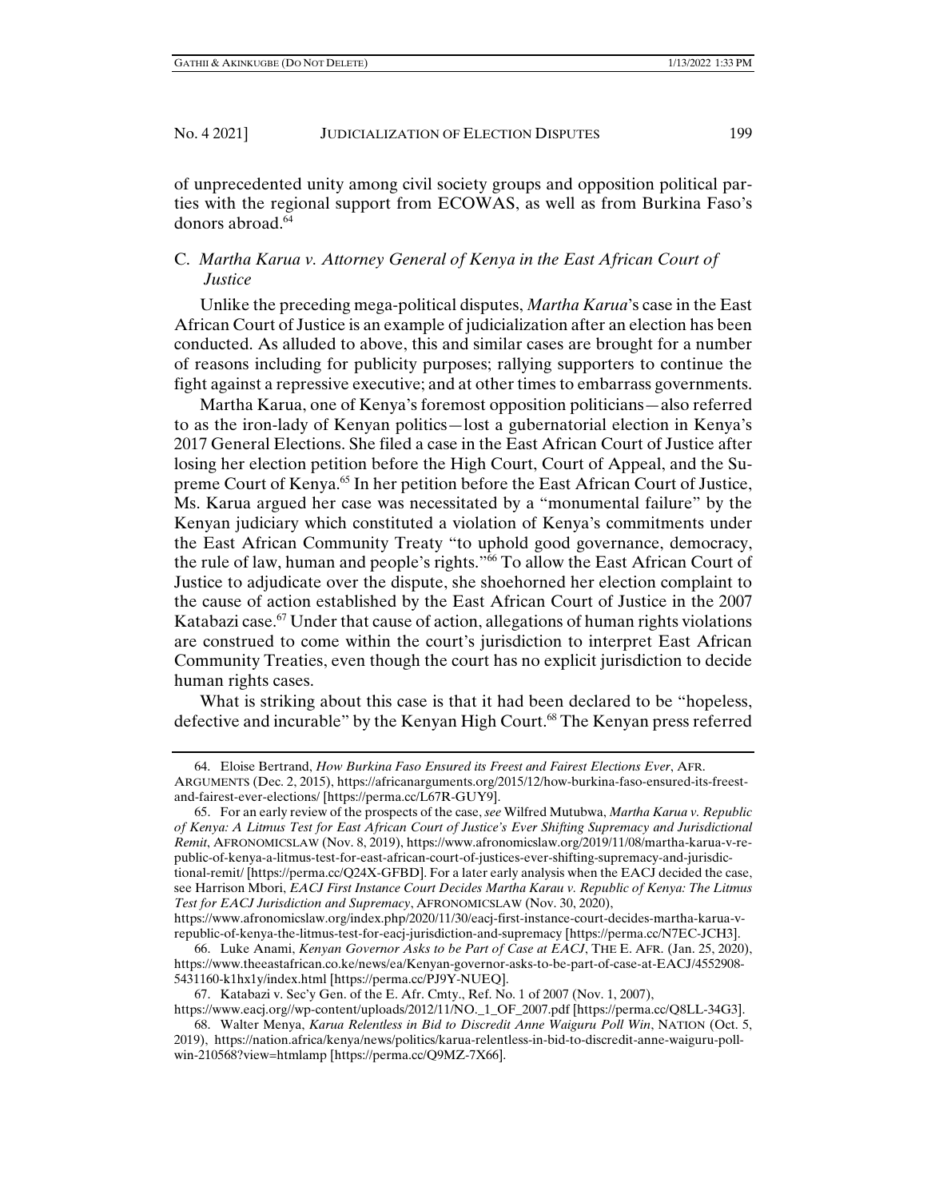of unprecedented unity among civil society groups and opposition political parties with the regional support from ECOWAS, as well as from Burkina Faso's donors abroad.[64]

### C. *Martha Karua v. Attorney General of Kenya in the East African Court of Justice*

Unlike the preceding mega-political disputes, *Martha Karua*'s case in the East African Court of Justice is an example of judicialization after an election has been conducted. As alluded to above, this and similar cases are brought for a number of reasons including for publicity purposes; rallying supporters to continue the fight against a repressive executive; and at other times to embarrass governments.

Martha Karua, one of Kenya's foremost opposition politicians—also referred to as the iron-lady of Kenyan politics—lost a gubernatorial election in Kenya's 2017 General Elections. She filed a case in the East African Court of Justice after losing her election petition before the High Court, Court of Appeal, and the Supreme Court of Kenya.[65] In her petition before the East African Court of Justice, Ms. Karua argued her case was necessitated by a "monumental failure" by the Kenyan judiciary which constituted a violation of Kenya's commitments under the East African Community Treaty "to uphold good governance, democracy, the rule of law, human and people's rights."[66] To allow the East African Court of Justice to adjudicate over the dispute, she shoehorned her election complaint to the cause of action established by the East African Court of Justice in the 2007 Katabazi case.[67] Under that cause of action, allegations of human rights violations are construed to come within the court's jurisdiction to interpret East African Community Treaties, even though the court has no explicit jurisdiction to decide human rights cases.

What is striking about this case is that it had been declared to be "hopeless, defective and incurable" by the Kenyan High Court.[68] The Kenyan press referred

---

64. Eloise Bertrand, *How Burkina Faso Ensured its Freest and Fairest Elections Ever*, AFR. ARGUMENTS (Dec. 2, 2015), https://africanarguments.org/2015/12/how-burkina-faso-ensured-its-freest-and-fairest-ever-elections/ [https://perma.cc/L67R-GUY9].

65. For an early review of the prospects of the case, *see* Wilfred Mutubwa, *Martha Karua v. Republic of Kenya: A Litmus Test for East African Court of Justice's Ever Shifting Supremacy and Jurisdictional Remit*, AFRONOMICSLAW (Nov. 8, 2019), https://www.afronomicslaw.org/2019/11/08/martha-karua-v-republic-of-kenya-a-litmus-test-for-east-african-court-of-justices-ever-shifting-supremacy-and-jurisdictional-remit/ [https://perma.cc/Q24X-GFBD]. For a later early analysis when the EACJ decided the case, see Harrison Mbori, *EACJ First Instance Court Decides Martha Karau v. Republic of Kenya: The Litmus Test for EACJ Jurisdiction and Supremacy*, AFRONOMICSLAW (Nov. 30, 2020), https://www.afronomicslaw.org/index.php/2020/11/30/eacj-first-instance-court-decides-martha-karua-v-republic-of-kenya-the-litmus-test-for-eacj-jurisdiction-and-supremacy [https://perma.cc/N7EC-JCH3].

66. Luke Anami, *Kenyan Governor Asks to be Part of Case at EACJ*, THE E. AFR. (Jan. 25, 2020), https://www.theeastafrican.co.ke/news/ea/Kenyan-governor-asks-to-be-part-of-case-at-EACJ/4552908-5431160-k1hx1y/index.html [https://perma.cc/PJ9Y-NUEQ].

67. Katabazi v. Sec'y Gen. of the E. Afr. Cmty., Ref. No. 1 of 2007 (Nov. 1, 2007), https://www.eacj.org//wp-content/uploads/2012/11/NO._1_OF_2007.pdf [https://perma.cc/Q8LL-34G3].

68. Walter Menya, *Karua Relentless in Bid to Discredit Anne Waiguru Poll Win*, NATION (Oct. 5, 2019), https://nation.africa/kenya/news/politics/karua-relentless-in-bid-to-discredit-anne-waiguru-poll-win-210568?view=htmlamp [https://perma.cc/Q9MZ-7X66].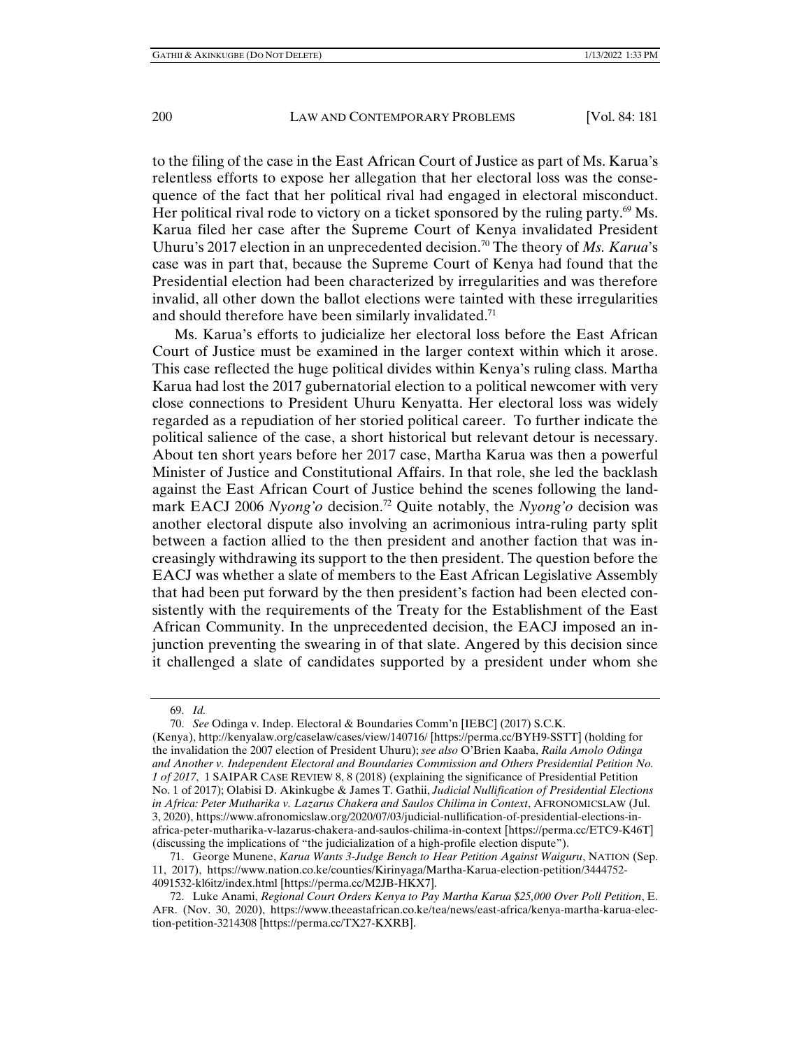to the filing of the case in the East African Court of Justice as part of Ms. Karua's relentless efforts to expose her allegation that her electoral loss was the consequence of the fact that her political rival had engaged in electoral misconduct. Her political rival rode to victory on a ticket sponsored by the ruling party.[69] Ms. Karua filed her case after the Supreme Court of Kenya invalidated President Uhuru's 2017 election in an unprecedented decision.[70] The theory of *Ms. Karua*'s case was in part that, because the Supreme Court of Kenya had found that the Presidential election had been characterized by irregularities and was therefore invalid, all other down the ballot elections were tainted with these irregularities and should therefore have been similarly invalidated.[71]

Ms. Karua's efforts to judicialize her electoral loss before the East African Court of Justice must be examined in the larger context within which it arose. This case reflected the huge political divides within Kenya's ruling class. Martha Karua had lost the 2017 gubernatorial election to a political newcomer with very close connections to President Uhuru Kenyatta. Her electoral loss was widely regarded as a repudiation of her storied political career. To further indicate the political salience of the case, a short historical but relevant detour is necessary. About ten short years before her 2017 case, Martha Karua was then a powerful Minister of Justice and Constitutional Affairs. In that role, she led the backlash against the East African Court of Justice behind the scenes following the landmark EACJ 2006 *Nyong'o* decision.[72] Quite notably, the *Nyong'o* decision was another electoral dispute also involving an acrimonious intra-ruling party split between a faction allied to the then president and another faction that was increasingly withdrawing its support to the then president. The question before the EACJ was whether a slate of members to the East African Legislative Assembly that had been put forward by the then president's faction had been elected consistently with the requirements of the Treaty for the Establishment of the East African Community. In the unprecedented decision, the EACJ imposed an injunction preventing the swearing in of that slate. Angered by this decision since it challenged a slate of candidates supported by a president under whom she

---

69. *Id.*

70. *See* Odinga v. Indep. Electoral & Boundaries Comm'n [IEBC] (2017) S.C.K. (Kenya), http://kenyalaw.org/caselaw/cases/view/140716/ [https://perma.cc/BYH9-SSTT] (holding for the invalidation the 2007 election of President Uhuru); *see also* O'Brien Kaaba, *Raila Amolo Odinga and Another v. Independent Electoral and Boundaries Commission and Others Presidential Petition No. 1 of 2017*, 1 SAIPAR CASE REVIEW 8, 8 (2018) (explaining the significance of Presidential Petition No. 1 of 2017); Olabisi D. Akinkugbe & James T. Gathii, *Judicial Nullification of Presidential Elections in Africa: Peter Mutharika v. Lazarus Chakera and Saulos Chilima in Context*, AFRONOMICSLAW (Jul. 3, 2020), https://www.afronomicslaw.org/2020/07/03/judicial-nullification-of-presidential-elections-in-africa-peter-mutharika-v-lazarus-chakera-and-saulos-chilima-in-context [https://perma.cc/ETC9-K46T] (discussing the implications of "the judicialization of a high-profile election dispute").

71. George Munene, *Karua Wants 3-Judge Bench to Hear Petition Against Waiguru*, NATION (Sep. 11, 2017), https://www.nation.co.ke/counties/Kirinyaga/Martha-Karua-election-petition/3444752-4091532-kl6itz/index.html [https://perma.cc/M2JB-HKX7].

72. Luke Anami, *Regional Court Orders Kenya to Pay Martha Karua $25,000 Over Poll Petition*, E. AFR. (Nov. 30, 2020), https://www.theeastafrican.co.ke/tea/news/east-africa/kenya-martha-karua-election-petition-3214308 [https://perma.cc/TX27-KXRB].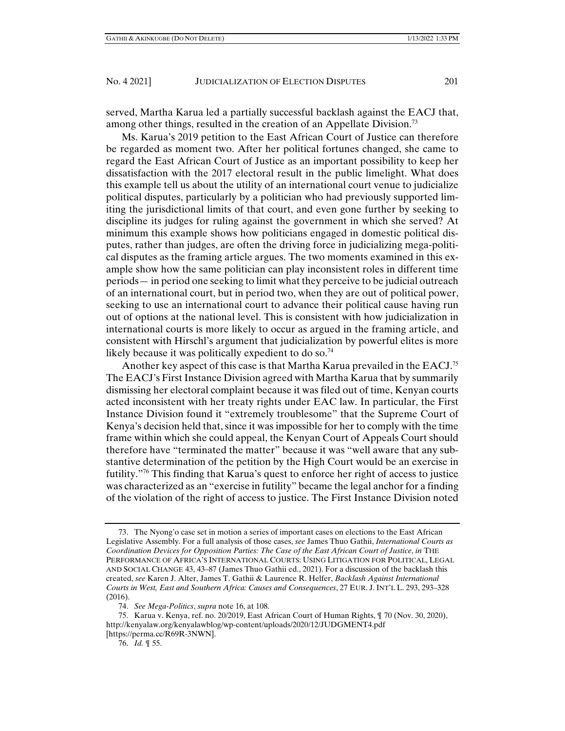served, Martha Karua led a partially successful backlash against the EACJ that, among other things, resulted in the creation of an Appellate Division.[73]

Ms. Karua's 2019 petition to the East African Court of Justice can therefore be regarded as moment two. After her political fortunes changed, she came to regard the East African Court of Justice as an important possibility to keep her dissatisfaction with the 2017 electoral result in the public limelight. What does this example tell us about the utility of an international court venue to judicialize political disputes, particularly by a politician who had previously supported limiting the jurisdictional limits of that court, and even gone further by seeking to discipline its judges for ruling against the government in which she served? At minimum this example shows how politicians engaged in domestic political disputes, rather than judges, are often the driving force in judicializing mega-political disputes as the framing article argues. The two moments examined in this example show how the same politician can play inconsistent roles in different time periods— in period one seeking to limit what they perceive to be judicial outreach of an international court, but in period two, when they are out of political power, seeking to use an international court to advance their political cause having run out of options at the national level. This is consistent with how judicialization in international courts is more likely to occur as argued in the framing article, and consistent with Hirschl's argument that judicialization by powerful elites is more likely because it was politically expedient to do so.[74]

Another key aspect of this case is that Martha Karua prevailed in the EACJ.[75] The EACJ's First Instance Division agreed with Martha Karua that by summarily dismissing her electoral complaint because it was filed out of time, Kenyan courts acted inconsistent with her treaty rights under EAC law. In particular, the First Instance Division found it "extremely troublesome" that the Supreme Court of Kenya's decision held that, since it was impossible for her to comply with the time frame within which she could appeal, the Kenyan Court of Appeals Court should therefore have "terminated the matter" because it was "well aware that any substantive determination of the petition by the High Court would be an exercise in futility."[76] This finding that Karua's quest to enforce her right of access to justice was characterized as an "exercise in futility" became the legal anchor for a finding of the violation of the right of access to justice. The First Instance Division noted

---

73. The Nyong'o case set in motion a series of important cases on elections to the East African Legislative Assembly. For a full analysis of those cases, *see* James Thuo Gathii, *International Courts as Coordination Devices for Opposition Parties: The Case of the East African Court of Justice*, *in* THE PERFORMANCE OF AFRICA'S INTERNATIONAL COURTS: USING LITIGATION FOR POLITICAL, LEGAL AND SOCIAL CHANGE 43, 43–87 (James Thuo Gathii ed., 2021). For a discussion of the backlash this created, *see* Karen J. Alter, James T. Gathii & Laurence R. Helfer, *Backlash Against International Courts in West, East and Southern Africa: Causes and Consequences*, 27 EUR. J. INT'L L. 293, 293–328 (2016).

74. *See Mega-Politics*, *supra* note 16, at 108.

75. Karua v. Kenya, ref. no. 20/2019, East African Court of Human Rights, ¶ 70 (Nov. 30, 2020), http://kenyalaw.org/kenyalawblog/wp-content/uploads/2020/12/JUDGMENT4.pdf [https://perma.cc/R69R-3NWN].

76. *Id.* ¶ 55.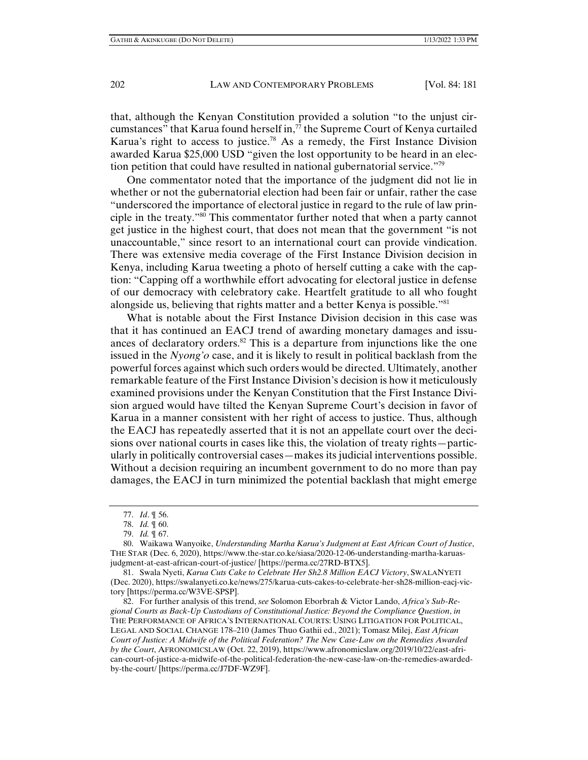that, although the Kenyan Constitution provided a solution "to the unjust circumstances" that Karua found herself in,[77] the Supreme Court of Kenya curtailed Karua's right to access to justice.[78] As a remedy, the First Instance Division awarded Karua $25,000 USD "given the lost opportunity to be heard in an election petition that could have resulted in national gubernatorial service."[79]

One commentator noted that the importance of the judgment did not lie in whether or not the gubernatorial election had been fair or unfair, rather the case "underscored the importance of electoral justice in regard to the rule of law principle in the treaty."[80] This commentator further noted that when a party cannot get justice in the highest court, that does not mean that the government "is not unaccountable," since resort to an international court can provide vindication. There was extensive media coverage of the First Instance Division decision in Kenya, including Karua tweeting a photo of herself cutting a cake with the caption: "Capping off a worthwhile effort advocating for electoral justice in defense of our democracy with celebratory cake. Heartfelt gratitude to all who fought alongside us, believing that rights matter and a better Kenya is possible."[81]

What is notable about the First Instance Division decision in this case was that it has continued an EACJ trend of awarding monetary damages and issuances of declaratory orders.[82] This is a departure from injunctions like the one issued in the *Nyong'o* case, and it is likely to result in political backlash from the powerful forces against which such orders would be directed. Ultimately, another remarkable feature of the First Instance Division's decision is how it meticulously examined provisions under the Kenyan Constitution that the First Instance Division argued would have tilted the Kenyan Supreme Court's decision in favor of Karua in a manner consistent with her right of access to justice. Thus, although the EACJ has repeatedly asserted that it is not an appellate court over the decisions over national courts in cases like this, the violation of treaty rights—particularly in politically controversial cases—makes its judicial interventions possible. Without a decision requiring an incumbent government to do no more than pay damages, the EACJ in turn minimized the potential backlash that might emerge

---

77. *Id*. ¶ 56.

78. *Id.* ¶ 60.

79. *Id.* ¶ 67.

80. Waikawa Wanyoike, *Understanding Martha Karua's Judgment at East African Court of Justice*, THE STAR (Dec. 6, 2020), https://www.the-star.co.ke/siasa/2020-12-06-understanding-martha-karuas-judgment-at-east-african-court-of-justice/ [https://perma.cc/27RD-BTX5].

81. Swala Nyeti, *Karua Cuts Cake to Celebrate Her Sh2.8 Million EACJ Victory*, SWALANYETI (Dec. 2020), https://swalanyeti.co.ke/news/275/karua-cuts-cakes-to-celebrate-her-sh28-million-eacj-victory [https://perma.cc/W3VE-SPSP].

82. For further analysis of this trend, *see* Solomon Eborbrah & Victor Lando, *Africa's Sub-Regional Courts as Back-Up Custodians of Constitutional Justice: Beyond the Compliance Question*, *in* THE PERFORMANCE OF AFRICA'S INTERNATIONAL COURTS: USING LITIGATION FOR POLITICAL, LEGAL AND SOCIAL CHANGE 178–210 (James Thuo Gathii ed., 2021); Tomasz Milej, *East African Court of Justice: A Midwife of the Political Federation? The New Case-Law on the Remedies Awarded by the Court*, AFRONOMICSLAW (Oct. 22, 2019), https://www.afronomicslaw.org/2019/10/22/east-african-court-of-justice-a-midwife-of-the-political-federation-the-new-case-law-on-the-remedies-awarded-by-the-court/ [https://perma.cc/J7DF-WZ9F].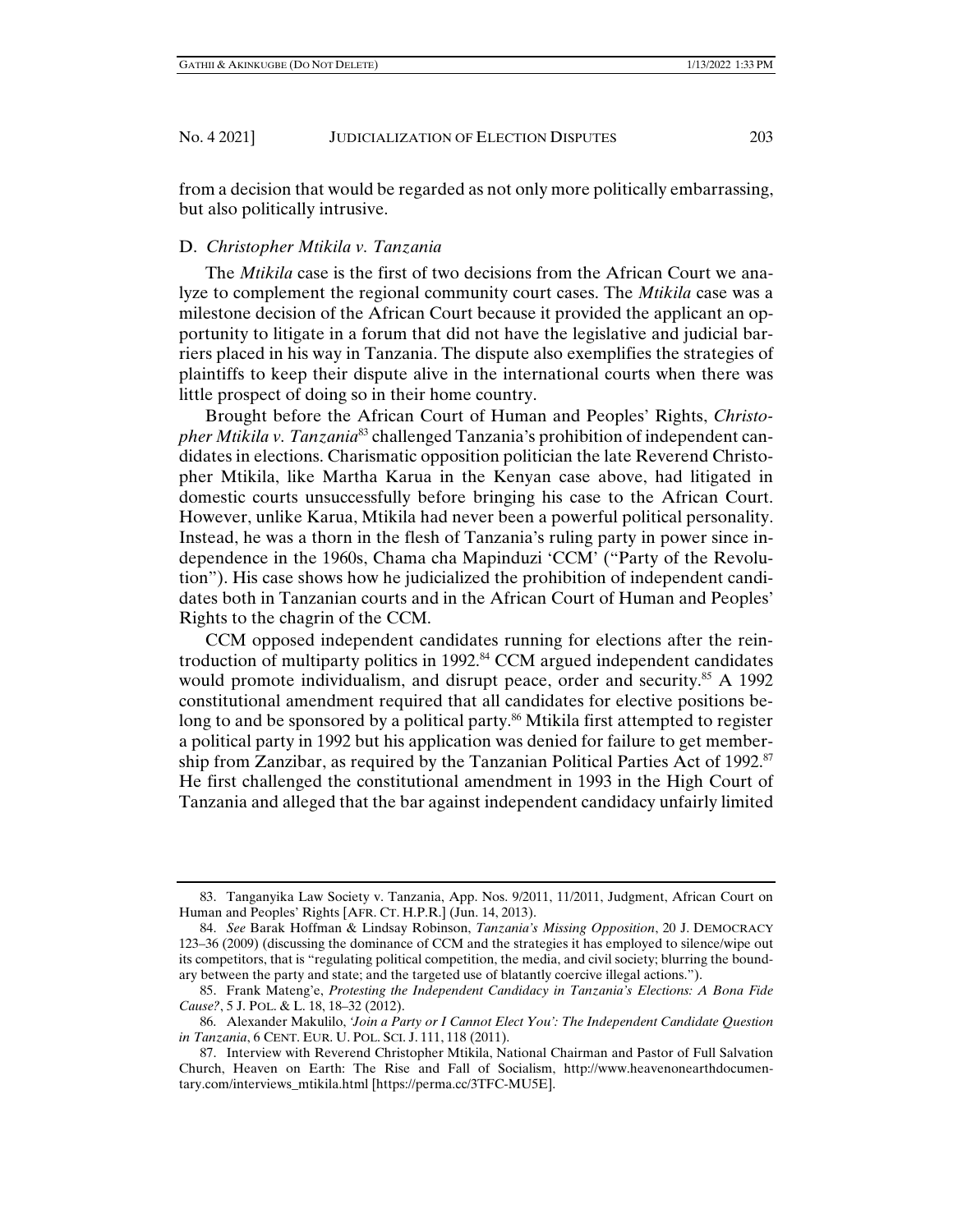from a decision that would be regarded as not only more politically embarrassing, but also politically intrusive.

### D. *Christopher Mtikila v. Tanzania*

The *Mtikila* case is the first of two decisions from the African Court we analyze to complement the regional community court cases. The *Mtikila* case was a milestone decision of the African Court because it provided the applicant an opportunity to litigate in a forum that did not have the legislative and judicial barriers placed in his way in Tanzania. The dispute also exemplifies the strategies of plaintiffs to keep their dispute alive in the international courts when there was little prospect of doing so in their home country.

Brought before the African Court of Human and Peoples' Rights, *Christopher Mtikila v. Tanzania*[83] challenged Tanzania's prohibition of independent candidates in elections. Charismatic opposition politician the late Reverend Christopher Mtikila, like Martha Karua in the Kenyan case above, had litigated in domestic courts unsuccessfully before bringing his case to the African Court. However, unlike Karua, Mtikila had never been a powerful political personality. Instead, he was a thorn in the flesh of Tanzania's ruling party in power since independence in the 1960s, Chama cha Mapinduzi 'CCM' ("Party of the Revolution"). His case shows how he judicialized the prohibition of independent candidates both in Tanzanian courts and in the African Court of Human and Peoples' Rights to the chagrin of the CCM.

CCM opposed independent candidates running for elections after the reintroduction of multiparty politics in 1992.[84] CCM argued independent candidates would promote individualism, and disrupt peace, order and security.[85] A 1992 constitutional amendment required that all candidates for elective positions belong to and be sponsored by a political party.[86] Mtikila first attempted to register a political party in 1992 but his application was denied for failure to get membership from Zanzibar, as required by the Tanzanian Political Parties Act of 1992.[87] He first challenged the constitutional amendment in 1993 in the High Court of Tanzania and alleged that the bar against independent candidacy unfairly limited

---

83. Tanganyika Law Society v. Tanzania, App. Nos. 9/2011, 11/2011, Judgment, African Court on Human and Peoples' Rights [AFR. CT. H.P.R.] (Jun. 14, 2013).

84. *See* Barak Hoffman & Lindsay Robinson, *Tanzania's Missing Opposition*, 20 J. DEMOCRACY 123–36 (2009) (discussing the dominance of CCM and the strategies it has employed to silence/wipe out its competitors, that is "regulating political competition, the media, and civil society; blurring the boundary between the party and state; and the targeted use of blatantly coercive illegal actions.").

85. Frank Mateng'e, *Protesting the Independent Candidacy in Tanzania's Elections: A Bona Fide Cause?*, 5 J. POL. & L. 18, 18–32 (2012).

86. Alexander Makulilo, *'Join a Party or I Cannot Elect You': The Independent Candidate Question in Tanzania*, 6 CENT. EUR. U. POL. SCI. J. 111, 118 (2011).

87. Interview with Reverend Christopher Mtikila, National Chairman and Pastor of Full Salvation Church, Heaven on Earth: The Rise and Fall of Socialism, http://www.heavenonearthdocumentary.com/interviews_mtikila.html [https://perma.cc/3TFC-MU5E].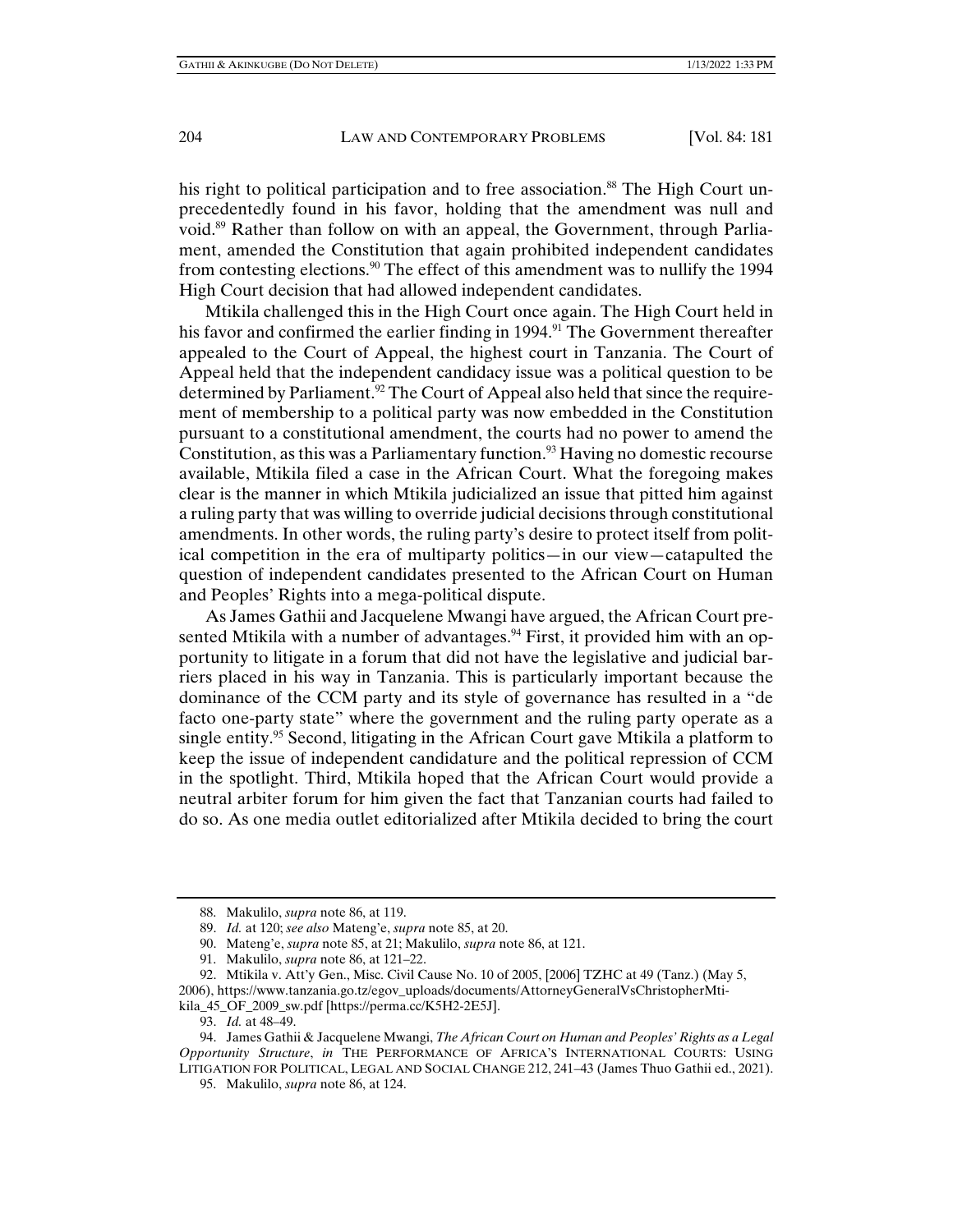his right to political participation and to free association.[88] The High Court unprecedentedly found in his favor, holding that the amendment was null and void.[89] Rather than follow on with an appeal, the Government, through Parliament, amended the Constitution that again prohibited independent candidates from contesting elections.[90] The effect of this amendment was to nullify the 1994 High Court decision that had allowed independent candidates.

Mtikila challenged this in the High Court once again. The High Court held in his favor and confirmed the earlier finding in 1994.[91] The Government thereafter appealed to the Court of Appeal, the highest court in Tanzania. The Court of Appeal held that the independent candidacy issue was a political question to be determined by Parliament.[92] The Court of Appeal also held that since the requirement of membership to a political party was now embedded in the Constitution pursuant to a constitutional amendment, the courts had no power to amend the Constitution, as this was a Parliamentary function.[93] Having no domestic recourse available, Mtikila filed a case in the African Court. What the foregoing makes clear is the manner in which Mtikila judicialized an issue that pitted him against a ruling party that was willing to override judicial decisions through constitutional amendments. In other words, the ruling party's desire to protect itself from political competition in the era of multiparty politics—in our view—catapulted the question of independent candidates presented to the African Court on Human and Peoples' Rights into a mega-political dispute.

As James Gathii and Jacquelene Mwangi have argued, the African Court presented Mtikila with a number of advantages.[94] First, it provided him with an opportunity to litigate in a forum that did not have the legislative and judicial barriers placed in his way in Tanzania. This is particularly important because the dominance of the CCM party and its style of governance has resulted in a "de facto one-party state" where the government and the ruling party operate as a single entity.[95] Second, litigating in the African Court gave Mtikila a platform to keep the issue of independent candidature and the political repression of CCM in the spotlight. Third, Mtikila hoped that the African Court would provide a neutral arbiter forum for him given the fact that Tanzanian courts had failed to do so. As one media outlet editorialized after Mtikila decided to bring the court

---

88. Makulilo, *supra* note 86, at 119.

89. *Id.* at 120; *see also* Mateng'e, *supra* note 85, at 20.

90. Mateng'e, *supra* note 85, at 21; Makulilo, *supra* note 86, at 121.

91. Makulilo, *supra* note 86, at 121–22.

92. Mtikila v. Att'y Gen., Misc. Civil Cause No. 10 of 2005, [2006] TZHC at 49 (Tanz.) (May 5, 2006), https://www.tanzania.go.tz/egov_uploads/documents/AttorneyGeneralVsChristopherMtikila_45_OF_2009_sw.pdf [https://perma.cc/K5H2-2E5J].

93. *Id.* at 48–49.

94. James Gathii & Jacquelene Mwangi, *The African Court on Human and Peoples' Rights as a Legal Opportunity Structure*, *in* THE PERFORMANCE OF AFRICA'S INTERNATIONAL COURTS: USING LITIGATION FOR POLITICAL, LEGAL AND SOCIAL CHANGE 212, 241–43 (James Thuo Gathii ed., 2021).

95. Makulilo, *supra* note 86, at 124.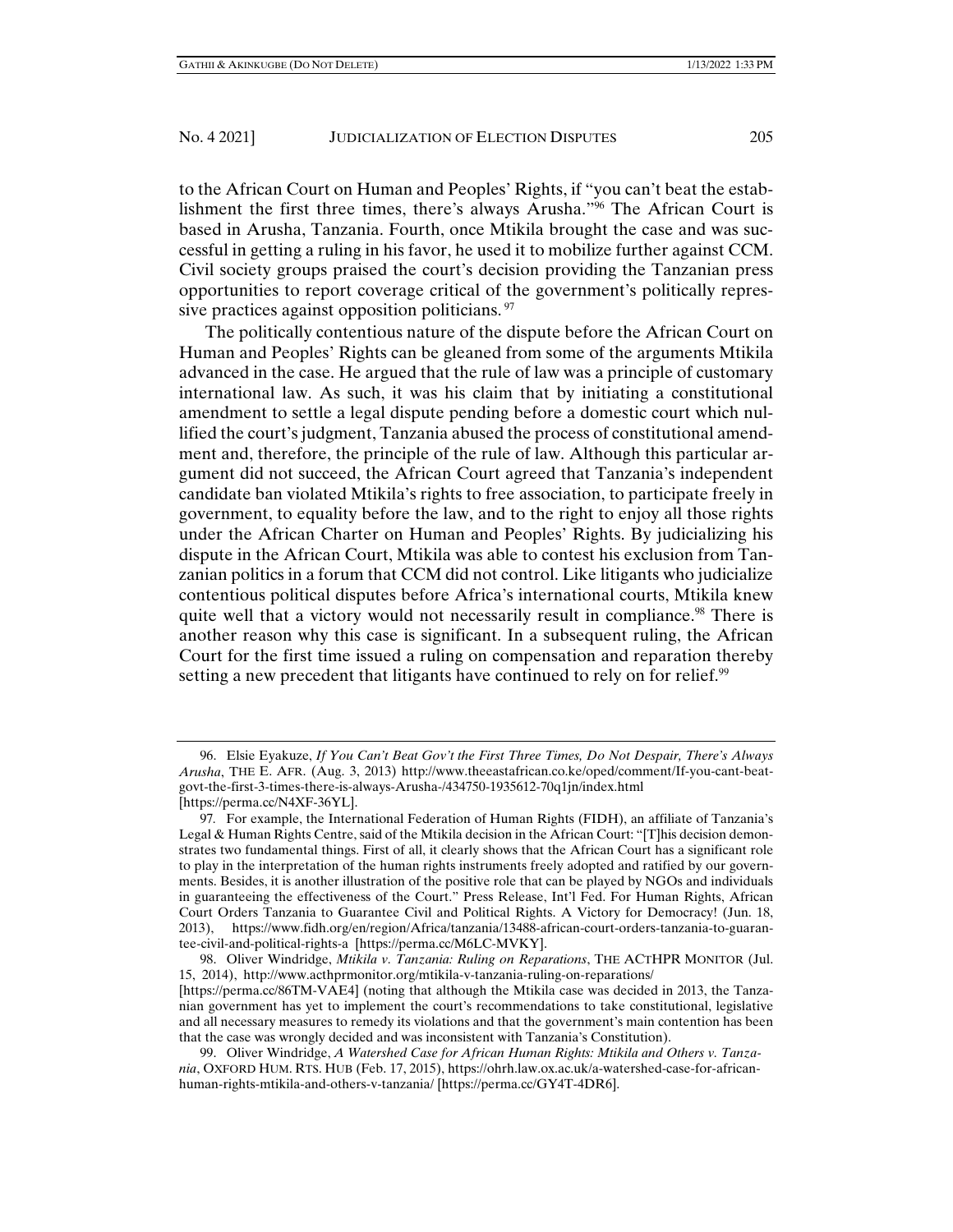to the African Court on Human and Peoples' Rights, if "you can't beat the establishment the first three times, there's always Arusha."[96] The African Court is based in Arusha, Tanzania. Fourth, once Mtikila brought the case and was successful in getting a ruling in his favor, he used it to mobilize further against CCM. Civil society groups praised the court's decision providing the Tanzanian press opportunities to report coverage critical of the government's politically repressive practices against opposition politicians.[97]

The politically contentious nature of the dispute before the African Court on Human and Peoples' Rights can be gleaned from some of the arguments Mtikila advanced in the case. He argued that the rule of law was a principle of customary international law. As such, it was his claim that by initiating a constitutional amendment to settle a legal dispute pending before a domestic court which nullified the court's judgment, Tanzania abused the process of constitutional amendment and, therefore, the principle of the rule of law. Although this particular argument did not succeed, the African Court agreed that Tanzania's independent candidate ban violated Mtikila's rights to free association, to participate freely in government, to equality before the law, and to the right to enjoy all those rights under the African Charter on Human and Peoples' Rights. By judicializing his dispute in the African Court, Mtikila was able to contest his exclusion from Tanzanian politics in a forum that CCM did not control. Like litigants who judicialize contentious political disputes before Africa's international courts, Mtikila knew quite well that a victory would not necessarily result in compliance.[98] There is another reason why this case is significant. In a subsequent ruling, the African Court for the first time issued a ruling on compensation and reparation thereby setting a new precedent that litigants have continued to rely on for relief.[99]

---

96. Elsie Eyakuze, *If You Can't Beat Gov't the First Three Times, Do Not Despair, There's Always Arusha*, THE E. AFR. (Aug. 3, 2013) http://www.theeastafrican.co.ke/oped/comment/If-you-cant-beat-govt-the-first-3-times-there-is-always-Arusha-/434750-1935612-70q1jn/index.html [https://perma.cc/N4XF-36YL].

97. For example, the International Federation of Human Rights (FIDH), an affiliate of Tanzania's Legal & Human Rights Centre, said of the Mtikila decision in the African Court: "[T]his decision demonstrates two fundamental things. First of all, it clearly shows that the African Court has a significant role to play in the interpretation of the human rights instruments freely adopted and ratified by our governments. Besides, it is another illustration of the positive role that can be played by NGOs and individuals in guaranteeing the effectiveness of the Court." Press Release, Int'l Fed. For Human Rights, African Court Orders Tanzania to Guarantee Civil and Political Rights. A Victory for Democracy! (Jun. 18, 2013), https://www.fidh.org/en/region/Africa/tanzania/13488-african-court-orders-tanzania-to-guarantee-civil-and-political-rights-a [https://perma.cc/M6LC-MVKY].

98. Oliver Windridge, *Mtikila v. Tanzania: Ruling on Reparations*, THE ACTHPR MONITOR (Jul. 15, 2014), http://www.acthprmonitor.org/mtikila-v-tanzania-ruling-on-reparations/ [https://perma.cc/86TM-VAE4] (noting that although the Mtikila case was decided in 2013, the Tanzanian government has yet to implement the court's recommendations to take constitutional, legislative and all necessary measures to remedy its violations and that the government's main contention has been that the case was wrongly decided and was inconsistent with Tanzania's Constitution).

99. Oliver Windridge, *A Watershed Case for African Human Rights: Mtikila and Others v. Tanzania*, OXFORD HUM. RTS. HUB (Feb. 17, 2015), https://ohrh.law.ox.ac.uk/a-watershed-case-for-african-human-rights-mtikila-and-others-v-tanzania/ [https://perma.cc/GY4T-4DR6].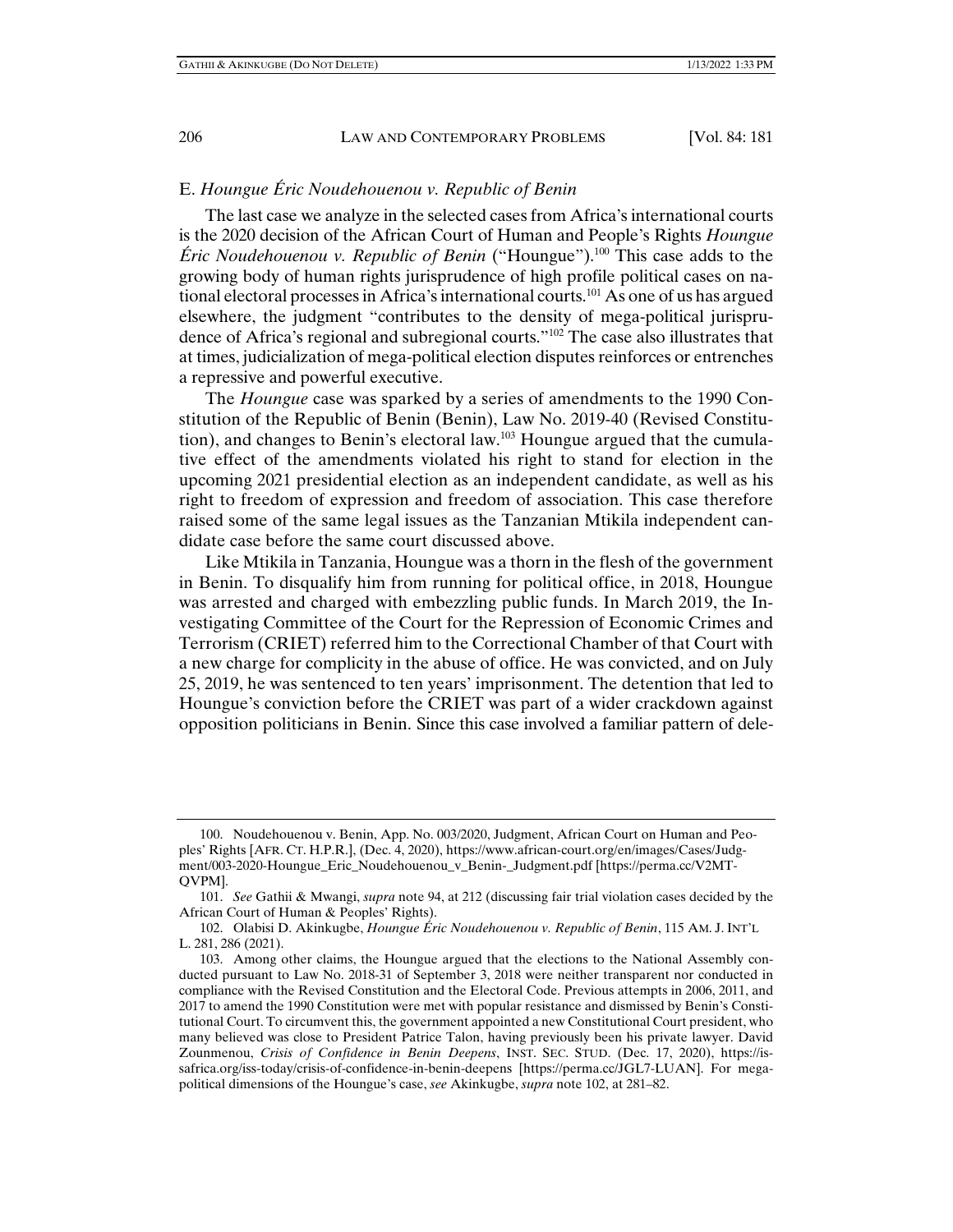### E. *Houngue Éric Noudehouenou v. Republic of Benin*

The last case we analyze in the selected cases from Africa's international courts is the 2020 decision of the African Court of Human and People's Rights *Houngue Éric Noudehouenou v. Republic of Benin* ("Houngue").[100] This case adds to the growing body of human rights jurisprudence of high profile political cases on national electoral processes in Africa's international courts.[101] As one of us has argued elsewhere, the judgment "contributes to the density of mega-political jurisprudence of Africa's regional and subregional courts."[102] The case also illustrates that at times, judicialization of mega-political election disputes reinforces or entrenches a repressive and powerful executive.

The *Houngue* case was sparked by a series of amendments to the 1990 Constitution of the Republic of Benin (Benin), Law No. 2019-40 (Revised Constitution), and changes to Benin's electoral law.[103] Houngue argued that the cumulative effect of the amendments violated his right to stand for election in the upcoming 2021 presidential election as an independent candidate, as well as his right to freedom of expression and freedom of association. This case therefore raised some of the same legal issues as the Tanzanian Mtikila independent candidate case before the same court discussed above.

Like Mtikila in Tanzania, Houngue was a thorn in the flesh of the government in Benin. To disqualify him from running for political office, in 2018, Houngue was arrested and charged with embezzling public funds. In March 2019, the Investigating Committee of the Court for the Repression of Economic Crimes and Terrorism (CRIET) referred him to the Correctional Chamber of that Court with a new charge for complicity in the abuse of office. He was convicted, and on July 25, 2019, he was sentenced to ten years' imprisonment. The detention that led to Houngue's conviction before the CRIET was part of a wider crackdown against opposition politicians in Benin. Since this case involved a familiar pattern of dele-

---

100. Noudehouenou v. Benin, App. No. 003/2020, Judgment, African Court on Human and Peoples' Rights [AFR. CT. H.P.R.], (Dec. 4, 2020), https://www.african-court.org/en/images/Cases/Judgment/003-2020-Houngue_Eric_Noudehouenou_v_Benin-_Judgment.pdf [https://perma.cc/V2MT-QVPM].

101. *See* Gathii & Mwangi, *supra* note 94, at 212 (discussing fair trial violation cases decided by the African Court of Human & Peoples' Rights).

102. Olabisi D. Akinkugbe, *Houngue Éric Noudehouenou v. Republic of Benin*, 115 AM. J. INT'L L. 281, 286 (2021).

103. Among other claims, the Houngue argued that the elections to the National Assembly conducted pursuant to Law No. 2018-31 of September 3, 2018 were neither transparent nor conducted in compliance with the Revised Constitution and the Electoral Code. Previous attempts in 2006, 2011, and 2017 to amend the 1990 Constitution were met with popular resistance and dismissed by Benin's Constitutional Court. To circumvent this, the government appointed a new Constitutional Court president, who many believed was close to President Patrice Talon, having previously been his private lawyer. David Zounmenou, *Crisis of Confidence in Benin Deepens*, INST. SEC. STUD. (Dec. 17, 2020), https://issafrica.org/iss-today/crisis-of-confidence-in-benin-deepens [https://perma.cc/JGL7-LUAN]. For mega-political dimensions of the Houngue's case, *see* Akinkugbe, *supra* note 102, at 281–82.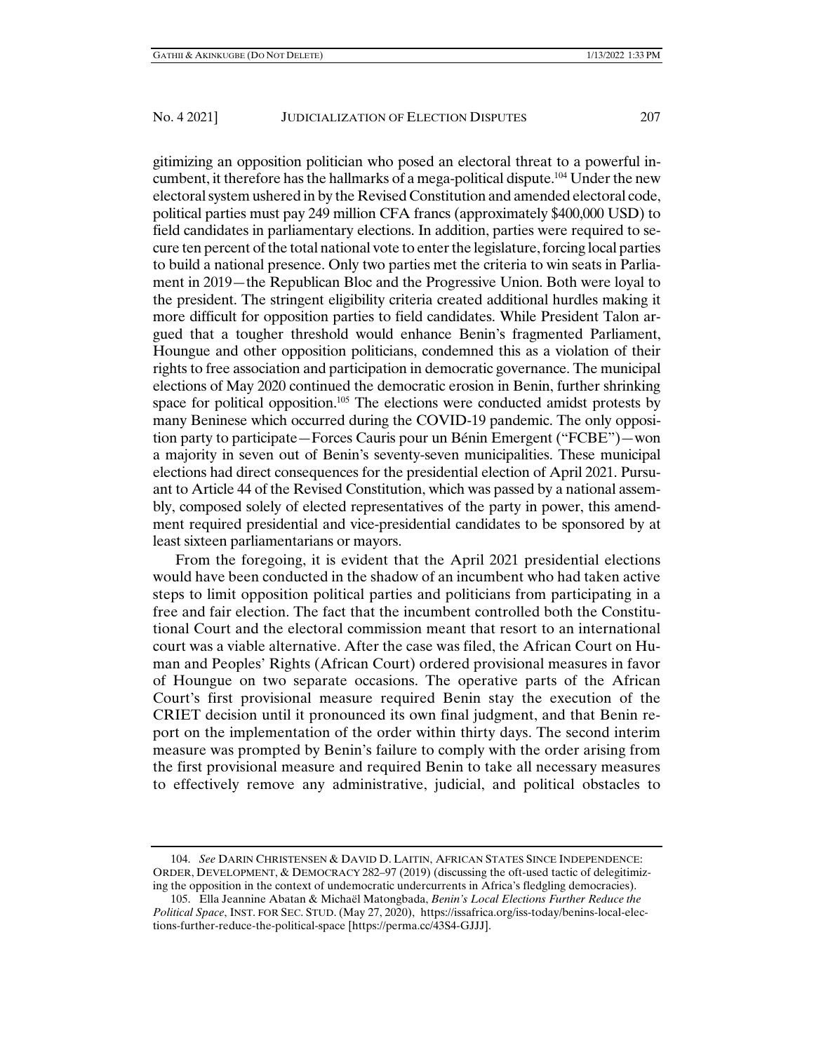gitimizing an opposition politician who posed an electoral threat to a powerful incumbent, it therefore has the hallmarks of a mega-political dispute.[104] Under the new electoral system ushered in by the Revised Constitution and amended electoral code, political parties must pay 249 million CFA francs (approximately $400,000 USD) to field candidates in parliamentary elections. In addition, parties were required to secure ten percent of the total national vote to enter the legislature, forcing local parties to build a national presence. Only two parties met the criteria to win seats in Parliament in 2019—the Republican Bloc and the Progressive Union. Both were loyal to the president. The stringent eligibility criteria created additional hurdles making it more difficult for opposition parties to field candidates. While President Talon argued that a tougher threshold would enhance Benin's fragmented Parliament, Houngue and other opposition politicians, condemned this as a violation of their rights to free association and participation in democratic governance. The municipal elections of May 2020 continued the democratic erosion in Benin, further shrinking space for political opposition.[105] The elections were conducted amidst protests by many Beninese which occurred during the COVID-19 pandemic. The only opposition party to participate—Forces Cauris pour un Bénin Emergent ("FCBE")—won a majority in seven out of Benin's seventy-seven municipalities. These municipal elections had direct consequences for the presidential election of April 2021. Pursuant to Article 44 of the Revised Constitution, which was passed by a national assembly, composed solely of elected representatives of the party in power, this amendment required presidential and vice-presidential candidates to be sponsored by at least sixteen parliamentarians or mayors.

From the foregoing, it is evident that the April 2021 presidential elections would have been conducted in the shadow of an incumbent who had taken active steps to limit opposition political parties and politicians from participating in a free and fair election. The fact that the incumbent controlled both the Constitutional Court and the electoral commission meant that resort to an international court was a viable alternative. After the case was filed, the African Court on Human and Peoples' Rights (African Court) ordered provisional measures in favor of Houngue on two separate occasions. The operative parts of the African Court's first provisional measure required Benin stay the execution of the CRIET decision until it pronounced its own final judgment, and that Benin report on the implementation of the order within thirty days. The second interim measure was prompted by Benin's failure to comply with the order arising from the first provisional measure and required Benin to take all necessary measures to effectively remove any administrative, judicial, and political obstacles to

104. *See* DARIN CHRISTENSEN & DAVID D. LAITIN, AFRICAN STATES SINCE INDEPENDENCE: ORDER, DEVELOPMENT, & DEMOCRACY 282–97 (2019) (discussing the oft-used tactic of delegitimizing the opposition in the context of undemocratic undercurrents in Africa's fledgling democracies).

105. Ella Jeannine Abatan & Michaël Matongbada, *Benin's Local Elections Further Reduce the Political Space*, INST. FOR SEC. STUD. (May 27, 2020), https://issafrica.org/iss-today/benins-local-elections-further-reduce-the-political-space [https://perma.cc/43S4-GJJJ].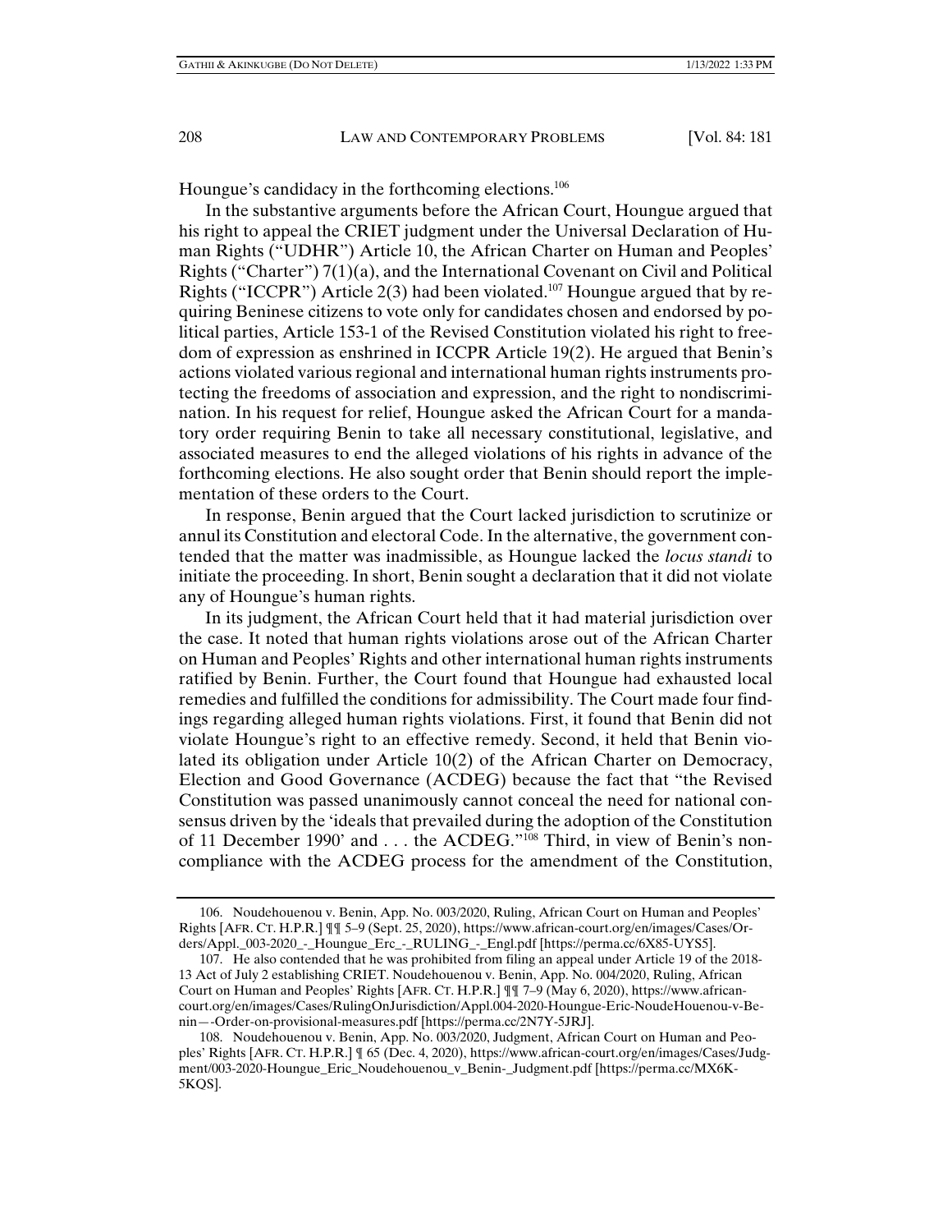Houngue's candidacy in the forthcoming elections.[106]

In the substantive arguments before the African Court, Houngue argued that his right to appeal the CRIET judgment under the Universal Declaration of Human Rights ("UDHR") Article 10, the African Charter on Human and Peoples' Rights ("Charter") 7(1)(a), and the International Covenant on Civil and Political Rights ("ICCPR") Article 2(3) had been violated.[107] Houngue argued that by requiring Beninese citizens to vote only for candidates chosen and endorsed by political parties, Article 153-1 of the Revised Constitution violated his right to freedom of expression as enshrined in ICCPR Article 19(2). He argued that Benin's actions violated various regional and international human rights instruments protecting the freedoms of association and expression, and the right to nondiscrimination. In his request for relief, Houngue asked the African Court for a mandatory order requiring Benin to take all necessary constitutional, legislative, and associated measures to end the alleged violations of his rights in advance of the forthcoming elections. He also sought order that Benin should report the implementation of these orders to the Court.

In response, Benin argued that the Court lacked jurisdiction to scrutinize or annul its Constitution and electoral Code. In the alternative, the government contended that the matter was inadmissible, as Houngue lacked the *locus standi* to initiate the proceeding. In short, Benin sought a declaration that it did not violate any of Houngue's human rights.

In its judgment, the African Court held that it had material jurisdiction over the case. It noted that human rights violations arose out of the African Charter on Human and Peoples' Rights and other international human rights instruments ratified by Benin. Further, the Court found that Houngue had exhausted local remedies and fulfilled the conditions for admissibility. The Court made four findings regarding alleged human rights violations. First, it found that Benin did not violate Houngue's right to an effective remedy. Second, it held that Benin violated its obligation under Article 10(2) of the African Charter on Democracy, Election and Good Governance (ACDEG) because the fact that "the Revised Constitution was passed unanimously cannot conceal the need for national consensus driven by the 'ideals that prevailed during the adoption of the Constitution of 11 December 1990' and . . . the ACDEG."[108] Third, in view of Benin's noncompliance with the ACDEG process for the amendment of the Constitution,

---

106. Noudehouenou v. Benin, App. No. 003/2020, Ruling, African Court on Human and Peoples' Rights [AFR. CT. H.P.R.] ¶¶ 5–9 (Sept. 25, 2020), https://www.african-court.org/en/images/Cases/Orders/Appl._003-2020_-_Houngue_Erc_-_RULING_-_Engl.pdf [https://perma.cc/6X85-UYS5].

107. He also contended that he was prohibited from filing an appeal under Article 19 of the 2018-13 Act of July 2 establishing CRIET. Noudehouenou v. Benin, App. No. 004/2020, Ruling, African Court on Human and Peoples' Rights [AFR. CT. H.P.R.] ¶¶ 7–9 (May 6, 2020), https://www.african-court.org/en/images/Cases/RulingOnJurisdiction/Appl.004-2020-Houngue-Eric-NoudeHouenou-v-Benin—-Order-on-provisional-measures.pdf [https://perma.cc/2N7Y-5JRJ].

108. Noudehouenou v. Benin, App. No. 003/2020, Judgment, African Court on Human and Peoples' Rights [AFR. CT. H.P.R.] ¶ 65 (Dec. 4, 2020), https://www.african-court.org/en/images/Cases/Judgment/003-2020-Houngue_Eric_Noudehouenou_v_Benin-_Judgment.pdf [https://perma.cc/MX6K-5KQS].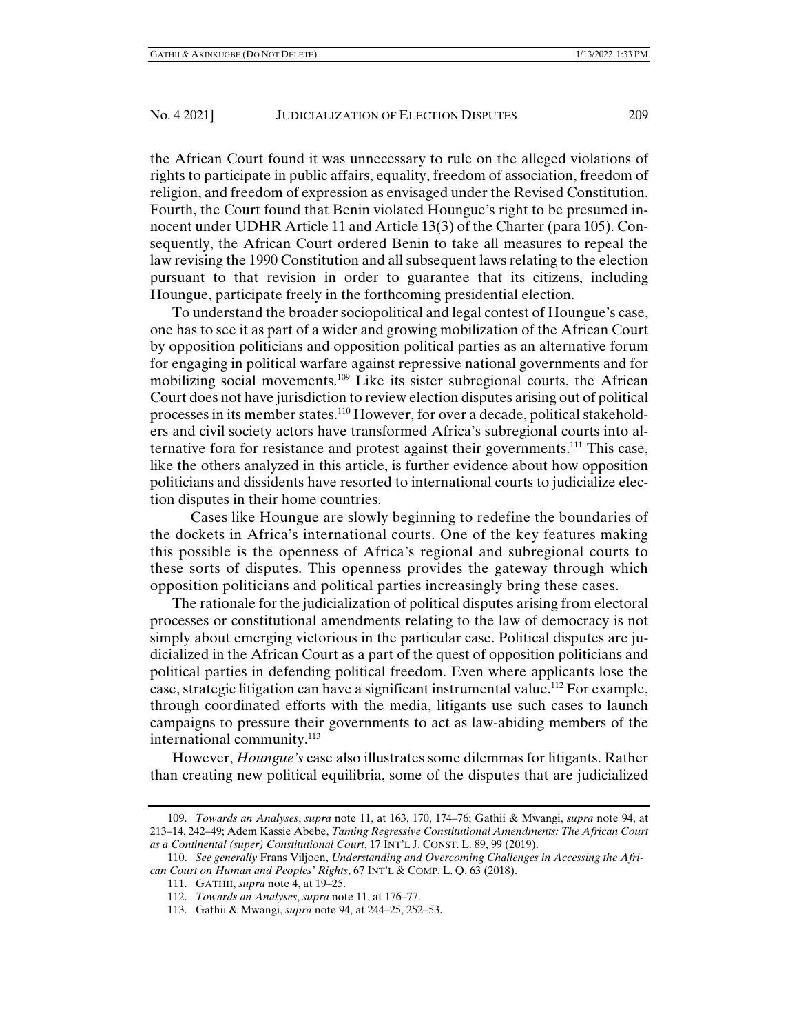the African Court found it was unnecessary to rule on the alleged violations of rights to participate in public affairs, equality, freedom of association, freedom of religion, and freedom of expression as envisaged under the Revised Constitution. Fourth, the Court found that Benin violated Houngue's right to be presumed innocent under UDHR Article 11 and Article 13(3) of the Charter (para 105). Consequently, the African Court ordered Benin to take all measures to repeal the law revising the 1990 Constitution and all subsequent laws relating to the election pursuant to that revision in order to guarantee that its citizens, including Houngue, participate freely in the forthcoming presidential election.

To understand the broader sociopolitical and legal contest of Houngue's case, one has to see it as part of a wider and growing mobilization of the African Court by opposition politicians and opposition political parties as an alternative forum for engaging in political warfare against repressive national governments and for mobilizing social movements.[109] Like its sister subregional courts, the African Court does not have jurisdiction to review election disputes arising out of political processes in its member states.[110] However, for over a decade, political stakeholders and civil society actors have transformed Africa's subregional courts into alternative fora for resistance and protest against their governments.[111] This case, like the others analyzed in this article, is further evidence about how opposition politicians and dissidents have resorted to international courts to judicialize election disputes in their home countries.

Cases like Houngue are slowly beginning to redefine the boundaries of the dockets in Africa's international courts. One of the key features making this possible is the openness of Africa's regional and subregional courts to these sorts of disputes. This openness provides the gateway through which opposition politicians and political parties increasingly bring these cases.

The rationale for the judicialization of political disputes arising from electoral processes or constitutional amendments relating to the law of democracy is not simply about emerging victorious in the particular case. Political disputes are judicialized in the African Court as a part of the quest of opposition politicians and political parties in defending political freedom. Even where applicants lose the case, strategic litigation can have a significant instrumental value.[112] For example, through coordinated efforts with the media, litigants use such cases to launch campaigns to pressure their governments to act as law-abiding members of the international community.[113]

However, *Houngue's* case also illustrates some dilemmas for litigants. Rather than creating new political equilibria, some of the disputes that are judicialized

---

109. *Towards an Analyses*, *supra* note 11, at 163, 170, 174–76; Gathii & Mwangi, *supra* note 94, at 213–14, 242–49; Adem Kassie Abebe, *Taming Regressive Constitutional Amendments: The African Court as a Continental (super) Constitutional Court*, 17 INT'L J. CONST. L. 89, 99 (2019).

110. *See generally* Frans Viljoen, *Understanding and Overcoming Challenges in Accessing the African Court on Human and Peoples' Rights*, 67 INT'L & COMP. L. Q. 63 (2018).

111. GATHII, *supra* note 4, at 19–25.

112. *Towards an Analyses*, *supra* note 11, at 176–77.

113. Gathii & Mwangi, *supra* note 94, at 244–25, 252–53.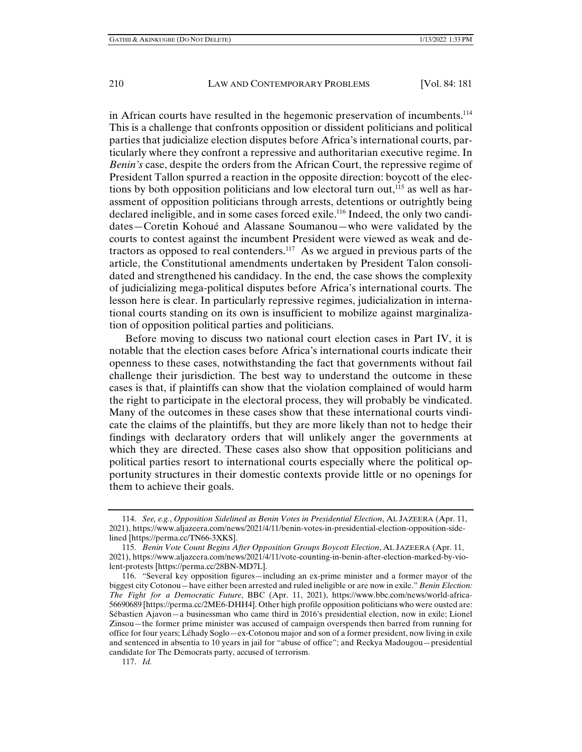in African courts have resulted in the hegemonic preservation of incumbents.[114] This is a challenge that confronts opposition or dissident politicians and political parties that judicialize election disputes before Africa's international courts, particularly where they confront a repressive and authoritarian executive regime. In *Benin's* case, despite the orders from the African Court, the repressive regime of President Tallon spurred a reaction in the opposite direction: boycott of the elections by both opposition politicians and low electoral turn out,[115] as well as harassment of opposition politicians through arrests, detentions or outrightly being declared ineligible, and in some cases forced exile.[116] Indeed, the only two candidates—Coretin Kohoué and Alassane Soumanou—who were validated by the courts to contest against the incumbent President were viewed as weak and detractors as opposed to real contenders.[117] As we argued in previous parts of the article, the Constitutional amendments undertaken by President Talon consolidated and strengthened his candidacy. In the end, the case shows the complexity of judicializing mega-political disputes before Africa's international courts. The lesson here is clear. In particularly repressive regimes, judicialization in international courts standing on its own is insufficient to mobilize against marginalization of opposition political parties and politicians.

Before moving to discuss two national court election cases in Part IV, it is notable that the election cases before Africa's international courts indicate their openness to these cases, notwithstanding the fact that governments without fail challenge their jurisdiction. The best way to understand the outcome in these cases is that, if plaintiffs can show that the violation complained of would harm the right to participate in the electoral process, they will probably be vindicated. Many of the outcomes in these cases show that these international courts vindicate the claims of the plaintiffs, but they are more likely than not to hedge their findings with declaratory orders that will unlikely anger the governments at which they are directed. These cases also show that opposition politicians and political parties resort to international courts especially where the political opportunity structures in their domestic contexts provide little or no openings for them to achieve their goals.

---

114. *See, e.g.*, *Opposition Sidelined as Benin Votes in Presidential Election*, AL JAZEERA (Apr. 11, 2021), https://www.aljazeera.com/news/2021/4/11/benin-votes-in-presidential-election-opposition-sidelined [https://perma.cc/TN66-3XKS].

115. *Benin Vote Count Begins After Opposition Groups Boycott Election*, AL JAZEERA (Apr. 11, 2021), https://www.aljazeera.com/news/2021/4/11/vote-counting-in-benin-after-election-marked-by-violent-protests [https://perma.cc/28BN-MD7L].

116. "Several key opposition figures—including an ex-prime minister and a former mayor of the biggest city Cotonou—have either been arrested and ruled ineligible or are now in exile." *Benin Election: The Fight for a Democratic Future*, BBC (Apr. 11, 2021), https://www.bbc.com/news/world-africa-56690689 [https://perma.cc/2ME6-DHH4]. Other high profile opposition politicians who were ousted are: Sébastien Ajavon—a businessman who came third in 2016's presidential election, now in exile; Lionel Zinsou—the former prime minister was accused of campaign overspends then barred from running for office for four years; Léhady Soglo—ex-Cotonou major and son of a former president, now living in exile and sentenced in absentia to 10 years in jail for "abuse of office"; and Reckya Madougou—presidential candidate for The Democrats party, accused of terrorism.

117. *Id.*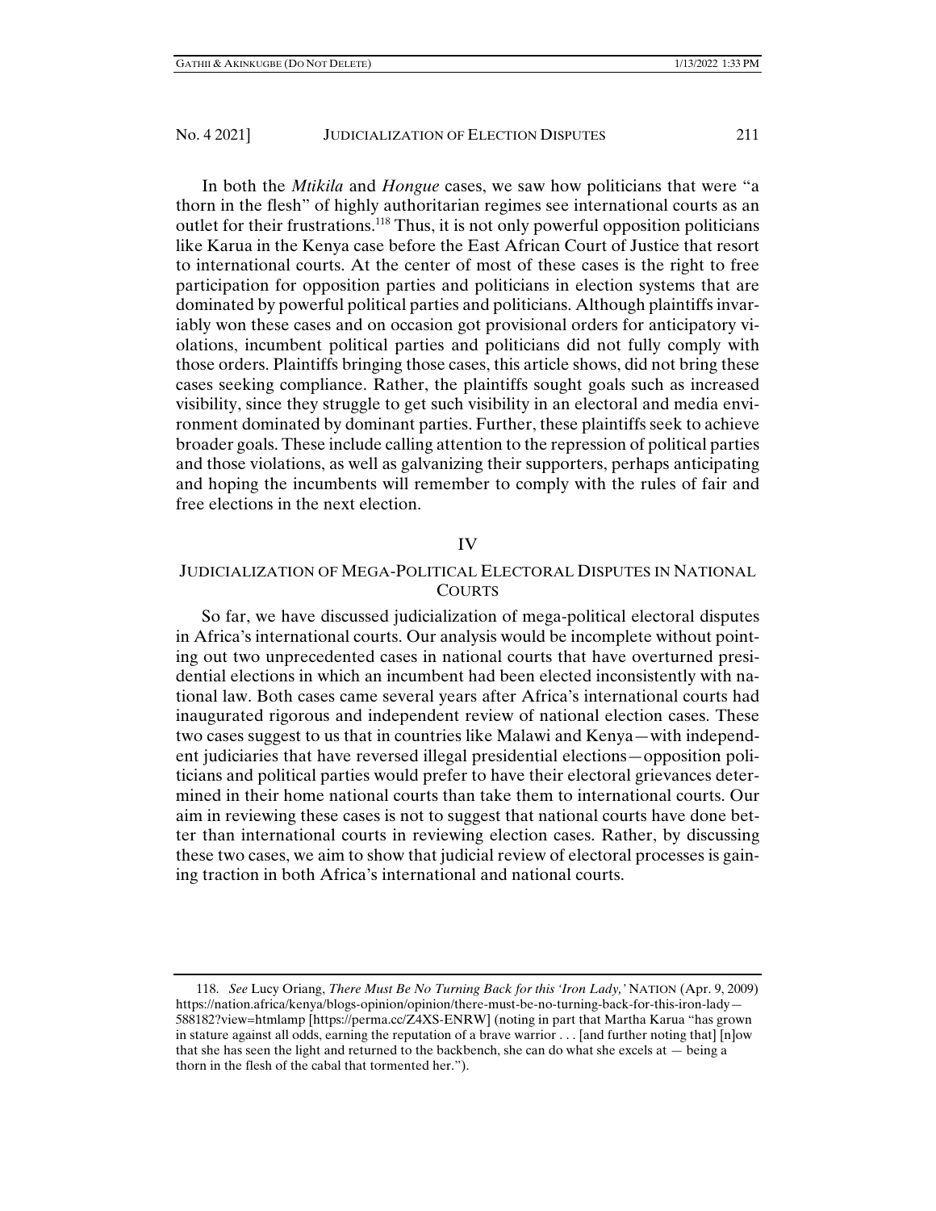In both the *Mtikila* and *Hongue* cases, we saw how politicians that were "a thorn in the flesh" of highly authoritarian regimes see international courts as an outlet for their frustrations.[118] Thus, it is not only powerful opposition politicians like Karua in the Kenya case before the East African Court of Justice that resort to international courts. At the center of most of these cases is the right to free participation for opposition parties and politicians in election systems that are dominated by powerful political parties and politicians. Although plaintiffs invariably won these cases and on occasion got provisional orders for anticipatory violations, incumbent political parties and politicians did not fully comply with those orders. Plaintiffs bringing those cases, this article shows, did not bring these cases seeking compliance. Rather, the plaintiffs sought goals such as increased visibility, since they struggle to get such visibility in an electoral and media environment dominated by dominant parties. Further, these plaintiffs seek to achieve broader goals. These include calling attention to the repression of political parties and those violations, as well as galvanizing their supporters, perhaps anticipating and hoping the incumbents will remember to comply with the rules of fair and free elections in the next election.

## IV

## JUDICIALIZATION OF MEGA-POLITICAL ELECTORAL DISPUTES IN NATIONAL COURTS

So far, we have discussed judicialization of mega-political electoral disputes in Africa's international courts. Our analysis would be incomplete without pointing out two unprecedented cases in national courts that have overturned presidential elections in which an incumbent had been elected inconsistently with national law. Both cases came several years after Africa's international courts had inaugurated rigorous and independent review of national election cases. These two cases suggest to us that in countries like Malawi and Kenya—with independent judiciaries that have reversed illegal presidential elections—opposition politicians and political parties would prefer to have their electoral grievances determined in their home national courts than take them to international courts. Our aim in reviewing these cases is not to suggest that national courts have done better than international courts in reviewing election cases. Rather, by discussing these two cases, we aim to show that judicial review of electoral processes is gaining traction in both Africa's international and national courts.

118. *See* Lucy Oriang, *There Must Be No Turning Back for this 'Iron Lady,'* NATION (Apr. 9, 2009) https://nation.africa/kenya/blogs-opinion/opinion/there-must-be-no-turning-back-for-this-iron-lady—588182?view=htmlamp [https://perma.cc/Z4XS-ENRW] (noting in part that Martha Karua "has grown in stature against all odds, earning the reputation of a brave warrior . . . [and further noting that] [n]ow that she has seen the light and returned to the backbench, she can do what she excels at — being a thorn in the flesh of the cabal that tormented her.").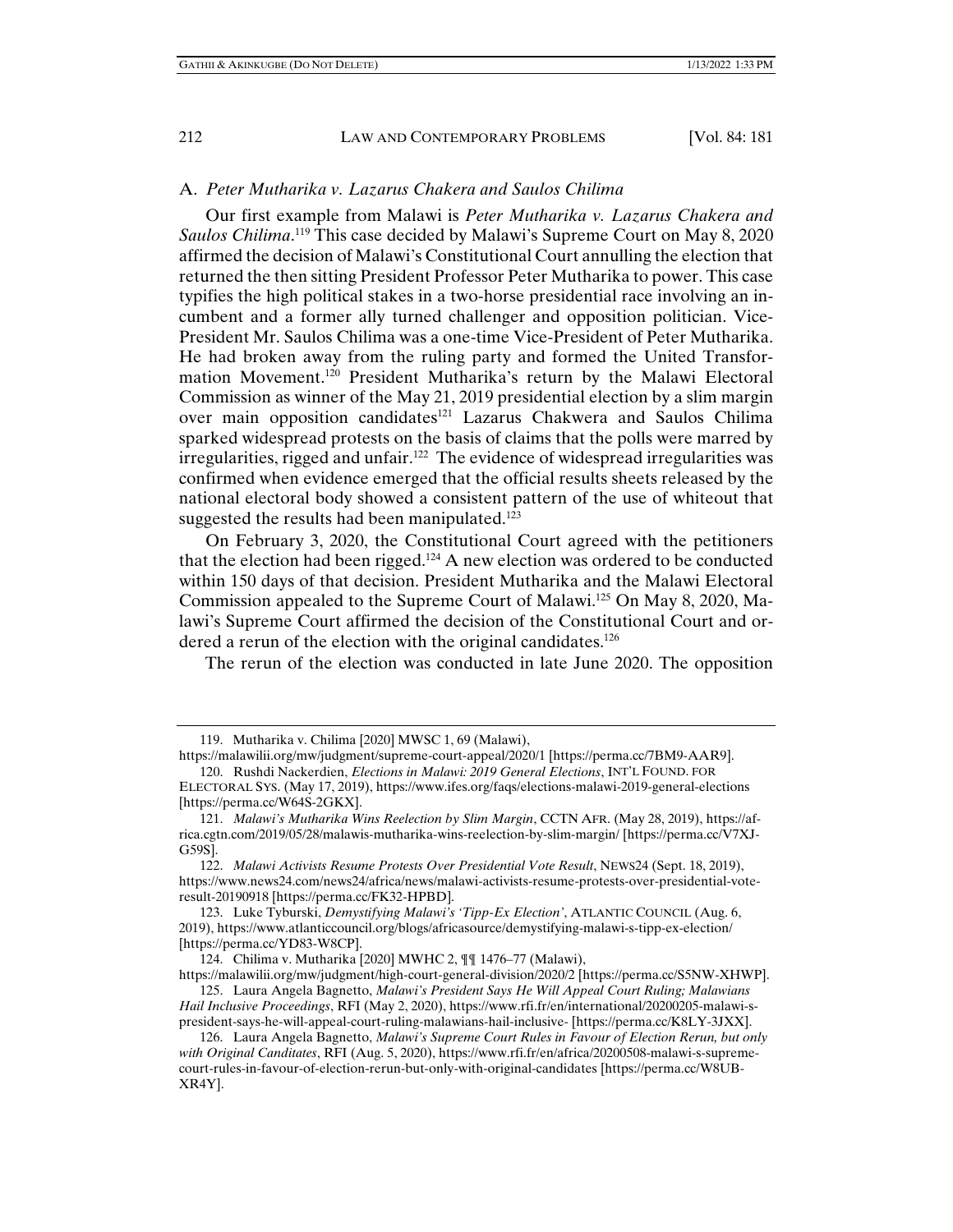### A. *Peter Mutharika v. Lazarus Chakera and Saulos Chilima*

Our first example from Malawi is *Peter Mutharika v. Lazarus Chakera and Saulos Chilima*.[119] This case decided by Malawi's Supreme Court on May 8, 2020 affirmed the decision of Malawi's Constitutional Court annulling the election that returned the then sitting President Professor Peter Mutharika to power. This case typifies the high political stakes in a two-horse presidential race involving an incumbent and a former ally turned challenger and opposition politician. Vice-President Mr. Saulos Chilima was a one-time Vice-President of Peter Mutharika. He had broken away from the ruling party and formed the United Transformation Movement.[120] President Mutharika's return by the Malawi Electoral Commission as winner of the May 21, 2019 presidential election by a slim margin over main opposition candidates[121] Lazarus Chakwera and Saulos Chilima sparked widespread protests on the basis of claims that the polls were marred by irregularities, rigged and unfair.[122] The evidence of widespread irregularities was confirmed when evidence emerged that the official results sheets released by the national electoral body showed a consistent pattern of the use of whiteout that suggested the results had been manipulated.[123]

On February 3, 2020, the Constitutional Court agreed with the petitioners that the election had been rigged.[124] A new election was ordered to be conducted within 150 days of that decision. President Mutharika and the Malawi Electoral Commission appealed to the Supreme Court of Malawi.[125] On May 8, 2020, Malawi's Supreme Court affirmed the decision of the Constitutional Court and ordered a rerun of the election with the original candidates.[126]

The rerun of the election was conducted in late June 2020. The opposition

---

119. Mutharika v. Chilima [2020] MWSC 1, 69 (Malawi), https://malawilii.org/mw/judgment/supreme-court-appeal/2020/1 [https://perma.cc/7BM9-AAR9].

120. Rushdi Nackerdien, *Elections in Malawi: 2019 General Elections*, INT'L FOUND. FOR ELECTORAL SYS. (May 17, 2019), https://www.ifes.org/faqs/elections-malawi-2019-general-elections [https://perma.cc/W64S-2GKX].

121. *Malawi's Mutharika Wins Reelection by Slim Margin*, CCTN AFR. (May 28, 2019), https://africa.cgtn.com/2019/05/28/malawis-mutharika-wins-reelection-by-slim-margin/ [https://perma.cc/V7XJ-G59S].

122. *Malawi Activists Resume Protests Over Presidential Vote Result*, NEWS24 (Sept. 18, 2019), https://www.news24.com/news24/africa/news/malawi-activists-resume-protests-over-presidential-vote-result-20190918 [https://perma.cc/FK32-HPBD].

123. Luke Tyburski, *Demystifying Malawi's 'Tipp-Ex Election'*, ATLANTIC COUNCIL (Aug. 6, 2019), https://www.atlanticcouncil.org/blogs/africasource/demystifying-malawi-s-tipp-ex-election/ [https://perma.cc/YD83-W8CP].

124. Chilima v. Mutharika [2020] MWHC 2, ¶¶ 1476–77 (Malawi), https://malawilii.org/mw/judgment/high-court-general-division/2020/2 [https://perma.cc/S5NW-XHWP].

125. Laura Angela Bagnetto, *Malawi's President Says He Will Appeal Court Ruling; Malawians Hail Inclusive Proceedings*, RFI (May 2, 2020), https://www.rfi.fr/en/international/20200205-malawi-s-president-says-he-will-appeal-court-ruling-malawians-hail-inclusive- [https://perma.cc/K8LY-3JXX].

126. Laura Angela Bagnetto, *Malawi's Supreme Court Rules in Favour of Election Rerun, but only with Original Canditates*, RFI (Aug. 5, 2020), https://www.rfi.fr/en/africa/20200508-malawi-s-supreme-court-rules-in-favour-of-election-rerun-but-only-with-original-candidates [https://perma.cc/W8UB-XR4Y].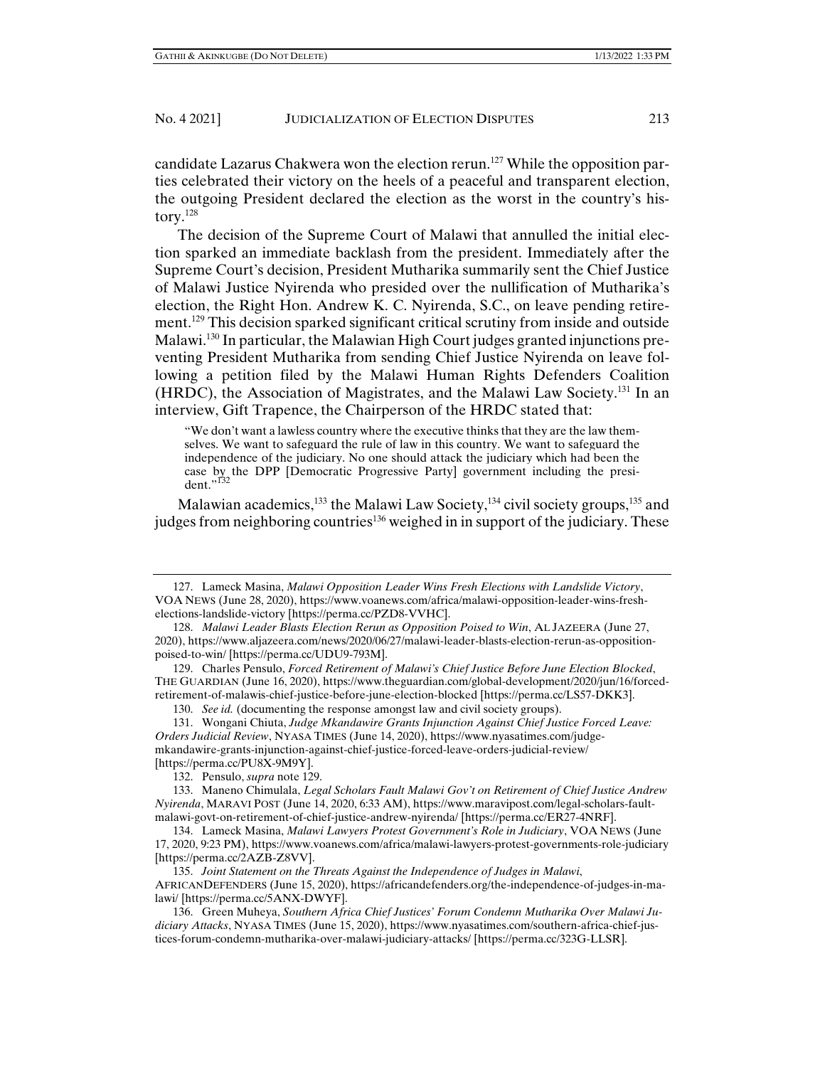candidate Lazarus Chakwera won the election rerun.[127] While the opposition parties celebrated their victory on the heels of a peaceful and transparent election, the outgoing President declared the election as the worst in the country's history.[128]

The decision of the Supreme Court of Malawi that annulled the initial election sparked an immediate backlash from the president. Immediately after the Supreme Court's decision, President Mutharika summarily sent the Chief Justice of Malawi Justice Nyirenda who presided over the nullification of Mutharika's election, the Right Hon. Andrew K. C. Nyirenda, S.C., on leave pending retirement.[129] This decision sparked significant critical scrutiny from inside and outside Malawi.[130] In particular, the Malawian High Court judges granted injunctions preventing President Mutharika from sending Chief Justice Nyirenda on leave following a petition filed by the Malawi Human Rights Defenders Coalition (HRDC), the Association of Magistrates, and the Malawi Law Society.[131] In an interview, Gift Trapence, the Chairperson of the HRDC stated that:

> "We don't want a lawless country where the executive thinks that they are the law themselves. We want to safeguard the rule of law in this country. We want to safeguard the independence of the judiciary. No one should attack the judiciary which had been the case by the DPP [Democratic Progressive Party] government including the president."[132]

Malawian academics,[133] the Malawi Law Society,[134] civil society groups,[135] and judges from neighboring countries[136] weighed in in support of the judiciary. These

127. Lameck Masina, *Malawi Opposition Leader Wins Fresh Elections with Landslide Victory*, VOA NEWS (June 28, 2020), https://www.voanews.com/africa/malawi-opposition-leader-wins-fresh-elections-landslide-victory [https://perma.cc/PZD8-VVHC].

128. *Malawi Leader Blasts Election Rerun as Opposition Poised to Win*, AL JAZEERA (June 27, 2020), https://www.aljazeera.com/news/2020/06/27/malawi-leader-blasts-election-rerun-as-opposition-poised-to-win/ [https://perma.cc/UDU9-793M].

129. Charles Pensulo, *Forced Retirement of Malawi's Chief Justice Before June Election Blocked*, THE GUARDIAN (June 16, 2020), https://www.theguardian.com/global-development/2020/jun/16/forced-retirement-of-malawis-chief-justice-before-june-election-blocked [https://perma.cc/LS57-DKK3].

130. *See id.* (documenting the response amongst law and civil society groups).

131. Wongani Chiuta, *Judge Mkandawire Grants Injunction Against Chief Justice Forced Leave: Orders Judicial Review*, NYASA TIMES (June 14, 2020), https://www.nyasatimes.com/judge-mkandawire-grants-injunction-against-chief-justice-forced-leave-orders-judicial-review/ [https://perma.cc/PU8X-9M9Y].

132. Pensulo, *supra* note 129.

133. Maneno Chimulala, *Legal Scholars Fault Malawi Gov't on Retirement of Chief Justice Andrew Nyirenda*, MARAVI POST (June 14, 2020, 6:33 AM), https://www.maravipost.com/legal-scholars-fault-malawi-govt-on-retirement-of-chief-justice-andrew-nyirenda/ [https://perma.cc/ER27-4NRF].

134. Lameck Masina, *Malawi Lawyers Protest Government's Role in Judiciary*, VOA NEWS (June 17, 2020, 9:23 PM), https://www.voanews.com/africa/malawi-lawyers-protest-governments-role-judiciary [https://perma.cc/2AZB-Z8VV].

135. *Joint Statement on the Threats Against the Independence of Judges in Malawi*, AFRICANDEFENDERS (June 15, 2020), https://africandefenders.org/the-independence-of-judges-in-malawi/ [https://perma.cc/5ANX-DWYF].

136. Green Muheya, *Southern Africa Chief Justices' Forum Condemn Mutharika Over Malawi Judiciary Attacks*, NYASA TIMES (June 15, 2020), https://www.nyasatimes.com/southern-africa-chief-justices-forum-condemn-mutharika-over-malawi-judiciary-attacks/ [https://perma.cc/323G-LLSR].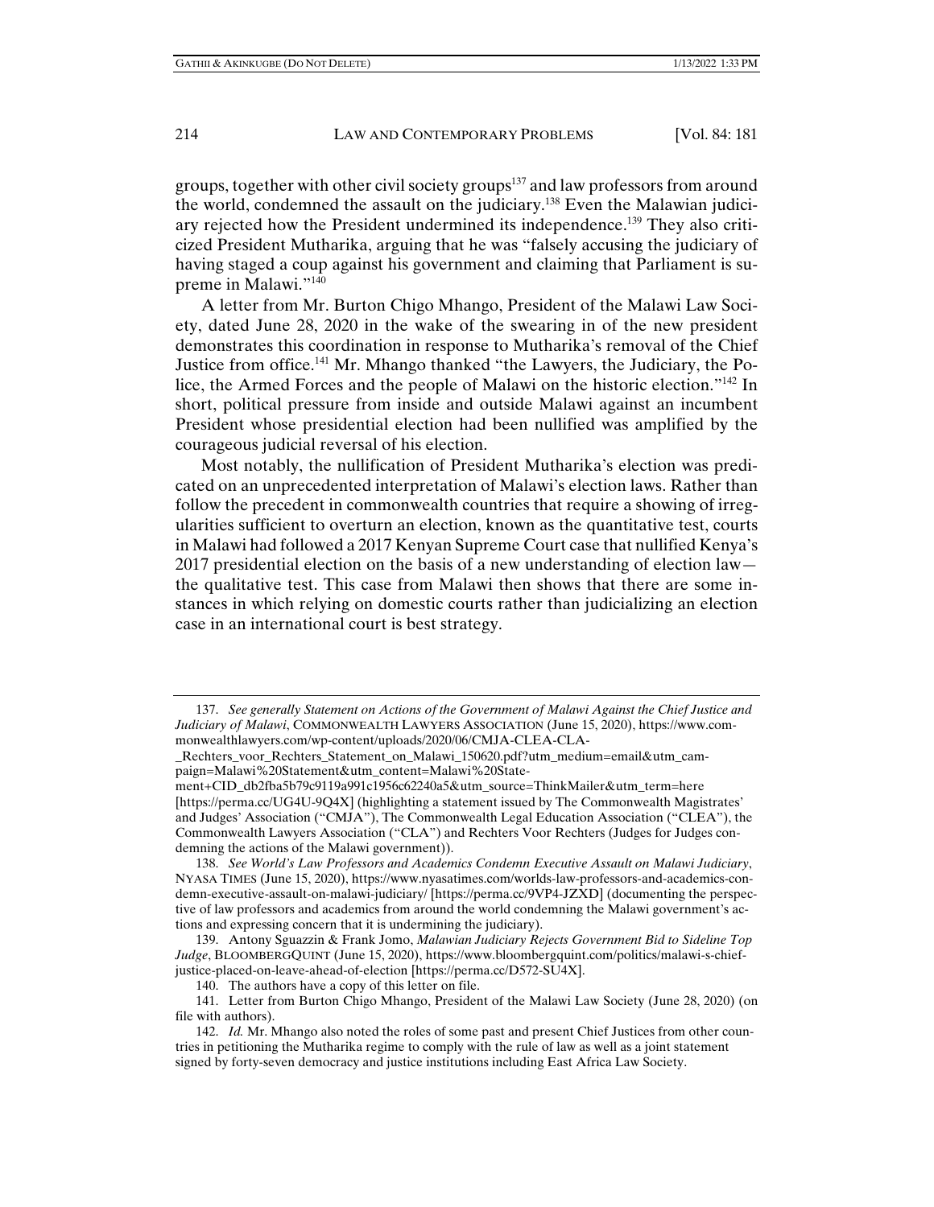groups, together with other civil society groups[137] and law professors from around the world, condemned the assault on the judiciary.[138] Even the Malawian judiciary rejected how the President undermined its independence.[139] They also criticized President Mutharika, arguing that he was "falsely accusing the judiciary of having staged a coup against his government and claiming that Parliament is supreme in Malawi."[140]

A letter from Mr. Burton Chigo Mhango, President of the Malawi Law Society, dated June 28, 2020 in the wake of the swearing in of the new president demonstrates this coordination in response to Mutharika's removal of the Chief Justice from office.[141] Mr. Mhango thanked "the Lawyers, the Judiciary, the Police, the Armed Forces and the people of Malawi on the historic election."[142] In short, political pressure from inside and outside Malawi against an incumbent President whose presidential election had been nullified was amplified by the courageous judicial reversal of his election.

Most notably, the nullification of President Mutharika's election was predicated on an unprecedented interpretation of Malawi's election laws. Rather than follow the precedent in commonwealth countries that require a showing of irregularities sufficient to overturn an election, known as the quantitative test, courts in Malawi had followed a 2017 Kenyan Supreme Court case that nullified Kenya's 2017 presidential election on the basis of a new understanding of election law—the qualitative test. This case from Malawi then shows that there are some instances in which relying on domestic courts rather than judicializing an election case in an international court is best strategy.

---

137. *See generally Statement on Actions of the Government of Malawi Against the Chief Justice and Judiciary of Malawi*, COMMONWEALTH LAWYERS ASSOCIATION (June 15, 2020), https://www.commonwealthlawyers.com/wp-content/uploads/2020/06/CMJA-CLEA-CLA-_Rechters_voor_Rechters_Statement_on_Malawi_150620.pdf?utm_medium=email&utm_campaign=Malawi%20Statement&utm_content=Malawi%20Statement+CID_db2fba5b79c9119a991c1956c62240a5&utm_source=ThinkMailer&utm_term=here [https://perma.cc/UG4U-9Q4X] (highlighting a statement issued by The Commonwealth Magistrates' and Judges' Association ("CMJA"), The Commonwealth Legal Education Association ("CLEA"), the Commonwealth Lawyers Association ("CLA") and Rechters Voor Rechters (Judges for Judges condemning the actions of the Malawi government)).

138. *See World's Law Professors and Academics Condemn Executive Assault on Malawi Judiciary*, NYASA TIMES (June 15, 2020), https://www.nyasatimes.com/worlds-law-professors-and-academics-condemn-executive-assault-on-malawi-judiciary/ [https://perma.cc/9VP4-JZXD] (documenting the perspective of law professors and academics from around the world condemning the Malawi government's actions and expressing concern that it is undermining the judiciary).

139. Antony Sguazzin & Frank Jomo, *Malawian Judiciary Rejects Government Bid to Sideline Top Judge*, BLOOMBERGQUINT (June 15, 2020), https://www.bloombergquint.com/politics/malawi-s-chief-justice-placed-on-leave-ahead-of-election [https://perma.cc/D572-SU4X].

140. The authors have a copy of this letter on file.

141. Letter from Burton Chigo Mhango, President of the Malawi Law Society (June 28, 2020) (on file with authors).

142. *Id.* Mr. Mhango also noted the roles of some past and present Chief Justices from other countries in petitioning the Mutharika regime to comply with the rule of law as well as a joint statement signed by forty-seven democracy and justice institutions including East Africa Law Society.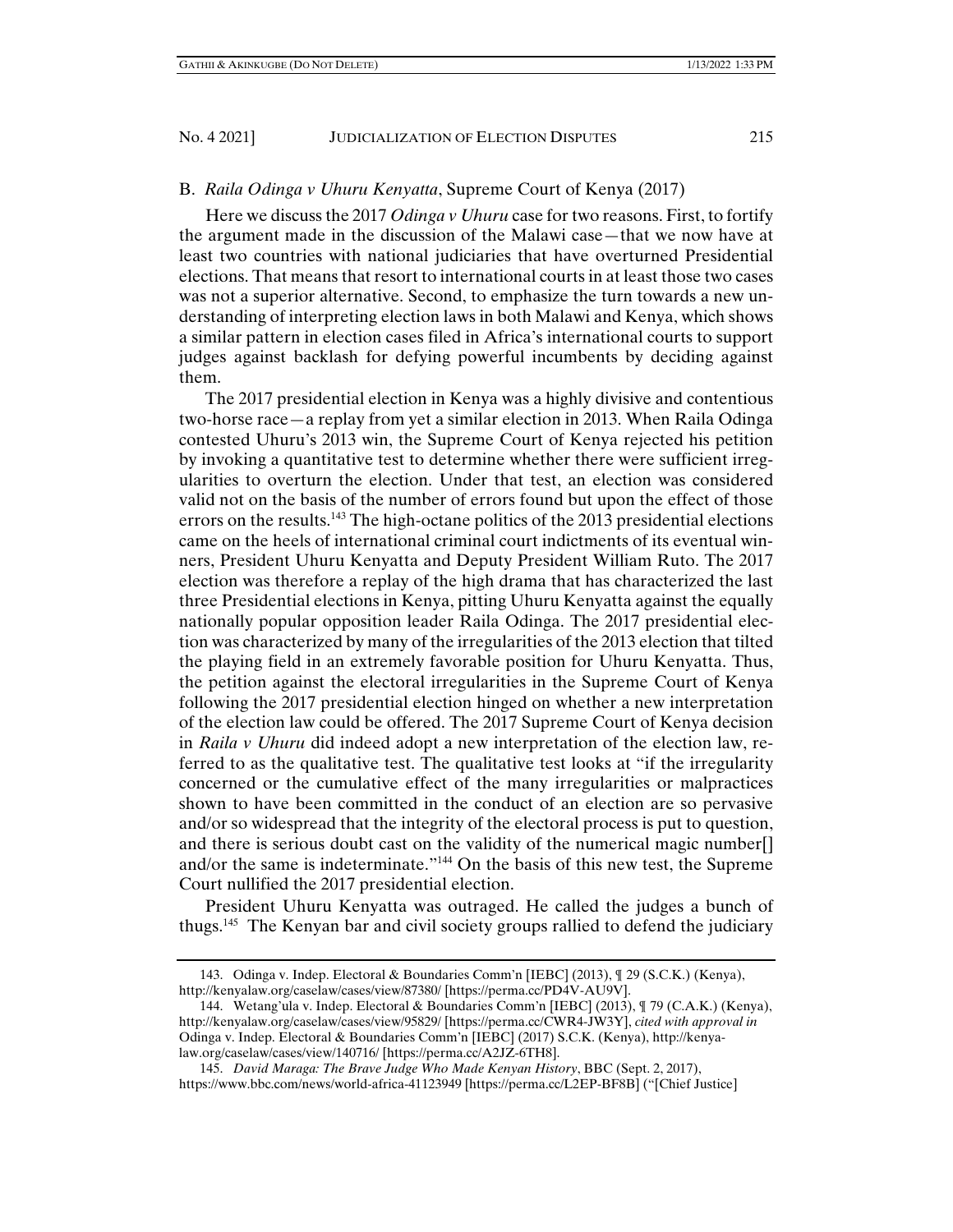## B. *Raila Odinga v Uhuru Kenyatta*, Supreme Court of Kenya (2017)

Here we discuss the 2017 *Odinga v Uhuru* case for two reasons. First, to fortify the argument made in the discussion of the Malawi case—that we now have at least two countries with national judiciaries that have overturned Presidential elections. That means that resort to international courts in at least those two cases was not a superior alternative. Second, to emphasize the turn towards a new understanding of interpreting election laws in both Malawi and Kenya, which shows a similar pattern in election cases filed in Africa's international courts to support judges against backlash for defying powerful incumbents by deciding against them.

The 2017 presidential election in Kenya was a highly divisive and contentious two-horse race—a replay from yet a similar election in 2013. When Raila Odinga contested Uhuru's 2013 win, the Supreme Court of Kenya rejected his petition by invoking a quantitative test to determine whether there were sufficient irregularities to overturn the election. Under that test, an election was considered valid not on the basis of the number of errors found but upon the effect of those errors on the results.[143] The high-octane politics of the 2013 presidential elections came on the heels of international criminal court indictments of its eventual winners, President Uhuru Kenyatta and Deputy President William Ruto. The 2017 election was therefore a replay of the high drama that has characterized the last three Presidential elections in Kenya, pitting Uhuru Kenyatta against the equally nationally popular opposition leader Raila Odinga. The 2017 presidential election was characterized by many of the irregularities of the 2013 election that tilted the playing field in an extremely favorable position for Uhuru Kenyatta. Thus, the petition against the electoral irregularities in the Supreme Court of Kenya following the 2017 presidential election hinged on whether a new interpretation of the election law could be offered. The 2017 Supreme Court of Kenya decision in *Raila v Uhuru* did indeed adopt a new interpretation of the election law, referred to as the qualitative test. The qualitative test looks at "if the irregularity concerned or the cumulative effect of the many irregularities or malpractices shown to have been committed in the conduct of an election are so pervasive and/or so widespread that the integrity of the electoral process is put to question, and there is serious doubt cast on the validity of the numerical magic number[] and/or the same is indeterminate."[144] On the basis of this new test, the Supreme Court nullified the 2017 presidential election.

President Uhuru Kenyatta was outraged. He called the judges a bunch of thugs.[145] The Kenyan bar and civil society groups rallied to defend the judiciary

---

143. Odinga v. Indep. Electoral & Boundaries Comm'n [IEBC] (2013), ¶ 29 (S.C.K.) (Kenya), http://kenyalaw.org/caselaw/cases/view/87380/ [https://perma.cc/PD4V-AU9V].

144. Wetang'ula v. Indep. Electoral & Boundaries Comm'n [IEBC] (2013), ¶ 79 (C.A.K.) (Kenya), http://kenyalaw.org/caselaw/cases/view/95829/ [https://perma.cc/CWR4-JW3Y], *cited with approval in* Odinga v. Indep. Electoral & Boundaries Comm'n [IEBC] (2017) S.C.K. (Kenya), http://kenyalaw.org/caselaw/cases/view/140716/ [https://perma.cc/A2JZ-6TH8].

145. *David Maraga: The Brave Judge Who Made Kenyan History*, BBC (Sept. 2, 2017), https://www.bbc.com/news/world-africa-41123949 [https://perma.cc/L2EP-BF8B] ("[Chief Justice]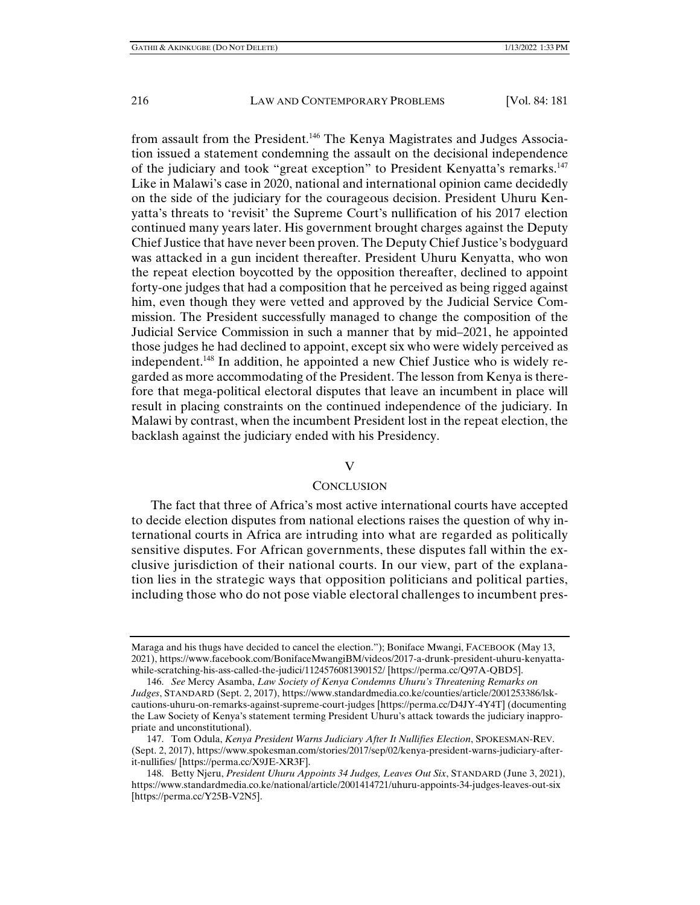from assault from the President.[146] The Kenya Magistrates and Judges Association issued a statement condemning the assault on the decisional independence of the judiciary and took "great exception" to President Kenyatta's remarks.[147] Like in Malawi's case in 2020, national and international opinion came decidedly on the side of the judiciary for the courageous decision. President Uhuru Kenyatta's threats to 'revisit' the Supreme Court's nullification of his 2017 election continued many years later. His government brought charges against the Deputy Chief Justice that have never been proven. The Deputy Chief Justice's bodyguard was attacked in a gun incident thereafter. President Uhuru Kenyatta, who won the repeat election boycotted by the opposition thereafter, declined to appoint forty-one judges that had a composition that he perceived as being rigged against him, even though they were vetted and approved by the Judicial Service Commission. The President successfully managed to change the composition of the Judicial Service Commission in such a manner that by mid–2021, he appointed those judges he had declined to appoint, except six who were widely perceived as independent.[148] In addition, he appointed a new Chief Justice who is widely regarded as more accommodating of the President. The lesson from Kenya is therefore that mega-political electoral disputes that leave an incumbent in place will result in placing constraints on the continued independence of the judiciary. In Malawi by contrast, when the incumbent President lost in the repeat election, the backlash against the judiciary ended with his Presidency.

## V

## CONCLUSION

The fact that three of Africa's most active international courts have accepted to decide election disputes from national elections raises the question of why international courts in Africa are intruding into what are regarded as politically sensitive disputes. For African governments, these disputes fall within the exclusive jurisdiction of their national courts. In our view, part of the explanation lies in the strategic ways that opposition politicians and political parties, including those who do not pose viable electoral challenges to incumbent pres-

---

Maraga and his thugs have decided to cancel the election."); Boniface Mwangi, FACEBOOK (May 13, 2021), https://www.facebook.com/BonifaceMwangiBM/videos/2017-a-drunk-president-uhuru-kenyatta-while-scratching-his-ass-called-the-judici/1124576081390152/ [https://perma.cc/Q97A-QBD5].

146. *See* Mercy Asamba, *Law Society of Kenya Condemns Uhuru's Threatening Remarks on Judges*, STANDARD (Sept. 2, 2017), https://www.standardmedia.co.ke/counties/article/2001253386/lsk-cautions-uhuru-on-remarks-against-supreme-court-judges [https://perma.cc/D4JY-4Y4T] (documenting the Law Society of Kenya's statement terming President Uhuru's attack towards the judiciary inappropriate and unconstitutional).

147. Tom Odula, *Kenya President Warns Judiciary After It Nullifies Election*, SPOKESMAN-REV. (Sept. 2, 2017), https://www.spokesman.com/stories/2017/sep/02/kenya-president-warns-judiciary-after-it-nullifies/ [https://perma.cc/X9JE-XR3F].

148. Betty Njeru, *President Uhuru Appoints 34 Judges, Leaves Out Six*, STANDARD (June 3, 2021), https://www.standardmedia.co.ke/national/article/2001414721/uhuru-appoints-34-judges-leaves-out-six [https://perma.cc/Y25B-V2N5].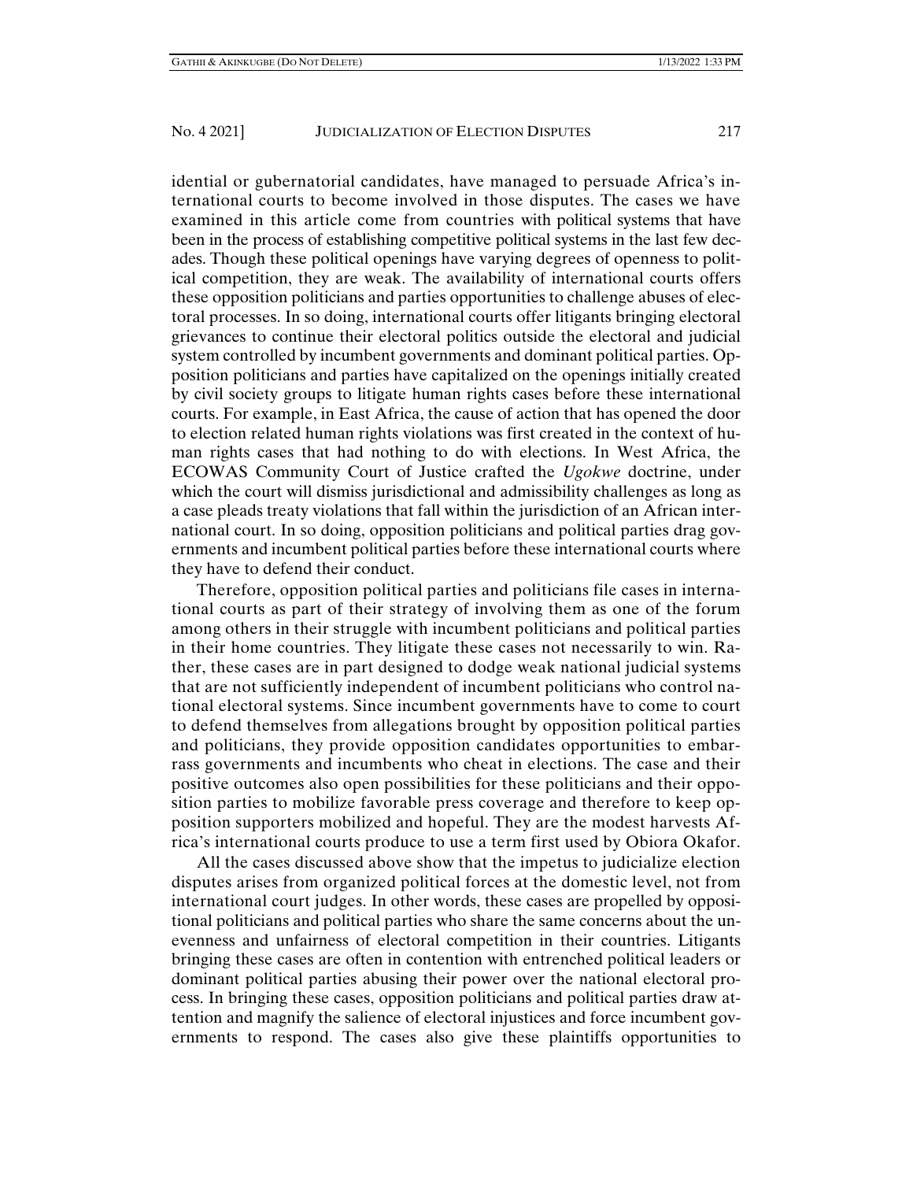idential or gubernatorial candidates, have managed to persuade Africa's international courts to become involved in those disputes. The cases we have examined in this article come from countries with political systems that have been in the process of establishing competitive political systems in the last few decades. Though these political openings have varying degrees of openness to political competition, they are weak. The availability of international courts offers these opposition politicians and parties opportunities to challenge abuses of electoral processes. In so doing, international courts offer litigants bringing electoral grievances to continue their electoral politics outside the electoral and judicial system controlled by incumbent governments and dominant political parties. Opposition politicians and parties have capitalized on the openings initially created by civil society groups to litigate human rights cases before these international courts. For example, in East Africa, the cause of action that has opened the door to election related human rights violations was first created in the context of human rights cases that had nothing to do with elections. In West Africa, the ECOWAS Community Court of Justice crafted the *Ugokwe* doctrine, under which the court will dismiss jurisdictional and admissibility challenges as long as a case pleads treaty violations that fall within the jurisdiction of an African international court. In so doing, opposition politicians and political parties drag governments and incumbent political parties before these international courts where they have to defend their conduct.

Therefore, opposition political parties and politicians file cases in international courts as part of their strategy of involving them as one of the forum among others in their struggle with incumbent politicians and political parties in their home countries. They litigate these cases not necessarily to win. Rather, these cases are in part designed to dodge weak national judicial systems that are not sufficiently independent of incumbent politicians who control national electoral systems. Since incumbent governments have to come to court to defend themselves from allegations brought by opposition political parties and politicians, they provide opposition candidates opportunities to embarrass governments and incumbents who cheat in elections. The case and their positive outcomes also open possibilities for these politicians and their opposition parties to mobilize favorable press coverage and therefore to keep opposition supporters mobilized and hopeful. They are the modest harvests Africa's international courts produce to use a term first used by Obiora Okafor.

All the cases discussed above show that the impetus to judicialize election disputes arises from organized political forces at the domestic level, not from international court judges. In other words, these cases are propelled by oppositional politicians and political parties who share the same concerns about the unevenness and unfairness of electoral competition in their countries. Litigants bringing these cases are often in contention with entrenched political leaders or dominant political parties abusing their power over the national electoral process. In bringing these cases, opposition politicians and political parties draw attention and magnify the salience of electoral injustices and force incumbent governments to respond. The cases also give these plaintiffs opportunities to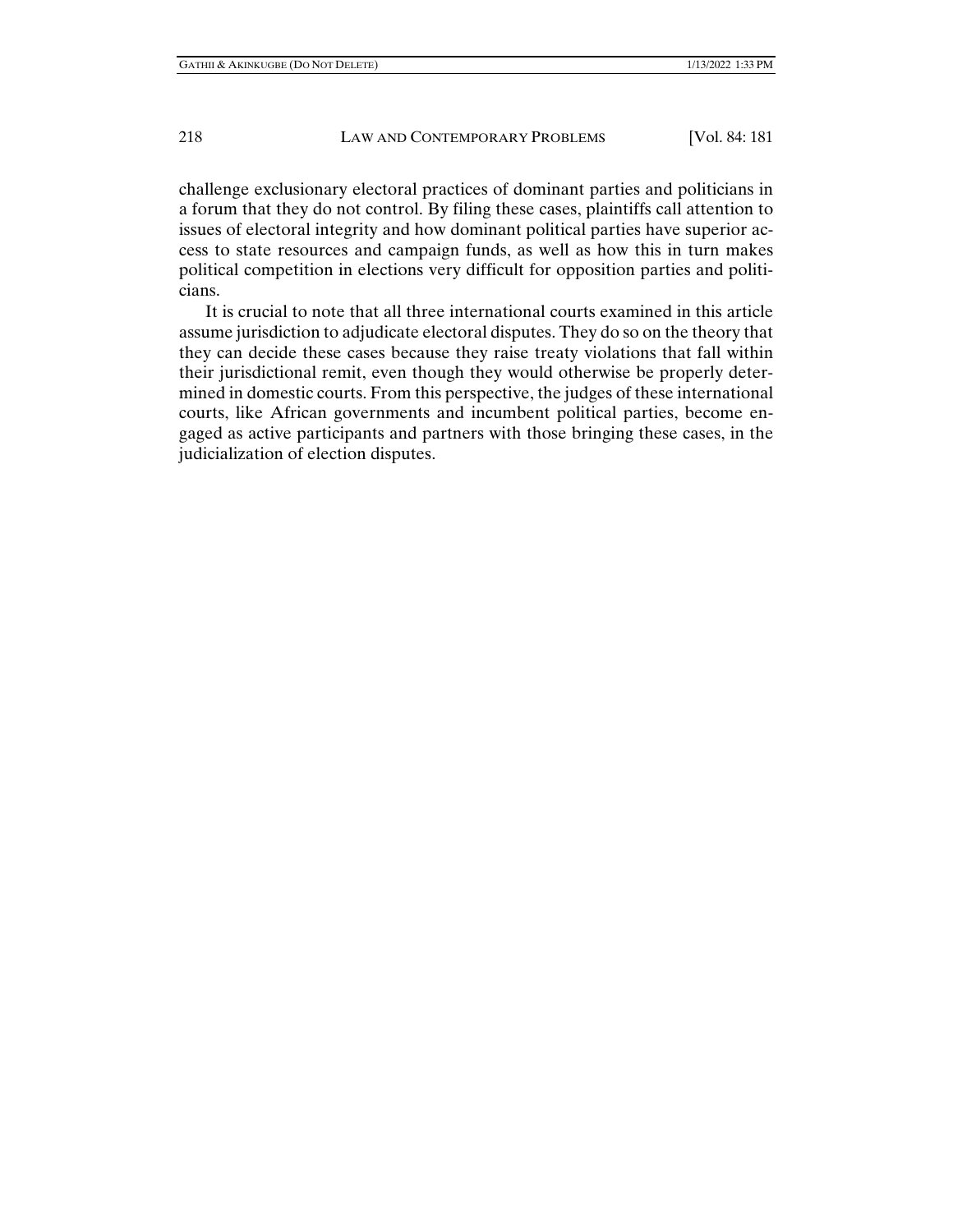challenge exclusionary electoral practices of dominant parties and politicians in a forum that they do not control. By filing these cases, plaintiffs call attention to issues of electoral integrity and how dominant political parties have superior access to state resources and campaign funds, as well as how this in turn makes political competition in elections very difficult for opposition parties and politicians.

It is crucial to note that all three international courts examined in this article assume jurisdiction to adjudicate electoral disputes. They do so on the theory that they can decide these cases because they raise treaty violations that fall within their jurisdictional remit, even though they would otherwise be properly determined in domestic courts. From this perspective, the judges of these international courts, like African governments and incumbent political parties, become engaged as active participants and partners with those bringing these cases, in the judicialization of election disputes.